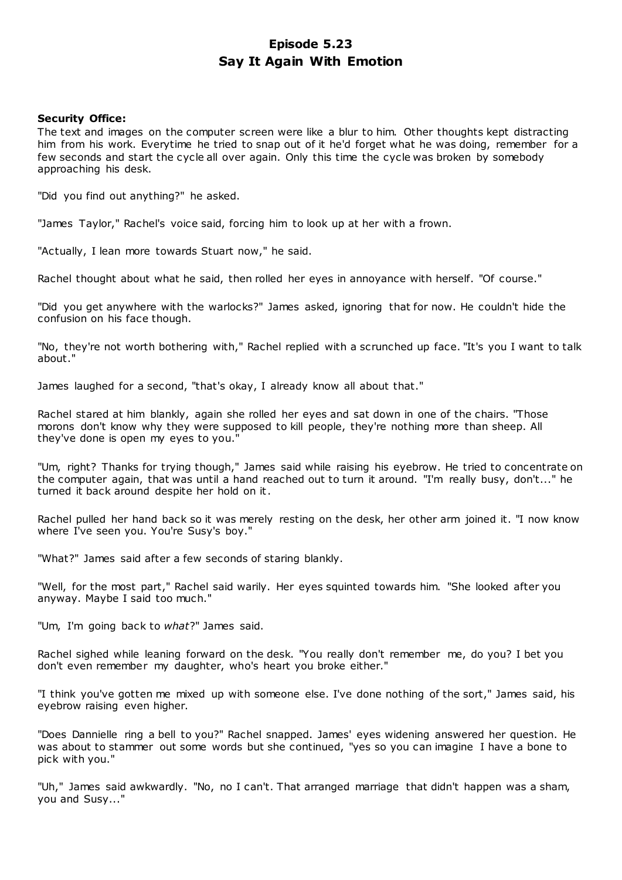# Episode 5.23
# Say It Again With Emotion

**Security Office:**

The text and images on the computer screen were like a blur to him. Other thoughts kept distracting him from his work. Everytime he tried to snap out of it he'd forget what he was doing, remember for a few seconds and start the cycle all over again. Only this time the cycle was broken by somebody approaching his desk.

"Did you find out anything?" he asked.

"James Taylor," Rachel's voice said, forcing him to look up at her with a frown.

"Actually, I lean more towards Stuart now," he said.

Rachel thought about what he said, then rolled her eyes in annoyance with herself. "Of course."

"Did you get anywhere with the warlocks?" James asked, ignoring that for now. He couldn't hide the confusion on his face though.

"No, they're not worth bothering with," Rachel replied with a scrunched up face. "It's you I want to talk about."

James laughed for a second, "that's okay, I already know all about that."

Rachel stared at him blankly, again she rolled her eyes and sat down in one of the chairs. "Those morons don't know why they were supposed to kill people, they're nothing more than sheep. All they've done is open my eyes to you."

"Um, right? Thanks for trying though," James said while raising his eyebrow. He tried to concentrate on the computer again, that was until a hand reached out to turn it around. "I'm really busy, don't..." he turned it back around despite her hold on it.

Rachel pulled her hand back so it was merely resting on the desk, her other arm joined it. "I now know where I've seen you. You're Susy's boy."

"What?" James said after a few seconds of staring blankly.

"Well, for the most part," Rachel said warily. Her eyes squinted towards him. "She looked after you anyway. Maybe I said too much."

"Um, I'm going back to *what*?" James said.

Rachel sighed while leaning forward on the desk. "You really don't remember me, do you? I bet you don't even remember my daughter, who's heart you broke either."

"I think you've gotten me mixed up with someone else. I've done nothing of the sort," James said, his eyebrow raising even higher.

"Does Dannielle ring a bell to you?" Rachel snapped. James' eyes widening answered her question. He was about to stammer out some words but she continued, "yes so you can imagine I have a bone to pick with you."

"Uh," James said awkwardly. "No, no I can't. That arranged marriage that didn't happen was a sham, you and Susy..."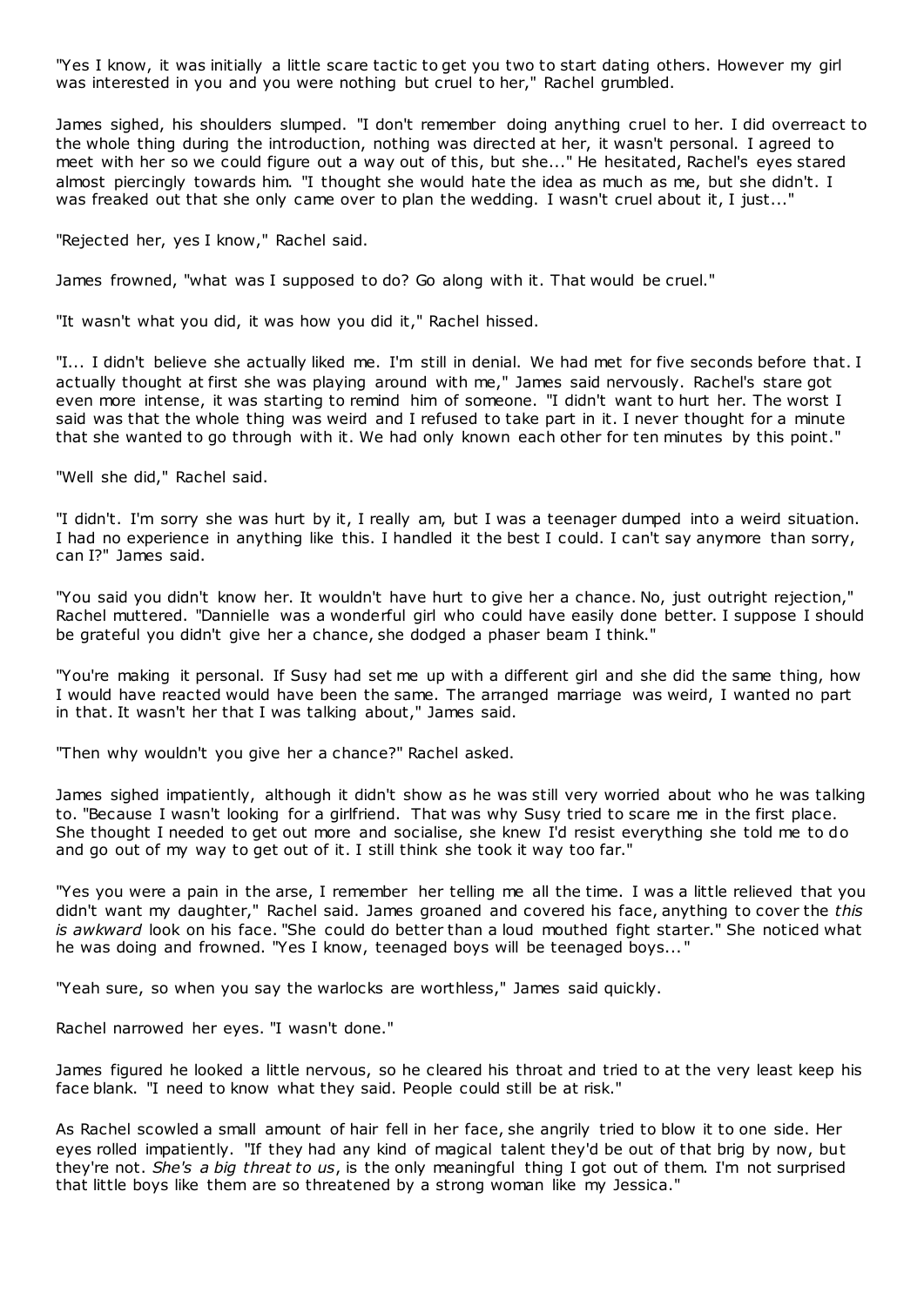"Yes I know, it was initially a little scare tactic to get you two to start dating others. However my girl was interested in you and you were nothing but cruel to her," Rachel grumbled.

James sighed, his shoulders slumped. "I don't remember doing anything cruel to her. I did overreact to the whole thing during the introduction, nothing was directed at her, it wasn't personal. I agreed to meet with her so we could figure out a way out of this, but she..." He hesitated, Rachel's eyes stared almost piercingly towards him. "I thought she would hate the idea as much as me, but she didn't. I was freaked out that she only came over to plan the wedding. I wasn't cruel about it, I just..."

"Rejected her, yes I know," Rachel said.

James frowned, "what was I supposed to do? Go along with it. That would be cruel."

"It wasn't what you did, it was how you did it," Rachel hissed.

"I... I didn't believe she actually liked me. I'm still in denial. We had met for five seconds before that. I actually thought at first she was playing around with me," James said nervously. Rachel's stare got even more intense, it was starting to remind him of someone. "I didn't want to hurt her. The worst I said was that the whole thing was weird and I refused to take part in it. I never thought for a minute that she wanted to go through with it. We had only known each other for ten minutes by this point."

"Well she did," Rachel said.

"I didn't. I'm sorry she was hurt by it, I really am, but I was a teenager dumped into a weird situation. I had no experience in anything like this. I handled it the best I could. I can't say anymore than sorry, can I?" James said.

"You said you didn't know her. It wouldn't have hurt to give her a chance. No, just outright rejection," Rachel muttered. "Dannielle was a wonderful girl who could have easily done better. I suppose I should be grateful you didn't give her a chance, she dodged a phaser beam I think."

"You're making it personal. If Susy had set me up with a different girl and she did the same thing, how I would have reacted would have been the same. The arranged marriage was weird, I wanted no part in that. It wasn't her that I was talking about," James said.

"Then why wouldn't you give her a chance?" Rachel asked.

James sighed impatiently, although it didn't show as he was still very worried about who he was talking to. "Because I wasn't looking for a girlfriend. That was why Susy tried to scare me in the first place. She thought I needed to get out more and socialise, she knew I'd resist everything she told me to do and go out of my way to get out of it. I still think she took it way too far."

"Yes you were a pain in the arse, I remember her telling me all the time. I was a little relieved that you didn't want my daughter," Rachel said. James groaned and covered his face, anything to cover the *this is awkward* look on his face. "She could do better than a loud mouthed fight starter." She noticed what he was doing and frowned. "Yes I know, teenaged boys will be teenaged boys..."

"Yeah sure, so when you say the warlocks are worthless," James said quickly.

Rachel narrowed her eyes. "I wasn't done."

James figured he looked a little nervous, so he cleared his throat and tried to at the very least keep his face blank. "I need to know what they said. People could still be at risk."

As Rachel scowled a small amount of hair fell in her face, she angrily tried to blow it to one side. Her eyes rolled impatiently. "If they had any kind of magical talent they'd be out of that brig by now, but they're not. *She's a big threat to us*, is the only meaningful thing I got out of them. I'm not surprised that little boys like them are so threatened by a strong woman like my Jessica."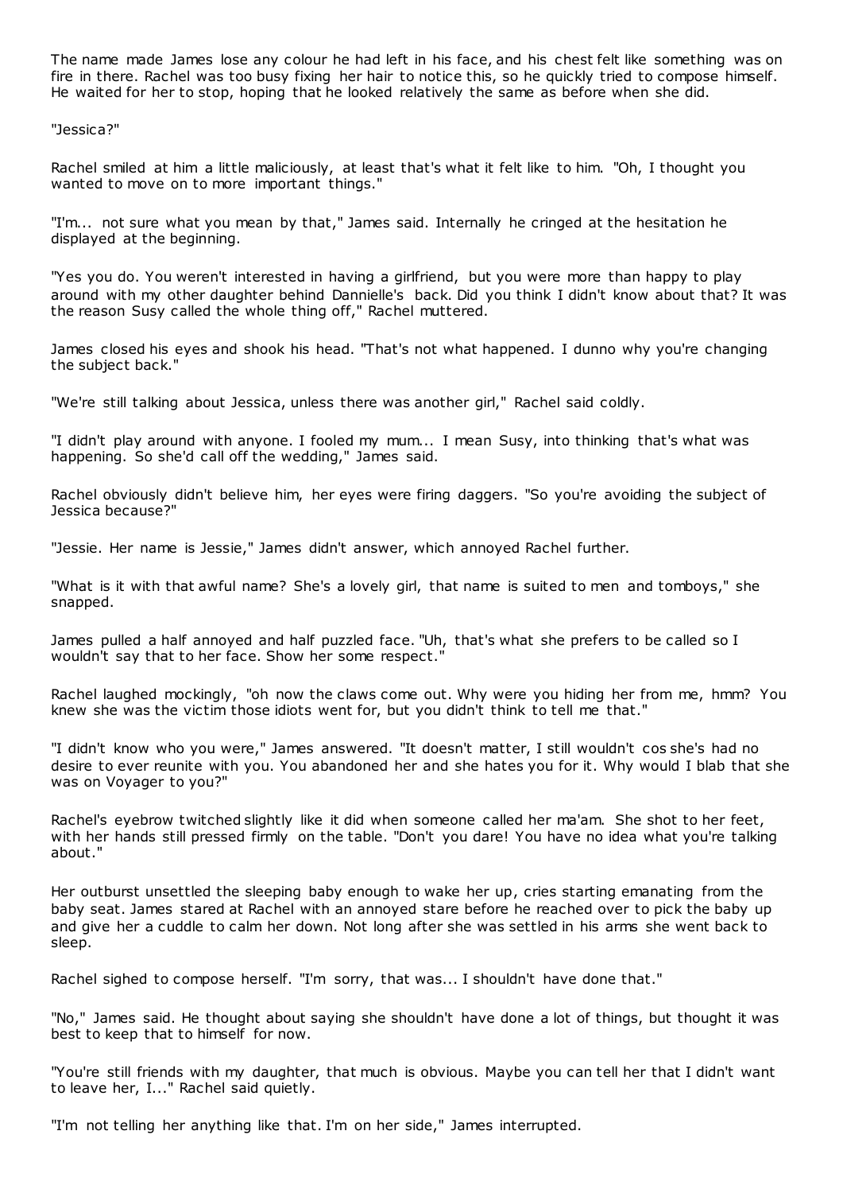The name made James lose any colour he had left in his face, and his chest felt like something was on fire in there. Rachel was too busy fixing her hair to notice this, so he quickly tried to compose himself. He waited for her to stop, hoping that he looked relatively the same as before when she did.

"Jessica?"

Rachel smiled at him a little maliciously, at least that's what it felt like to him. "Oh, I thought you wanted to move on to more important things."

"I'm... not sure what you mean by that," James said. Internally he cringed at the hesitation he displayed at the beginning.

"Yes you do. You weren't interested in having a girlfriend, but you were more than happy to play around with my other daughter behind Dannielle's back. Did you think I didn't know about that? It was the reason Susy called the whole thing off," Rachel muttered.

James closed his eyes and shook his head. "That's not what happened. I dunno why you're changing the subject back."

"We're still talking about Jessica, unless there was another girl," Rachel said coldly.

"I didn't play around with anyone. I fooled my mum... I mean Susy, into thinking that's what was happening. So she'd call off the wedding," James said.

Rachel obviously didn't believe him, her eyes were firing daggers. "So you're avoiding the subject of Jessica because?"

"Jessie. Her name is Jessie," James didn't answer, which annoyed Rachel further.

"What is it with that awful name? She's a lovely girl, that name is suited to men and tomboys," she snapped.

James pulled a half annoyed and half puzzled face. "Uh, that's what she prefers to be called so I wouldn't say that to her face. Show her some respect."

Rachel laughed mockingly, "oh now the claws come out. Why were you hiding her from me, hmm? You knew she was the victim those idiots went for, but you didn't think to tell me that."

"I didn't know who you were," James answered. "It doesn't matter, I still wouldn't cos she's had no desire to ever reunite with you. You abandoned her and she hates you for it. Why would I blab that she was on Voyager to you?"

Rachel's eyebrow twitched slightly like it did when someone called her ma'am. She shot to her feet, with her hands still pressed firmly on the table. "Don't you dare! You have no idea what you're talking about."

Her outburst unsettled the sleeping baby enough to wake her up, cries starting emanating from the baby seat. James stared at Rachel with an annoyed stare before he reached over to pick the baby up and give her a cuddle to calm her down. Not long after she was settled in his arms she went back to sleep.

Rachel sighed to compose herself. "I'm sorry, that was... I shouldn't have done that."

"No," James said. He thought about saying she shouldn't have done a lot of things, but thought it was best to keep that to himself for now.

"You're still friends with my daughter, that much is obvious. Maybe you can tell her that I didn't want to leave her, I..." Rachel said quietly.

"I'm not telling her anything like that. I'm on her side," James interrupted.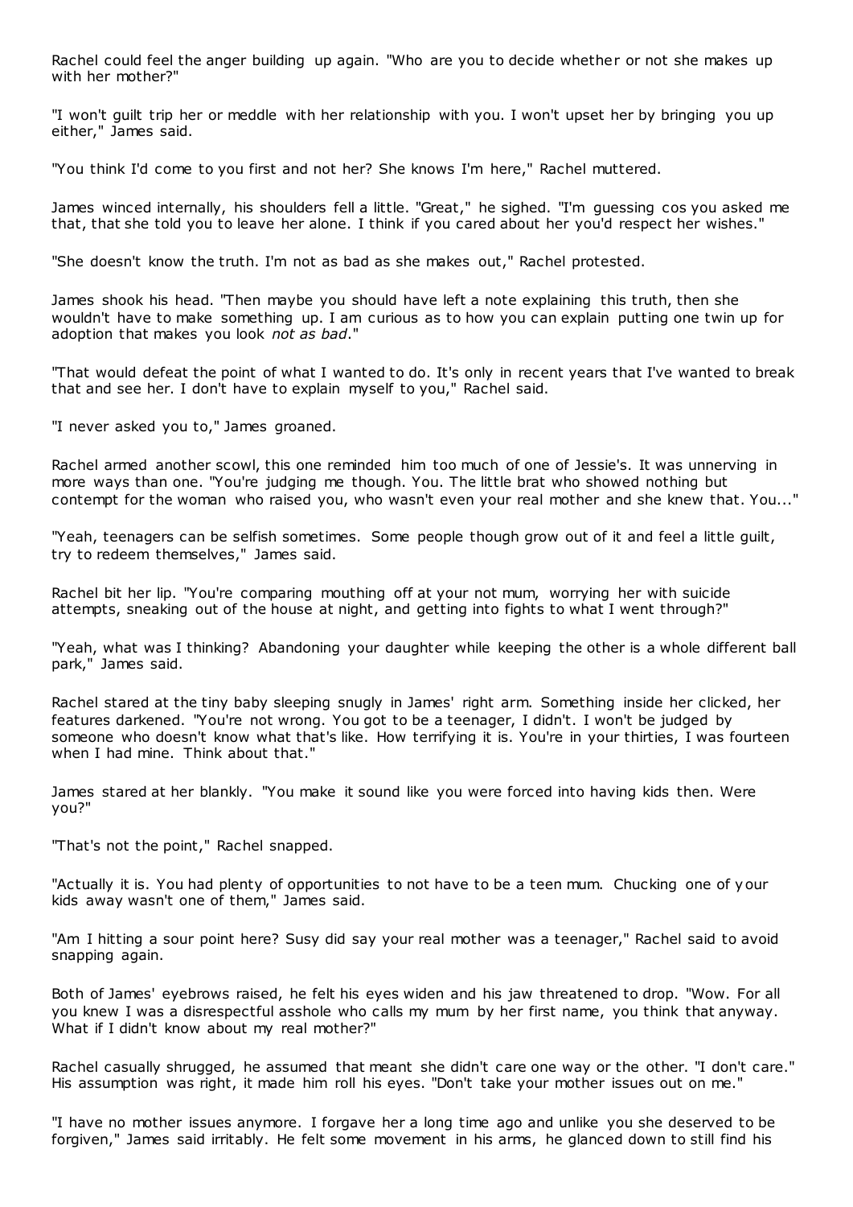Rachel could feel the anger building up again. "Who are you to decide whether or not she makes up with her mother?"

"I won't guilt trip her or meddle with her relationship with you. I won't upset her by bringing you up either," James said.

"You think I'd come to you first and not her? She knows I'm here," Rachel muttered.

James winced internally, his shoulders fell a little. "Great," he sighed. "I'm guessing cos you asked me that, that she told you to leave her alone. I think if you cared about her you'd respect her wishes."

"She doesn't know the truth. I'm not as bad as she makes out," Rachel protested.

James shook his head. "Then maybe you should have left a note explaining this truth, then she wouldn't have to make something up. I am curious as to how you can explain putting one twin up for adoption that makes you look *not as bad*."

"That would defeat the point of what I wanted to do. It's only in recent years that I've wanted to break that and see her. I don't have to explain myself to you," Rachel said.

"I never asked you to," James groaned.

Rachel armed another scowl, this one reminded him too much of one of Jessie's. It was unnerving in more ways than one. "You're judging me though. You. The little brat who showed nothing but contempt for the woman who raised you, who wasn't even your real mother and she knew that. You..."

"Yeah, teenagers can be selfish sometimes. Some people though grow out of it and feel a little guilt, try to redeem themselves," James said.

Rachel bit her lip. "You're comparing mouthing off at your not mum, worrying her with suicide attempts, sneaking out of the house at night, and getting into fights to what I went through?"

"Yeah, what was I thinking? Abandoning your daughter while keeping the other is a whole different ball park," James said.

Rachel stared at the tiny baby sleeping snugly in James' right arm. Something inside her clicked, her features darkened. "You're not wrong. You got to be a teenager, I didn't. I won't be judged by someone who doesn't know what that's like. How terrifying it is. You're in your thirties, I was fourteen when I had mine. Think about that."

James stared at her blankly. "You make it sound like you were forced into having kids then. Were you?"

"That's not the point," Rachel snapped.

"Actually it is. You had plenty of opportunities to not have to be a teen mum. Chucking one of your kids away wasn't one of them," James said.

"Am I hitting a sour point here? Susy did say your real mother was a teenager," Rachel said to avoid snapping again.

Both of James' eyebrows raised, he felt his eyes widen and his jaw threatened to drop. "Wow. For all you knew I was a disrespectful asshole who calls my mum by her first name, you think that anyway. What if I didn't know about my real mother?"

Rachel casually shrugged, he assumed that meant she didn't care one way or the other. "I don't care." His assumption was right, it made him roll his eyes. "Don't take your mother issues out on me."

"I have no mother issues anymore. I forgave her a long time ago and unlike you she deserved to be forgiven," James said irritably. He felt some movement in his arms, he glanced down to still find his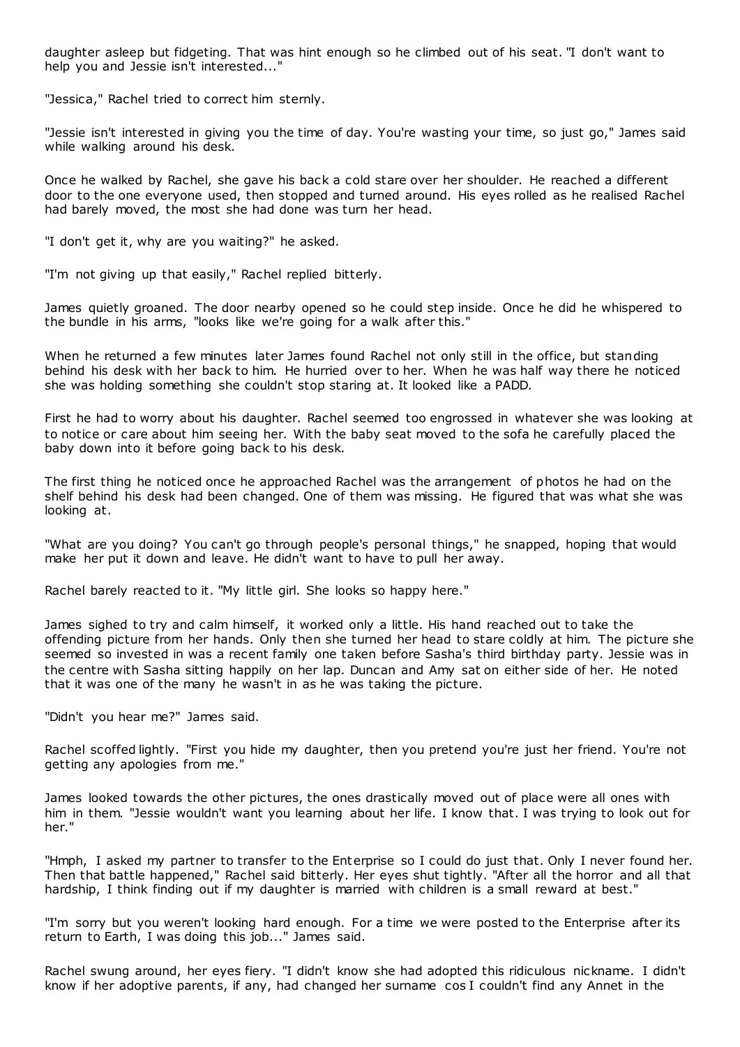daughter asleep but fidgeting. That was hint enough so he climbed out of his seat. "I don't want to help you and Jessie isn't interested..."

"Jessica," Rachel tried to correct him sternly.

"Jessie isn't interested in giving you the time of day. You're wasting your time, so just go," James said while walking around his desk.

Once he walked by Rachel, she gave his back a cold stare over her shoulder. He reached a different door to the one everyone used, then stopped and turned around. His eyes rolled as he realised Rachel had barely moved, the most she had done was turn her head.

"I don't get it, why are you waiting?" he asked.

"I'm not giving up that easily," Rachel replied bitterly.

James quietly groaned. The door nearby opened so he could step inside. Once he did he whispered to the bundle in his arms, "looks like we're going for a walk after this."

When he returned a few minutes later James found Rachel not only still in the office, but standing behind his desk with her back to him. He hurried over to her. When he was half way there he noticed she was holding something she couldn't stop staring at. It looked like a PADD.

First he had to worry about his daughter. Rachel seemed too engrossed in whatever she was looking at to notice or care about him seeing her. With the baby seat moved to the sofa he carefully placed the baby down into it before going back to his desk.

The first thing he noticed once he approached Rachel was the arrangement of photos he had on the shelf behind his desk had been changed. One of them was missing. He figured that was what she was looking at.

"What are you doing? You can't go through people's personal things," he snapped, hoping that would make her put it down and leave. He didn't want to have to pull her away.

Rachel barely reacted to it. "My little girl. She looks so happy here."

James sighed to try and calm himself, it worked only a little. His hand reached out to take the offending picture from her hands. Only then she turned her head to stare coldly at him. The picture she seemed so invested in was a recent family one taken before Sasha's third birthday party. Jessie was in the centre with Sasha sitting happily on her lap. Duncan and Amy sat on either side of her. He noted that it was one of the many he wasn't in as he was taking the picture.

"Didn't you hear me?" James said.

Rachel scoffed lightly. "First you hide my daughter, then you pretend you're just her friend. You're not getting any apologies from me."

James looked towards the other pictures, the ones drastically moved out of place were all ones with him in them. "Jessie wouldn't want you learning about her life. I know that. I was trying to look out for her."

"Hmph, I asked my partner to transfer to the Enterprise so I could do just that. Only I never found her. Then that battle happened," Rachel said bitterly. Her eyes shut tightly. "After all the horror and all that hardship, I think finding out if my daughter is married with children is a small reward at best."

"I'm sorry but you weren't looking hard enough. For a time we were posted to the Enterprise after its return to Earth, I was doing this job..." James said.

Rachel swung around, her eyes fiery. "I didn't know she had adopted this ridiculous nickname. I didn't know if her adoptive parents, if any, had changed her surname cos I couldn't find any Annet in the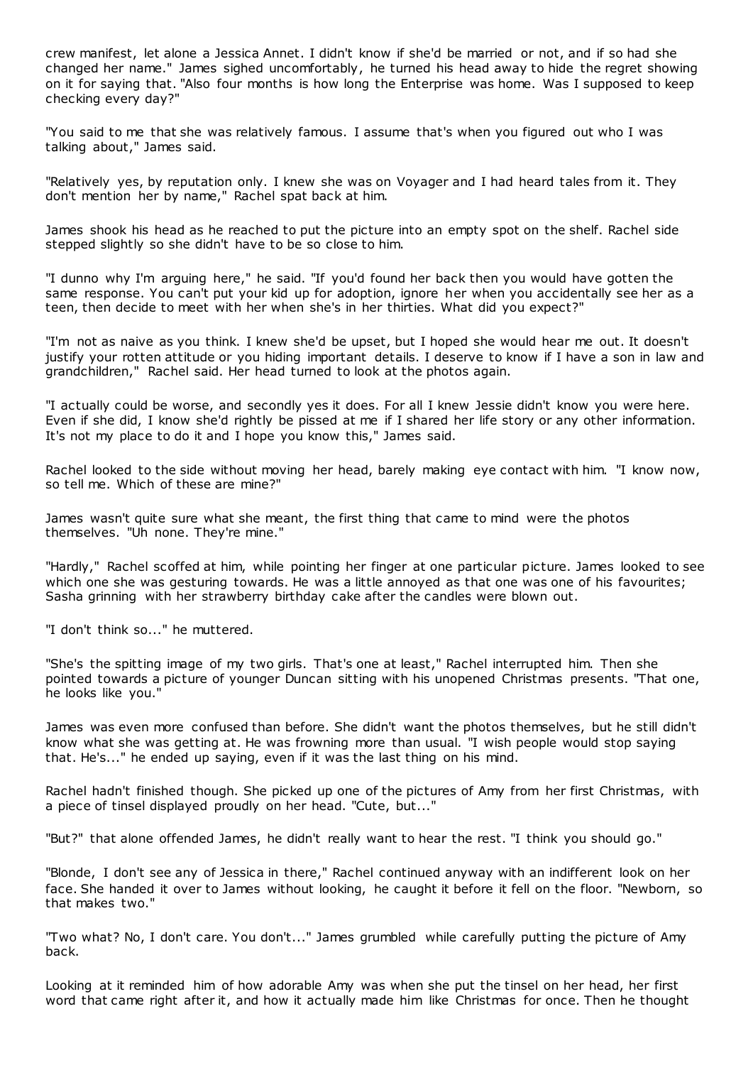crew manifest, let alone a Jessica Annet. I didn't know if she'd be married or not, and if so had she changed her name." James sighed uncomfortably, he turned his head away to hide the regret showing on it for saying that. "Also four months is how long the Enterprise was home. Was I supposed to keep checking every day?"

"You said to me that she was relatively famous. I assume that's when you figured out who I was talking about," James said.

"Relatively yes, by reputation only. I knew she was on Voyager and I had heard tales from it. They don't mention her by name," Rachel spat back at him.

James shook his head as he reached to put the picture into an empty spot on the shelf. Rachel side stepped slightly so she didn't have to be so close to him.

"I dunno why I'm arguing here," he said. "If you'd found her back then you would have gotten the same response. You can't put your kid up for adoption, ignore her when you accidentally see her as a teen, then decide to meet with her when she's in her thirties. What did you expect?"

"I'm not as naive as you think. I knew she'd be upset, but I hoped she would hear me out. It doesn't justify your rotten attitude or you hiding important details. I deserve to know if I have a son in law and grandchildren," Rachel said. Her head turned to look at the photos again.

"I actually could be worse, and secondly yes it does. For all I knew Jessie didn't know you were here. Even if she did, I know she'd rightly be pissed at me if I shared her life story or any other information. It's not my place to do it and I hope you know this," James said.

Rachel looked to the side without moving her head, barely making eye contact with him. "I know now, so tell me. Which of these are mine?"

James wasn't quite sure what she meant, the first thing that came to mind were the photos themselves. "Uh none. They're mine."

"Hardly," Rachel scoffed at him, while pointing her finger at one particular picture. James looked to see which one she was gesturing towards. He was a little annoyed as that one was one of his favourites; Sasha grinning with her strawberry birthday cake after the candles were blown out.

"I don't think so..." he muttered.

"She's the spitting image of my two girls. That's one at least," Rachel interrupted him. Then she pointed towards a picture of younger Duncan sitting with his unopened Christmas presents. "That one, he looks like you."

James was even more confused than before. She didn't want the photos themselves, but he still didn't know what she was getting at. He was frowning more than usual. "I wish people would stop saying that. He's..." he ended up saying, even if it was the last thing on his mind.

Rachel hadn't finished though. She picked up one of the pictures of Amy from her first Christmas, with a piece of tinsel displayed proudly on her head. "Cute, but..."

"But?" that alone offended James, he didn't really want to hear the rest. "I think you should go."

"Blonde, I don't see any of Jessica in there," Rachel continued anyway with an indifferent look on her face. She handed it over to James without looking, he caught it before it fell on the floor. "Newborn, so that makes two."

"Two what? No, I don't care. You don't..." James grumbled while carefully putting the picture of Amy back.

Looking at it reminded him of how adorable Amy was when she put the tinsel on her head, her first word that came right after it, and how it actually made him like Christmas for once. Then he thought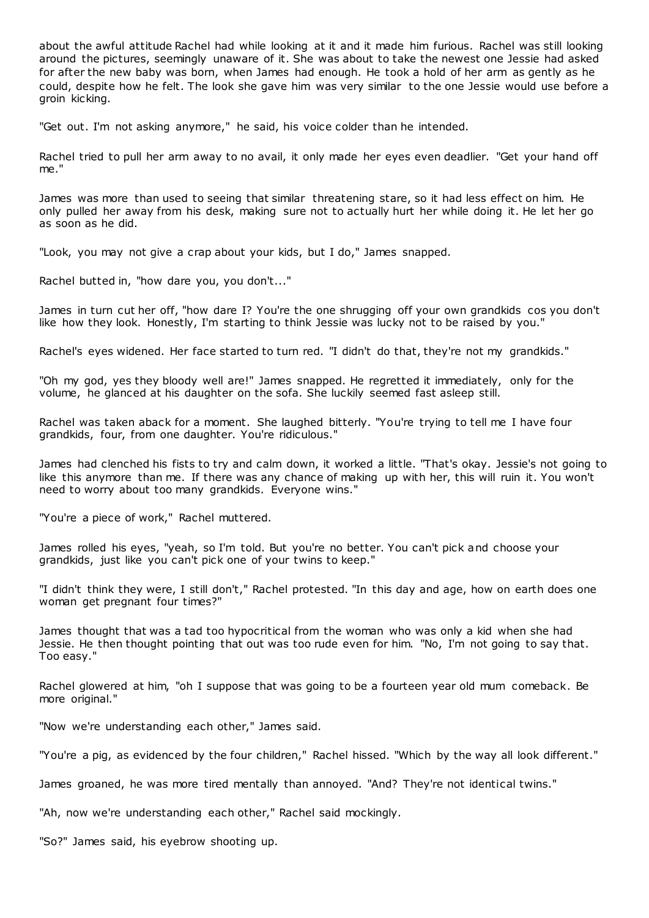about the awful attitude Rachel had while looking at it and it made him furious. Rachel was still looking around the pictures, seemingly unaware of it. She was about to take the newest one Jessie had asked for after the new baby was born, when James had enough. He took a hold of her arm as gently as he could, despite how he felt. The look she gave him was very similar to the one Jessie would use before a groin kicking.

"Get out. I'm not asking anymore," he said, his voice colder than he intended.

Rachel tried to pull her arm away to no avail, it only made her eyes even deadlier. "Get your hand off me."

James was more than used to seeing that similar threatening stare, so it had less effect on him. He only pulled her away from his desk, making sure not to actually hurt her while doing it. He let her go as soon as he did.

"Look, you may not give a crap about your kids, but I do," James snapped.

Rachel butted in, "how dare you, you don't..."

James in turn cut her off, "how dare I? You're the one shrugging off your own grandkids cos you don't like how they look. Honestly, I'm starting to think Jessie was lucky not to be raised by you."

Rachel's eyes widened. Her face started to turn red. "I didn't do that, they're not my grandkids."

"Oh my god, yes they bloody well are!" James snapped. He regretted it immediately, only for the volume, he glanced at his daughter on the sofa. She luckily seemed fast asleep still.

Rachel was taken aback for a moment. She laughed bitterly. "You're trying to tell me I have four grandkids, four, from one daughter. You're ridiculous."

James had clenched his fists to try and calm down, it worked a little. "That's okay. Jessie's not going to like this anymore than me. If there was any chance of making up with her, this will ruin it. You won't need to worry about too many grandkids. Everyone wins."

"You're a piece of work," Rachel muttered.

James rolled his eyes, "yeah, so I'm told. But you're no better. You can't pick and choose your grandkids, just like you can't pick one of your twins to keep."

"I didn't think they were, I still don't," Rachel protested. "In this day and age, how on earth does one woman get pregnant four times?"

James thought that was a tad too hypocritical from the woman who was only a kid when she had Jessie. He then thought pointing that out was too rude even for him. "No, I'm not going to say that. Too easy."

Rachel glowered at him, "oh I suppose that was going to be a fourteen year old mum comeback. Be more original."

"Now we're understanding each other," James said.

"You're a pig, as evidenced by the four children," Rachel hissed. "Which by the way all look different."

James groaned, he was more tired mentally than annoyed. "And? They're not identical twins."

"Ah, now we're understanding each other," Rachel said mockingly.

"So?" James said, his eyebrow shooting up.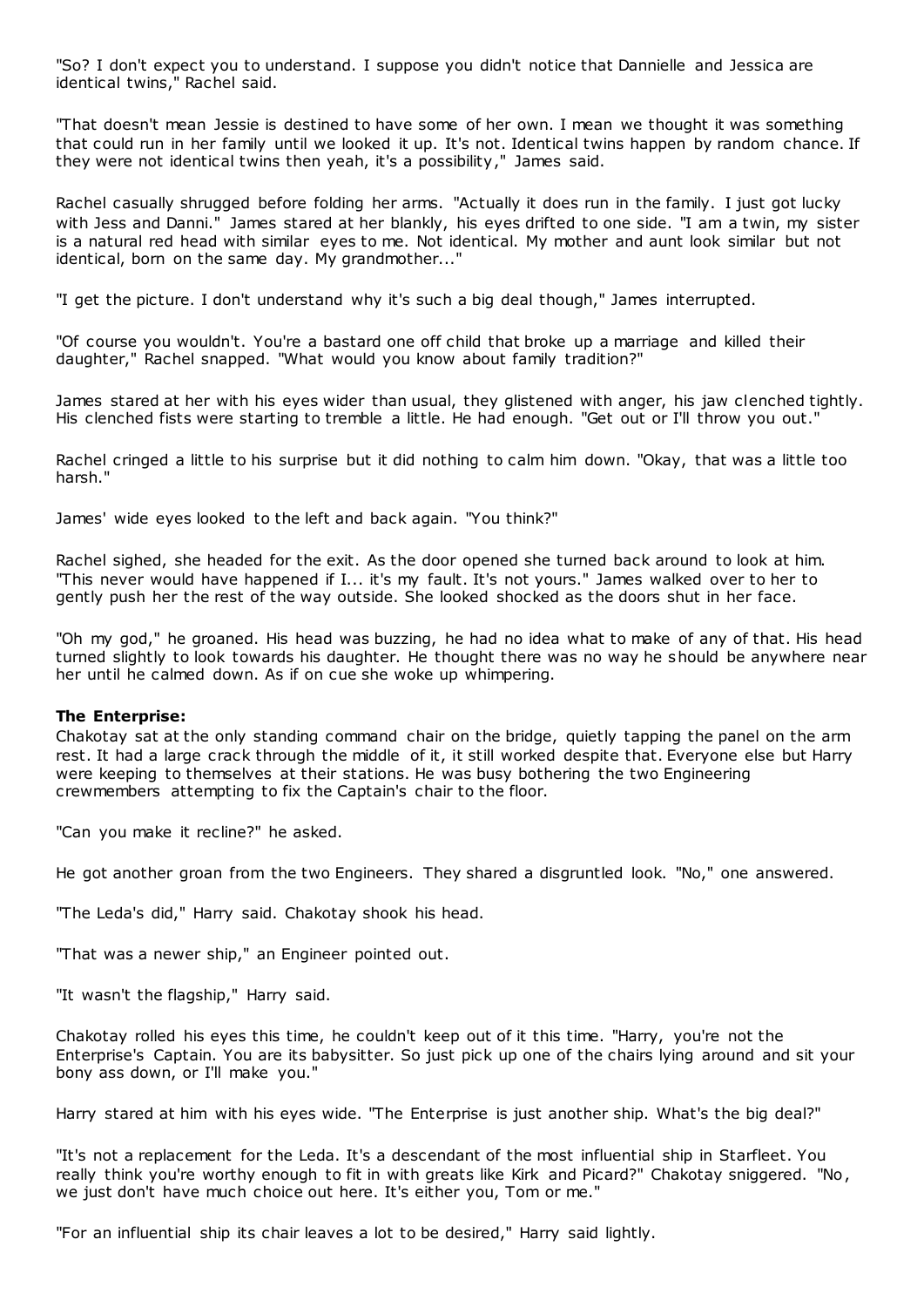"So? I don't expect you to understand. I suppose you didn't notice that Dannielle and Jessica are identical twins," Rachel said.

"That doesn't mean Jessie is destined to have some of her own. I mean we thought it was something that could run in her family until we looked it up. It's not. Identical twins happen by random chance. If they were not identical twins then yeah, it's a possibility," James said.

Rachel casually shrugged before folding her arms. "Actually it does run in the family. I just got lucky with Jess and Danni." James stared at her blankly, his eyes drifted to one side. "I am a twin, my sister is a natural red head with similar eyes to me. Not identical. My mother and aunt look similar but not identical, born on the same day. My grandmother..."

"I get the picture. I don't understand why it's such a big deal though," James interrupted.

"Of course you wouldn't. You're a bastard one off child that broke up a marriage and killed their daughter," Rachel snapped. "What would you know about family tradition?"

James stared at her with his eyes wider than usual, they glistened with anger, his jaw clenched tightly. His clenched fists were starting to tremble a little. He had enough. "Get out or I'll throw you out."

Rachel cringed a little to his surprise but it did nothing to calm him down. "Okay, that was a little too harsh."

James' wide eyes looked to the left and back again. "You think?"

Rachel sighed, she headed for the exit. As the door opened she turned back around to look at him. "This never would have happened if I... it's my fault. It's not yours." James walked over to her to gently push her the rest of the way outside. She looked shocked as the doors shut in her face.

"Oh my god," he groaned. His head was buzzing, he had no idea what to make of any of that. His head turned slightly to look towards his daughter. He thought there was no way he should be anywhere near her until he calmed down. As if on cue she woke up whimpering.

**The Enterprise:**
Chakotay sat at the only standing command chair on the bridge, quietly tapping the panel on the arm rest. It had a large crack through the middle of it, it still worked despite that. Everyone else but Harry were keeping to themselves at their stations. He was busy bothering the two Engineering crewmembers attempting to fix the Captain's chair to the floor.

"Can you make it recline?" he asked.

He got another groan from the two Engineers. They shared a disgruntled look. "No," one answered.

"The Leda's did," Harry said. Chakotay shook his head.

"That was a newer ship," an Engineer pointed out.

"It wasn't the flagship," Harry said.

Chakotay rolled his eyes this time, he couldn't keep out of it this time. "Harry, you're not the Enterprise's Captain. You are its babysitter. So just pick up one of the chairs lying around and sit your bony ass down, or I'll make you."

Harry stared at him with his eyes wide. "The Enterprise is just another ship. What's the big deal?"

"It's not a replacement for the Leda. It's a descendant of the most influential ship in Starfleet. You really think you're worthy enough to fit in with greats like Kirk and Picard?" Chakotay sniggered. "No, we just don't have much choice out here. It's either you, Tom or me."

"For an influential ship its chair leaves a lot to be desired," Harry said lightly.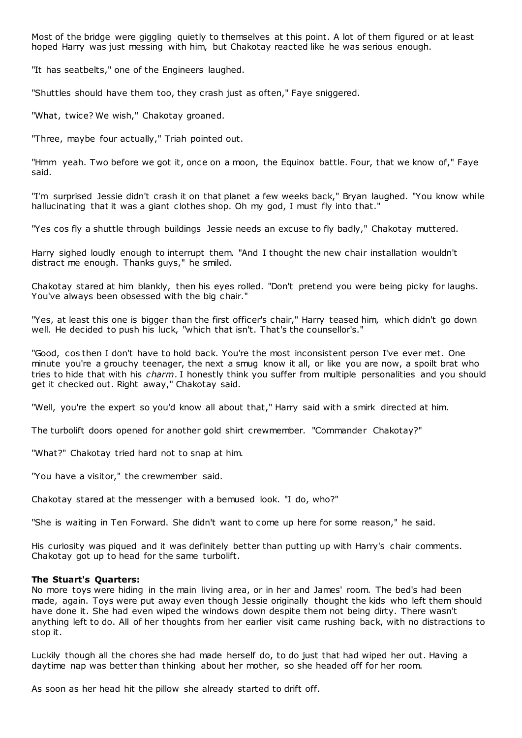Most of the bridge were giggling quietly to themselves at this point. A lot of them figured or at least hoped Harry was just messing with him, but Chakotay reacted like he was serious enough.

"It has seatbelts," one of the Engineers laughed.

"Shuttles should have them too, they crash just as often," Faye sniggered.

"What, twice? We wish," Chakotay groaned.

"Three, maybe four actually," Triah pointed out.

"Hmm yeah. Two before we got it, once on a moon, the Equinox battle. Four, that we know of," Faye said.

"I'm surprised Jessie didn't crash it on that planet a few weeks back," Bryan laughed. "You know while hallucinating that it was a giant clothes shop. Oh my god, I must fly into that."

"Yes cos fly a shuttle through buildings Jessie needs an excuse to fly badly," Chakotay muttered.

Harry sighed loudly enough to interrupt them. "And I thought the new chair installation wouldn't distract me enough. Thanks guys," he smiled.

Chakotay stared at him blankly, then his eyes rolled. "Don't pretend you were being picky for laughs. You've always been obsessed with the big chair."

"Yes, at least this one is bigger than the first officer's chair," Harry teased him, which didn't go down well. He decided to push his luck, "which that isn't. That's the counsellor's."

"Good, cos then I don't have to hold back. You're the most inconsistent person I've ever met. One minute you're a grouchy teenager, the next a smug know it all, or like you are now, a spoilt brat who tries to hide that with his *charm*. I honestly think you suffer from multiple personalities and you should get it checked out. Right away," Chakotay said.

"Well, you're the expert so you'd know all about that," Harry said with a smirk directed at him.

The turbolift doors opened for another gold shirt crewmember. "Commander Chakotay?"

"What?" Chakotay tried hard not to snap at him.

"You have a visitor," the crewmember said.

Chakotay stared at the messenger with a bemused look. "I do, who?"

"She is waiting in Ten Forward. She didn't want to come up here for some reason," he said.

His curiosity was piqued and it was definitely better than putting up with Harry's chair comments. Chakotay got up to head for the same turbolift.

**The Stuart's Quarters:**

No more toys were hiding in the main living area, or in her and James' room. The bed's had been made, again. Toys were put away even though Jessie originally thought the kids who left them should have done it. She had even wiped the windows down despite them not being dirty. There wasn't anything left to do. All of her thoughts from her earlier visit came rushing back, with no distractions to stop it.

Luckily though all the chores she had made herself do, to do just that had wiped her out. Having a daytime nap was better than thinking about her mother, so she headed off for her room.

As soon as her head hit the pillow she already started to drift off.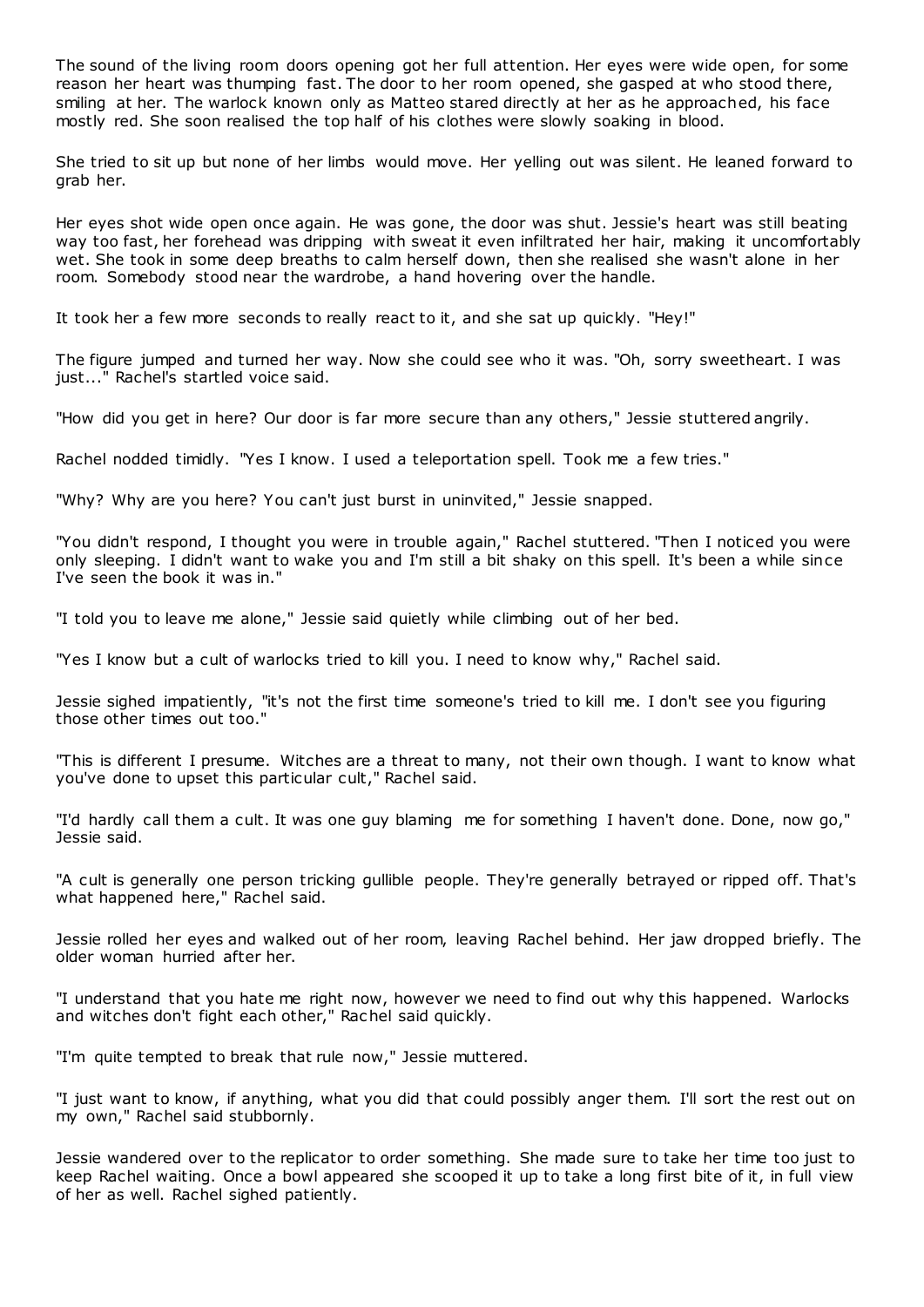The sound of the living room doors opening got her full attention. Her eyes were wide open, for some reason her heart was thumping fast. The door to her room opened, she gasped at who stood there, smiling at her. The warlock known only as Matteo stared directly at her as he approached, his face mostly red. She soon realised the top half of his clothes were slowly soaking in blood.

She tried to sit up but none of her limbs would move. Her yelling out was silent. He leaned forward to grab her.

Her eyes shot wide open once again. He was gone, the door was shut. Jessie's heart was still beating way too fast, her forehead was dripping with sweat it even infiltrated her hair, making it uncomfortably wet. She took in some deep breaths to calm herself down, then she realised she wasn't alone in her room. Somebody stood near the wardrobe, a hand hovering over the handle.

It took her a few more seconds to really react to it, and she sat up quickly. "Hey!"

The figure jumped and turned her way. Now she could see who it was. "Oh, sorry sweetheart. I was just..." Rachel's startled voice said.

"How did you get in here? Our door is far more secure than any others," Jessie stuttered angrily.

Rachel nodded timidly. "Yes I know. I used a teleportation spell. Took me a few tries."

"Why? Why are you here? You can't just burst in uninvited," Jessie snapped.

"You didn't respond, I thought you were in trouble again," Rachel stuttered. "Then I noticed you were only sleeping. I didn't want to wake you and I'm still a bit shaky on this spell. It's been a while since I've seen the book it was in."

"I told you to leave me alone," Jessie said quietly while climbing out of her bed.

"Yes I know but a cult of warlocks tried to kill you. I need to know why," Rachel said.

Jessie sighed impatiently, "it's not the first time someone's tried to kill me. I don't see you figuring those other times out too."

"This is different I presume. Witches are a threat to many, not their own though. I want to know what you've done to upset this particular cult," Rachel said.

"I'd hardly call them a cult. It was one guy blaming me for something I haven't done. Done, now go," Jessie said.

"A cult is generally one person tricking gullible people. They're generally betrayed or ripped off. That's what happened here," Rachel said.

Jessie rolled her eyes and walked out of her room, leaving Rachel behind. Her jaw dropped briefly. The older woman hurried after her.

"I understand that you hate me right now, however we need to find out why this happened. Warlocks and witches don't fight each other," Rachel said quickly.

"I'm quite tempted to break that rule now," Jessie muttered.

"I just want to know, if anything, what you did that could possibly anger them. I'll sort the rest out on my own," Rachel said stubbornly.

Jessie wandered over to the replicator to order something. She made sure to take her time too just to keep Rachel waiting. Once a bowl appeared she scooped it up to take a long first bite of it, in full view of her as well. Rachel sighed patiently.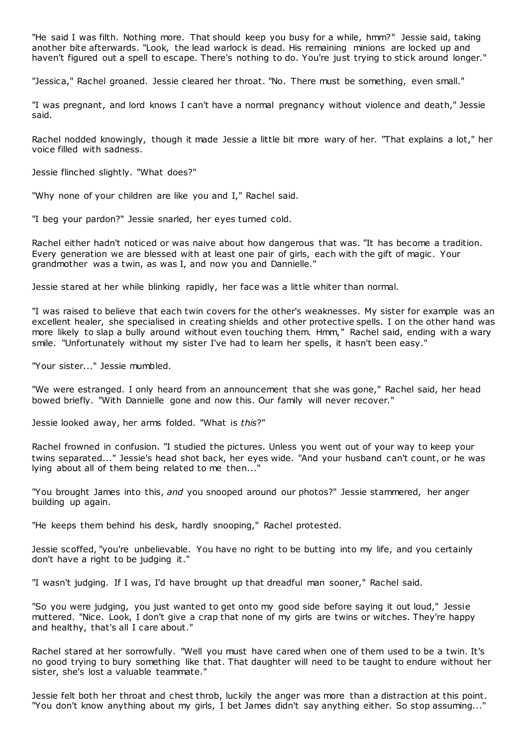"He said I was filth. Nothing more. That should keep you busy for a while, hmm?" Jessie said, taking another bite afterwards. "Look, the lead warlock is dead. His remaining minions are locked up and haven't figured out a spell to escape. There's nothing to do. You're just trying to stick around longer."

"Jessica," Rachel groaned. Jessie cleared her throat. "No. There must be something, even small."

"I was pregnant, and lord knows I can't have a normal pregnancy without violence and death," Jessie said.

Rachel nodded knowingly, though it made Jessie a little bit more wary of her. "That explains a lot," her voice filled with sadness.

Jessie flinched slightly. "What does?"

"Why none of your children are like you and I," Rachel said.

"I beg your pardon?" Jessie snarled, her eyes turned cold.

Rachel either hadn't noticed or was naive about how dangerous that was. "It has become a tradition. Every generation we are blessed with at least one pair of girls, each with the gift of magic. Your grandmother was a twin, as was I, and now you and Dannielle."

Jessie stared at her while blinking rapidly, her face was a little whiter than normal.

"I was raised to believe that each twin covers for the other's weaknesses. My sister for example was an excellent healer, she specialised in creating shields and other protective spells. I on the other hand was more likely to slap a bully around without even touching them. Hmm," Rachel said, ending with a wary smile. "Unfortunately without my sister I've had to learn her spells, it hasn't been easy."

"Your sister..." Jessie mumbled.

"We were estranged. I only heard from an announcement that she was gone," Rachel said, her head bowed briefly. "With Dannielle gone and now this. Our family will never recover."

Jessie looked away, her arms folded. "What is *this*?"

Rachel frowned in confusion. "I studied the pictures. Unless you went out of your way to keep your twins separated..." Jessie's head shot back, her eyes wide. "And your husband can't count, or he was lying about all of them being related to me then..."

"You brought James into this, *and* you snooped around our photos?" Jessie stammered, her anger building up again.

"He keeps them behind his desk, hardly snooping," Rachel protested.

Jessie scoffed, "you're unbelievable. You have no right to be butting into my life, and you certainly don't have a right to be judging it."

"I wasn't judging. If I was, I'd have brought up that dreadful man sooner," Rachel said.

"So you were judging, you just wanted to get onto my good side before saying it out loud," Jessie muttered. "Nice. Look, I don't give a crap that none of my girls are twins or witches. They're happy and healthy, that's all I care about."

Rachel stared at her sorrowfully. "Well you must have cared when one of them used to be a twin. It's no good trying to bury something like that. That daughter will need to be taught to endure without her sister, she's lost a valuable teammate."

Jessie felt both her throat and chest throb, luckily the anger was more than a distraction at this point. "You don't know anything about my girls, I bet James didn't say anything either. So stop assuming..."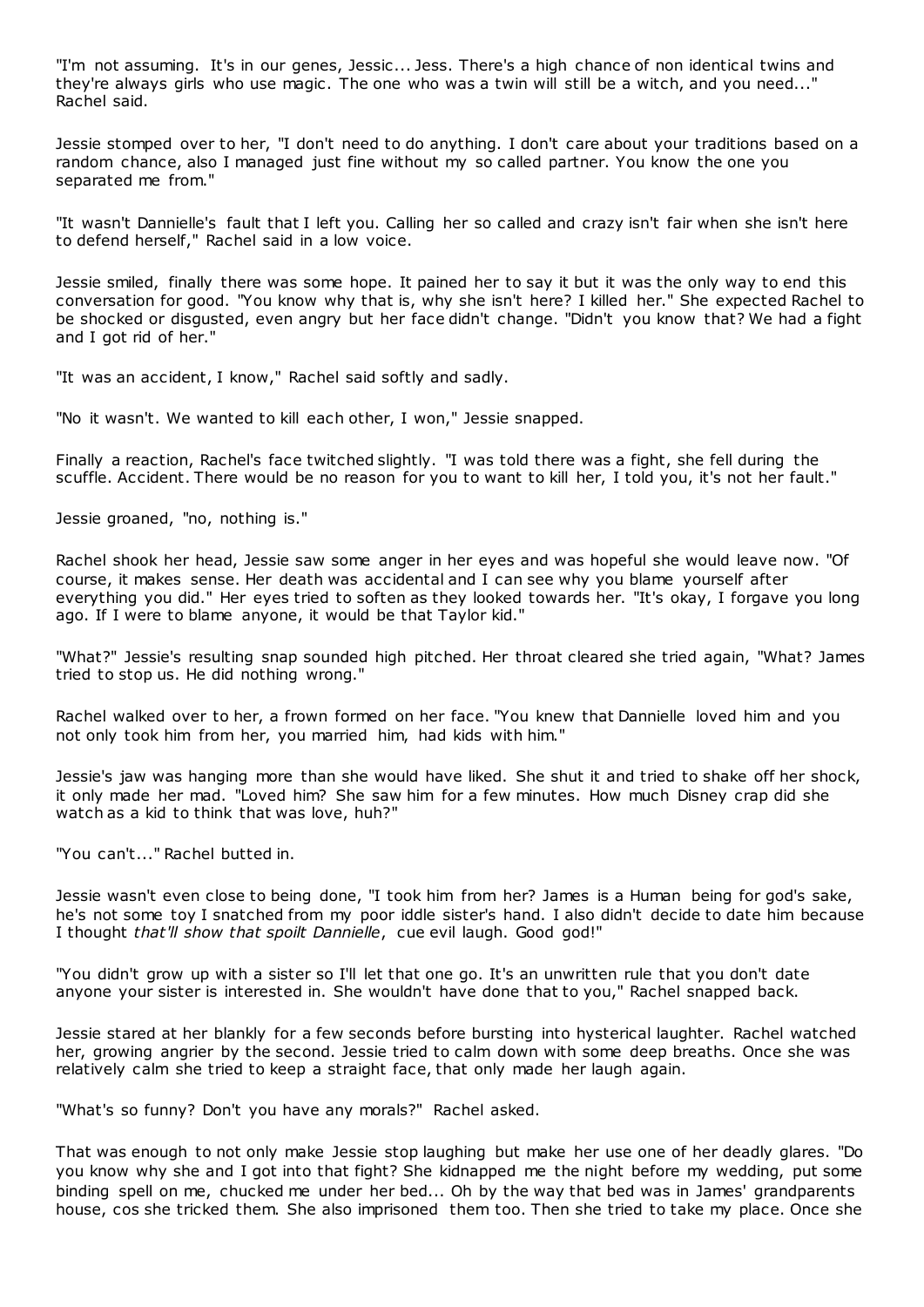"I'm not assuming. It's in our genes, Jessic... Jess. There's a high chance of non identical twins and they're always girls who use magic. The one who was a twin will still be a witch, and you need..." Rachel said.

Jessie stomped over to her, "I don't need to do anything. I don't care about your traditions based on a random chance, also I managed just fine without my so called partner. You know the one you separated me from."

"It wasn't Dannielle's fault that I left you. Calling her so called and crazy isn't fair when she isn't here to defend herself," Rachel said in a low voice.

Jessie smiled, finally there was some hope. It pained her to say it but it was the only way to end this conversation for good. "You know why that is, why she isn't here? I killed her." She expected Rachel to be shocked or disgusted, even angry but her face didn't change. "Didn't you know that? We had a fight and I got rid of her."

"It was an accident, I know," Rachel said softly and sadly.

"No it wasn't. We wanted to kill each other, I won," Jessie snapped.

Finally a reaction, Rachel's face twitched slightly. "I was told there was a fight, she fell during the scuffle. Accident. There would be no reason for you to want to kill her, I told you, it's not her fault."

Jessie groaned, "no, nothing is."

Rachel shook her head, Jessie saw some anger in her eyes and was hopeful she would leave now. "Of course, it makes sense. Her death was accidental and I can see why you blame yourself after everything you did." Her eyes tried to soften as they looked towards her. "It's okay, I forgave you long ago. If I were to blame anyone, it would be that Taylor kid."

"What?" Jessie's resulting snap sounded high pitched. Her throat cleared she tried again, "What? James tried to stop us. He did nothing wrong."

Rachel walked over to her, a frown formed on her face. "You knew that Dannielle loved him and you not only took him from her, you married him, had kids with him."

Jessie's jaw was hanging more than she would have liked. She shut it and tried to shake off her shock, it only made her mad. "Loved him? She saw him for a few minutes. How much Disney crap did she watch as a kid to think that was love, huh?"

"You can't..." Rachel butted in.

Jessie wasn't even close to being done, "I took him from her? James is a Human being for god's sake, he's not some toy I snatched from my poor iddle sister's hand. I also didn't decide to date him because I thought *that'll show that spoilt Dannielle*, cue evil laugh. Good god!"

"You didn't grow up with a sister so I'll let that one go. It's an unwritten rule that you don't date anyone your sister is interested in. She wouldn't have done that to you," Rachel snapped back.

Jessie stared at her blankly for a few seconds before bursting into hysterical laughter. Rachel watched her, growing angrier by the second. Jessie tried to calm down with some deep breaths. Once she was relatively calm she tried to keep a straight face, that only made her laugh again.

"What's so funny? Don't you have any morals?" Rachel asked.

That was enough to not only make Jessie stop laughing but make her use one of her deadly glares. "Do you know why she and I got into that fight? She kidnapped me the night before my wedding, put some binding spell on me, chucked me under her bed... Oh by the way that bed was in James' grandparents house, cos she tricked them. She also imprisoned them too. Then she tried to take my place. Once she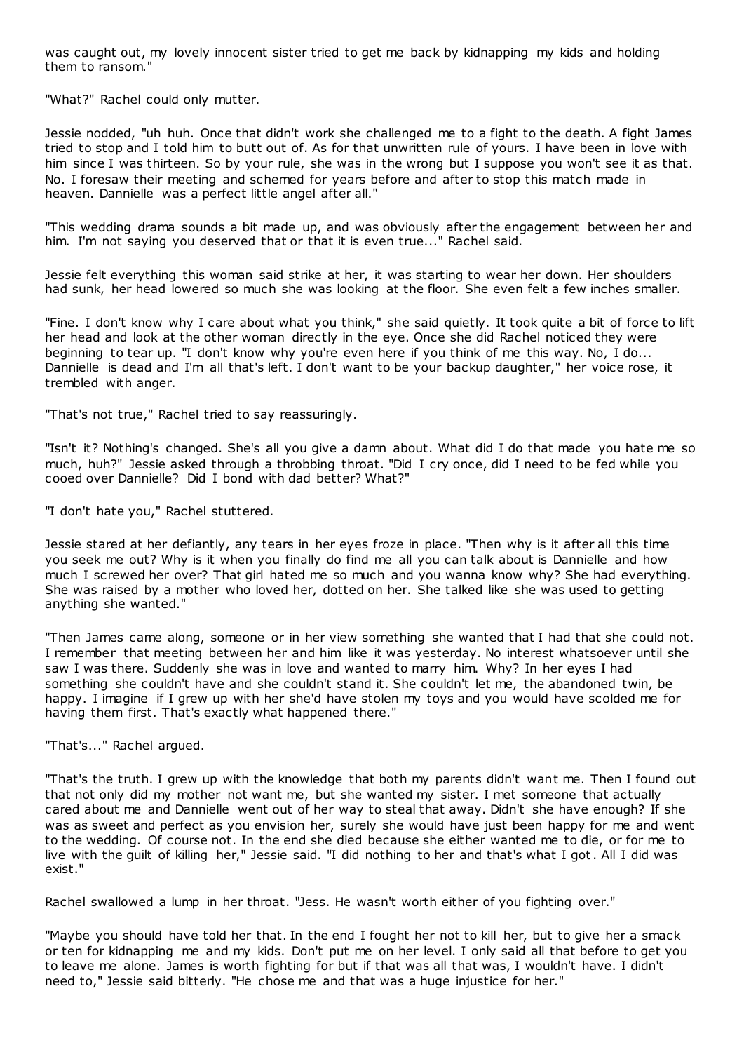was caught out, my lovely innocent sister tried to get me back by kidnapping my kids and holding them to ransom."

"What?" Rachel could only mutter.

Jessie nodded, "uh huh. Once that didn't work she challenged me to a fight to the death. A fight James tried to stop and I told him to butt out of. As for that unwritten rule of yours. I have been in love with him since I was thirteen. So by your rule, she was in the wrong but I suppose you won't see it as that. No. I foresaw their meeting and schemed for years before and after to stop this match made in heaven. Dannielle was a perfect little angel after all."

"This wedding drama sounds a bit made up, and was obviously after the engagement between her and him. I'm not saying you deserved that or that it is even true..." Rachel said.

Jessie felt everything this woman said strike at her, it was starting to wear her down. Her shoulders had sunk, her head lowered so much she was looking at the floor. She even felt a few inches smaller.

"Fine. I don't know why I care about what you think," she said quietly. It took quite a bit of force to lift her head and look at the other woman directly in the eye. Once she did Rachel noticed they were beginning to tear up. "I don't know why you're even here if you think of me this way. No, I do... Dannielle is dead and I'm all that's left. I don't want to be your backup daughter," her voice rose, it trembled with anger.

"That's not true," Rachel tried to say reassuringly.

"Isn't it? Nothing's changed. She's all you give a damn about. What did I do that made you hate me so much, huh?" Jessie asked through a throbbing throat. "Did I cry once, did I need to be fed while you cooed over Dannielle? Did I bond with dad better? What?"

"I don't hate you," Rachel stuttered.

Jessie stared at her defiantly, any tears in her eyes froze in place. "Then why is it after all this time you seek me out? Why is it when you finally do find me all you can talk about is Dannielle and how much I screwed her over? That girl hated me so much and you wanna know why? She had everything. She was raised by a mother who loved her, dotted on her. She talked like she was used to getting anything she wanted."

"Then James came along, someone or in her view something she wanted that I had that she could not. I remember that meeting between her and him like it was yesterday. No interest whatsoever until she saw I was there. Suddenly she was in love and wanted to marry him. Why? In her eyes I had something she couldn't have and she couldn't stand it. She couldn't let me, the abandoned twin, be happy. I imagine if I grew up with her she'd have stolen my toys and you would have scolded me for having them first. That's exactly what happened there."

"That's..." Rachel argued.

"That's the truth. I grew up with the knowledge that both my parents didn't want me. Then I found out that not only did my mother not want me, but she wanted my sister. I met someone that actually cared about me and Dannielle went out of her way to steal that away. Didn't she have enough? If she was as sweet and perfect as you envision her, surely she would have just been happy for me and went to the wedding. Of course not. In the end she died because she either wanted me to die, or for me to live with the guilt of killing her," Jessie said. "I did nothing to her and that's what I got. All I did was exist."

Rachel swallowed a lump in her throat. "Jess. He wasn't worth either of you fighting over."

"Maybe you should have told her that. In the end I fought her not to kill her, but to give her a smack or ten for kidnapping me and my kids. Don't put me on her level. I only said all that before to get you to leave me alone. James is worth fighting for but if that was all that was, I wouldn't have. I didn't need to," Jessie said bitterly. "He chose me and that was a huge injustice for her."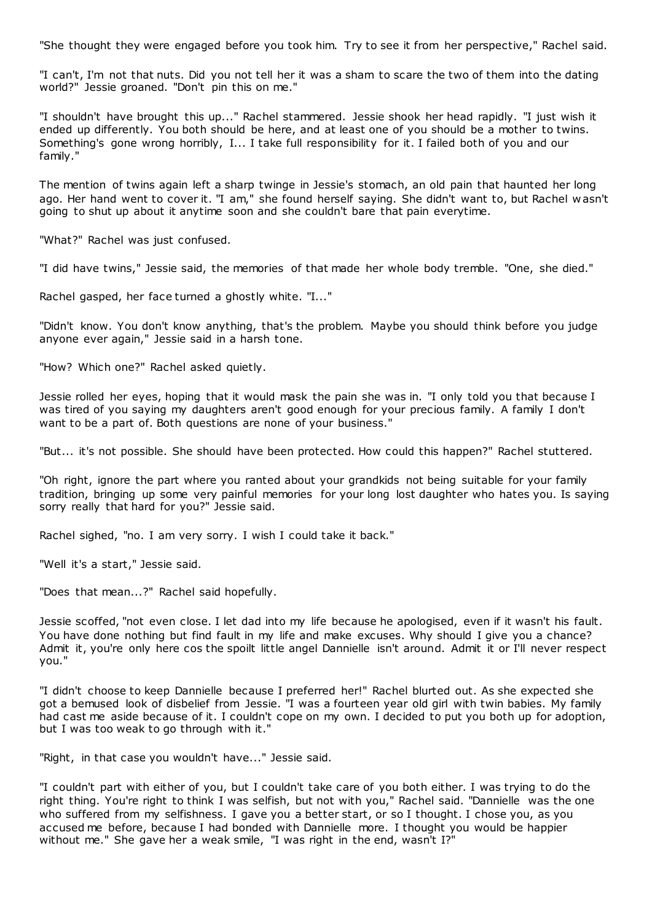"She thought they were engaged before you took him. Try to see it from her perspective," Rachel said.

"I can't, I'm not that nuts. Did you not tell her it was a sham to scare the two of them into the dating world?" Jessie groaned. "Don't pin this on me."

"I shouldn't have brought this up..." Rachel stammered. Jessie shook her head rapidly. "I just wish it ended up differently. You both should be here, and at least one of you should be a mother to twins. Something's gone wrong horribly, I... I take full responsibility for it. I failed both of you and our family."

The mention of twins again left a sharp twinge in Jessie's stomach, an old pain that haunted her long ago. Her hand went to cover it. "I am," she found herself saying. She didn't want to, but Rachel wasn't going to shut up about it anytime soon and she couldn't bare that pain everytime.

"What?" Rachel was just confused.

"I did have twins," Jessie said, the memories of that made her whole body tremble. "One, she died."

Rachel gasped, her face turned a ghostly white. "I..."

"Didn't know. You don't know anything, that's the problem. Maybe you should think before you judge anyone ever again," Jessie said in a harsh tone.

"How? Which one?" Rachel asked quietly.

Jessie rolled her eyes, hoping that it would mask the pain she was in. "I only told you that because I was tired of you saying my daughters aren't good enough for your precious family. A family I don't want to be a part of. Both questions are none of your business."

"But... it's not possible. She should have been protected. How could this happen?" Rachel stuttered.

"Oh right, ignore the part where you ranted about your grandkids not being suitable for your family tradition, bringing up some very painful memories for your long lost daughter who hates you. Is saying sorry really that hard for you?" Jessie said.

Rachel sighed, "no. I am very sorry. I wish I could take it back."

"Well it's a start," Jessie said.

"Does that mean...?" Rachel said hopefully.

Jessie scoffed, "not even close. I let dad into my life because he apologised, even if it wasn't his fault. You have done nothing but find fault in my life and make excuses. Why should I give you a chance? Admit it, you're only here cos the spoilt little angel Dannielle isn't around. Admit it or I'll never respect you."

"I didn't choose to keep Dannielle because I preferred her!" Rachel blurted out. As she expected she got a bemused look of disbelief from Jessie. "I was a fourteen year old girl with twin babies. My family had cast me aside because of it. I couldn't cope on my own. I decided to put you both up for adoption, but I was too weak to go through with it."

"Right, in that case you wouldn't have..." Jessie said.

"I couldn't part with either of you, but I couldn't take care of you both either. I was trying to do the right thing. You're right to think I was selfish, but not with you," Rachel said. "Dannielle was the one who suffered from my selfishness. I gave you a better start, or so I thought. I chose you, as you accused me before, because I had bonded with Dannielle more. I thought you would be happier without me." She gave her a weak smile, "I was right in the end, wasn't I?"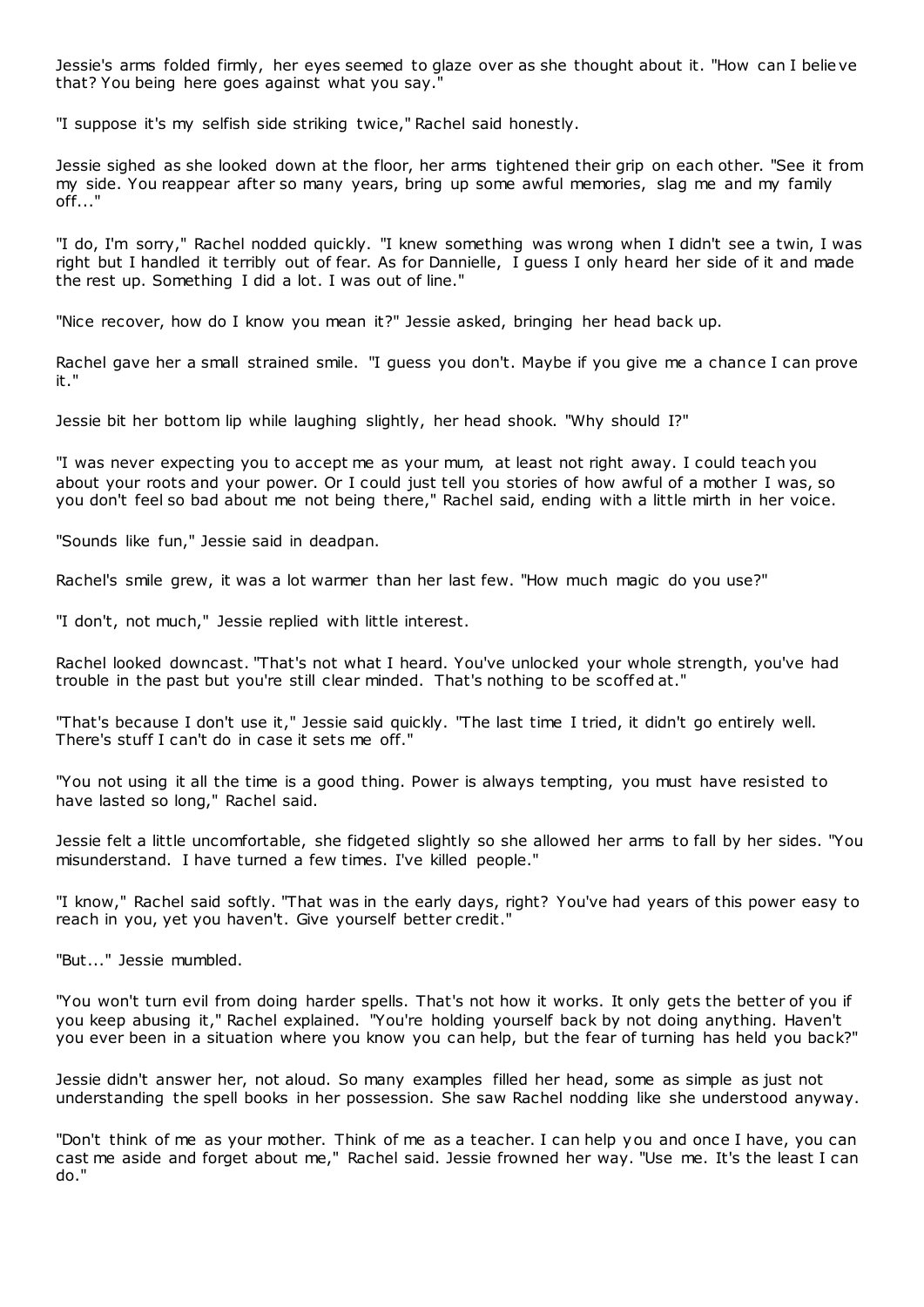Jessie's arms folded firmly, her eyes seemed to glaze over as she thought about it. "How can I believe that? You being here goes against what you say."

"I suppose it's my selfish side striking twice," Rachel said honestly.

Jessie sighed as she looked down at the floor, her arms tightened their grip on each other. "See it from my side. You reappear after so many years, bring up some awful memories, slag me and my family off..."

"I do, I'm sorry," Rachel nodded quickly. "I knew something was wrong when I didn't see a twin, I was right but I handled it terribly out of fear. As for Dannielle, I guess I only heard her side of it and made the rest up. Something I did a lot. I was out of line."

"Nice recover, how do I know you mean it?" Jessie asked, bringing her head back up.

Rachel gave her a small strained smile. "I guess you don't. Maybe if you give me a chance I can prove it."

Jessie bit her bottom lip while laughing slightly, her head shook. "Why should I?"

"I was never expecting you to accept me as your mum, at least not right away. I could teach you about your roots and your power. Or I could just tell you stories of how awful of a mother I was, so you don't feel so bad about me not being there," Rachel said, ending with a little mirth in her voice.

"Sounds like fun," Jessie said in deadpan.

Rachel's smile grew, it was a lot warmer than her last few. "How much magic do you use?"

"I don't, not much," Jessie replied with little interest.

Rachel looked downcast. "That's not what I heard. You've unlocked your whole strength, you've had trouble in the past but you're still clear minded. That's nothing to be scoffed at."

"That's because I don't use it," Jessie said quickly. "The last time I tried, it didn't go entirely well. There's stuff I can't do in case it sets me off."

"You not using it all the time is a good thing. Power is always tempting, you must have resisted to have lasted so long," Rachel said.

Jessie felt a little uncomfortable, she fidgeted slightly so she allowed her arms to fall by her sides. "You misunderstand. I have turned a few times. I've killed people."

"I know," Rachel said softly. "That was in the early days, right? You've had years of this power easy to reach in you, yet you haven't. Give yourself better credit."

"But..." Jessie mumbled.

"You won't turn evil from doing harder spells. That's not how it works. It only gets the better of you if you keep abusing it," Rachel explained. "You're holding yourself back by not doing anything. Haven't you ever been in a situation where you know you can help, but the fear of turning has held you back?"

Jessie didn't answer her, not aloud. So many examples filled her head, some as simple as just not understanding the spell books in her possession. She saw Rachel nodding like she understood anyway.

"Don't think of me as your mother. Think of me as a teacher. I can help you and once I have, you can cast me aside and forget about me," Rachel said. Jessie frowned her way. "Use me. It's the least I can do."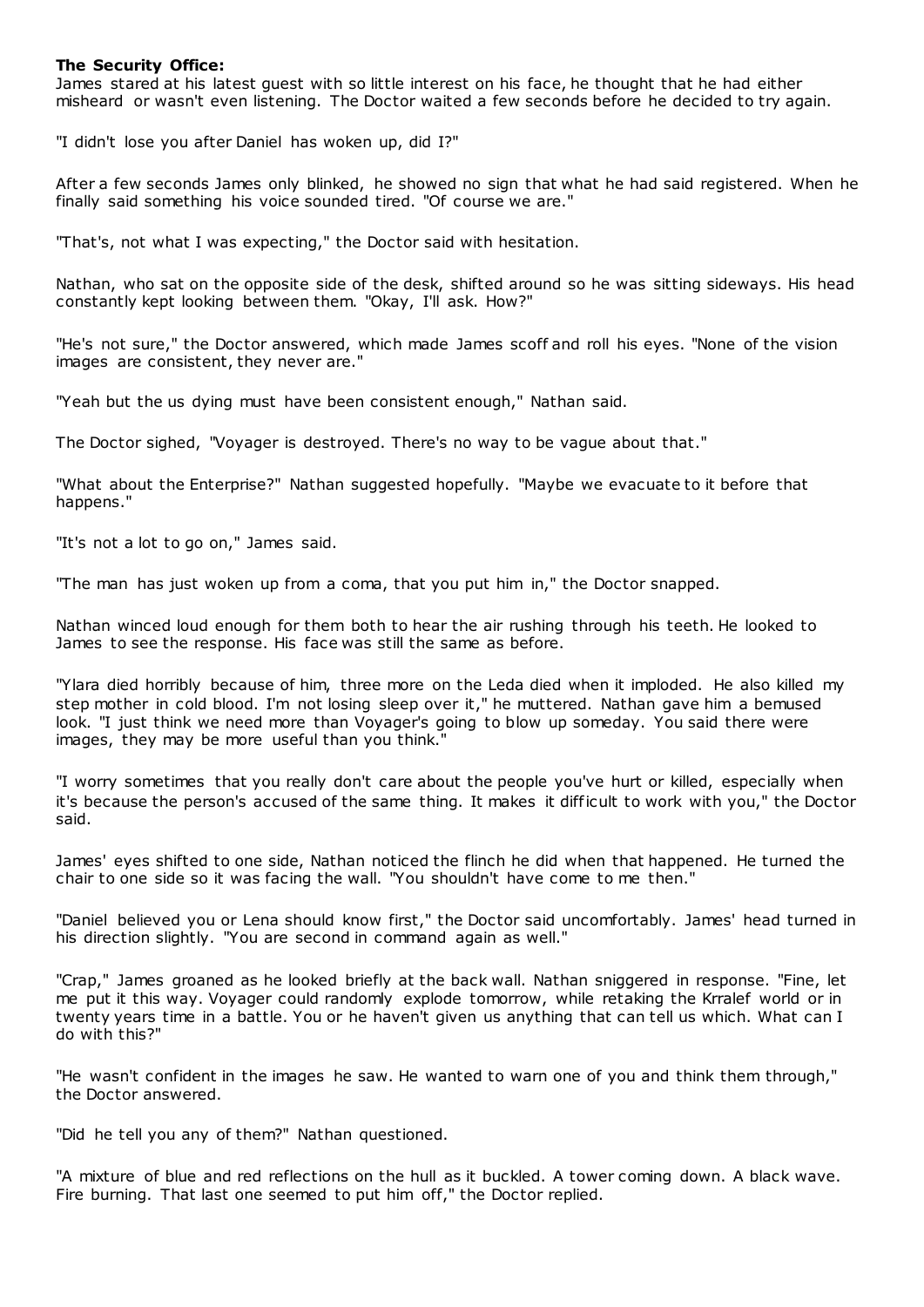**The Security Office:**

James stared at his latest guest with so little interest on his face, he thought that he had either misheard or wasn't even listening. The Doctor waited a few seconds before he decided to try again.

"I didn't lose you after Daniel has woken up, did I?"

After a few seconds James only blinked, he showed no sign that what he had said registered. When he finally said something his voice sounded tired. "Of course we are."

"That's, not what I was expecting," the Doctor said with hesitation.

Nathan, who sat on the opposite side of the desk, shifted around so he was sitting sideways. His head constantly kept looking between them. "Okay, I'll ask. How?"

"He's not sure," the Doctor answered, which made James scoff and roll his eyes. "None of the vision images are consistent, they never are."

"Yeah but the us dying must have been consistent enough," Nathan said.

The Doctor sighed, "Voyager is destroyed. There's no way to be vague about that."

"What about the Enterprise?" Nathan suggested hopefully. "Maybe we evacuate to it before that happens."

"It's not a lot to go on," James said.

"The man has just woken up from a coma, that you put him in," the Doctor snapped.

Nathan winced loud enough for them both to hear the air rushing through his teeth. He looked to James to see the response. His face was still the same as before.

"Ylara died horribly because of him, three more on the Leda died when it imploded. He also killed my step mother in cold blood. I'm not losing sleep over it," he muttered. Nathan gave him a bemused look. "I just think we need more than Voyager's going to blow up someday. You said there were images, they may be more useful than you think."

"I worry sometimes that you really don't care about the people you've hurt or killed, especially when it's because the person's accused of the same thing. It makes it difficult to work with you," the Doctor said.

James' eyes shifted to one side, Nathan noticed the flinch he did when that happened. He turned the chair to one side so it was facing the wall. "You shouldn't have come to me then."

"Daniel believed you or Lena should know first," the Doctor said uncomfortably. James' head turned in his direction slightly. "You are second in command again as well."

"Crap," James groaned as he looked briefly at the back wall. Nathan sniggered in response. "Fine, let me put it this way. Voyager could randomly explode tomorrow, while retaking the Krralef world or in twenty years time in a battle. You or he haven't given us anything that can tell us which. What can I do with this?"

"He wasn't confident in the images he saw. He wanted to warn one of you and think them through," the Doctor answered.

"Did he tell you any of them?" Nathan questioned.

"A mixture of blue and red reflections on the hull as it buckled. A tower coming down. A black wave. Fire burning. That last one seemed to put him off," the Doctor replied.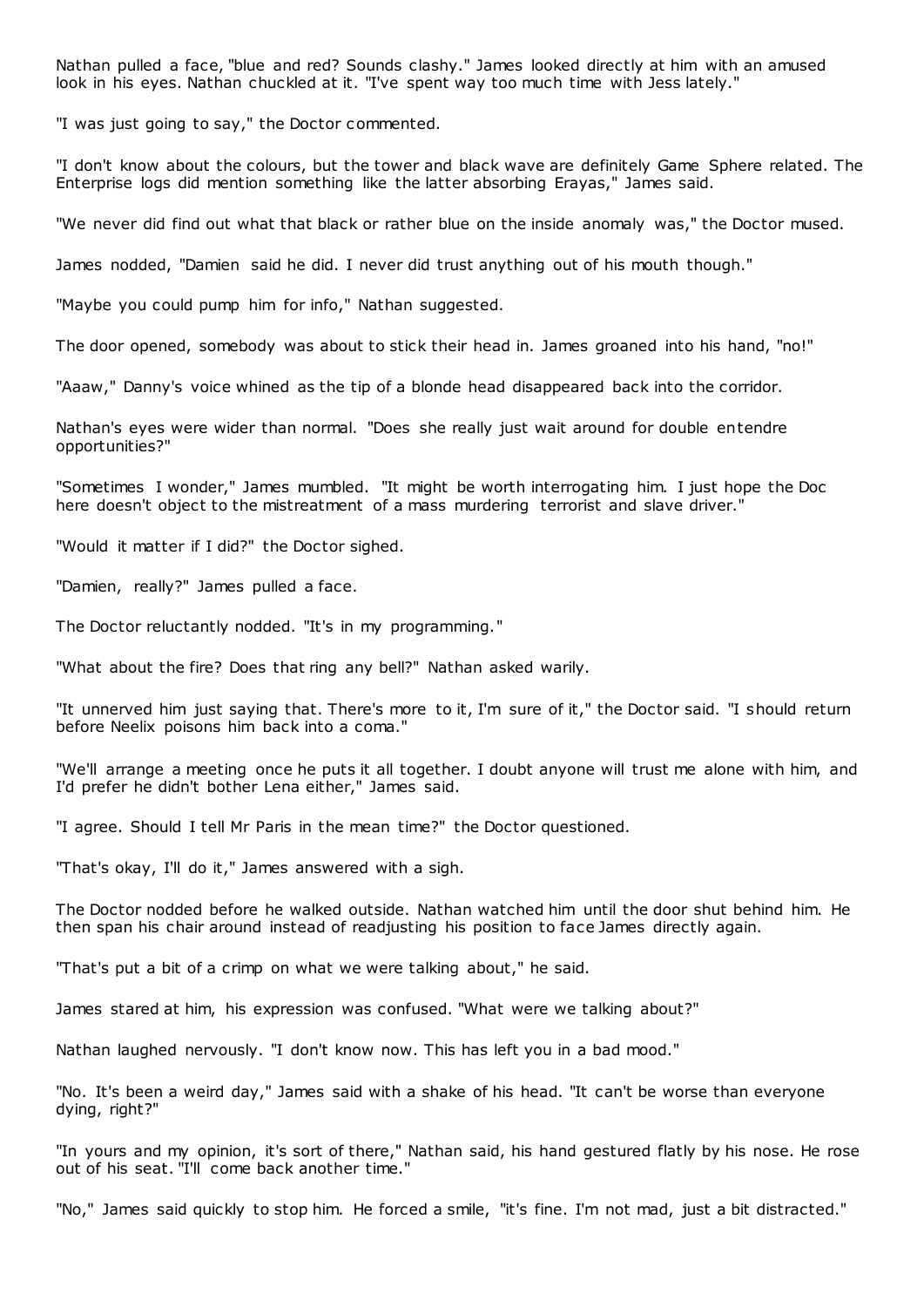Nathan pulled a face, "blue and red? Sounds clashy." James looked directly at him with an amused look in his eyes. Nathan chuckled at it. "I've spent way too much time with Jess lately."

"I was just going to say," the Doctor commented.

"I don't know about the colours, but the tower and black wave are definitely Game Sphere related. The Enterprise logs did mention something like the latter absorbing Erayas," James said.

"We never did find out what that black or rather blue on the inside anomaly was," the Doctor mused.

James nodded, "Damien said he did. I never did trust anything out of his mouth though."

"Maybe you could pump him for info," Nathan suggested.

The door opened, somebody was about to stick their head in. James groaned into his hand, "no!"

"Aaaw," Danny's voice whined as the tip of a blonde head disappeared back into the corridor.

Nathan's eyes were wider than normal. "Does she really just wait around for double entendre opportunities?"

"Sometimes I wonder," James mumbled. "It might be worth interrogating him. I just hope the Doc here doesn't object to the mistreatment of a mass murdering terrorist and slave driver."

"Would it matter if I did?" the Doctor sighed.

"Damien, really?" James pulled a face.

The Doctor reluctantly nodded. "It's in my programming."

"What about the fire? Does that ring any bell?" Nathan asked warily.

"It unnerved him just saying that. There's more to it, I'm sure of it," the Doctor said. "I should return before Neelix poisons him back into a coma."

"We'll arrange a meeting once he puts it all together. I doubt anyone will trust me alone with him, and I'd prefer he didn't bother Lena either," James said.

"I agree. Should I tell Mr Paris in the mean time?" the Doctor questioned.

"That's okay, I'll do it," James answered with a sigh.

The Doctor nodded before he walked outside. Nathan watched him until the door shut behind him. He then span his chair around instead of readjusting his position to face James directly again.

"That's put a bit of a crimp on what we were talking about," he said.

James stared at him, his expression was confused. "What were we talking about?"

Nathan laughed nervously. "I don't know now. This has left you in a bad mood."

"No. It's been a weird day," James said with a shake of his head. "It can't be worse than everyone dying, right?"

"In yours and my opinion, it's sort of there," Nathan said, his hand gestured flatly by his nose. He rose out of his seat. "I'll come back another time."

"No," James said quickly to stop him. He forced a smile, "it's fine. I'm not mad, just a bit distracted."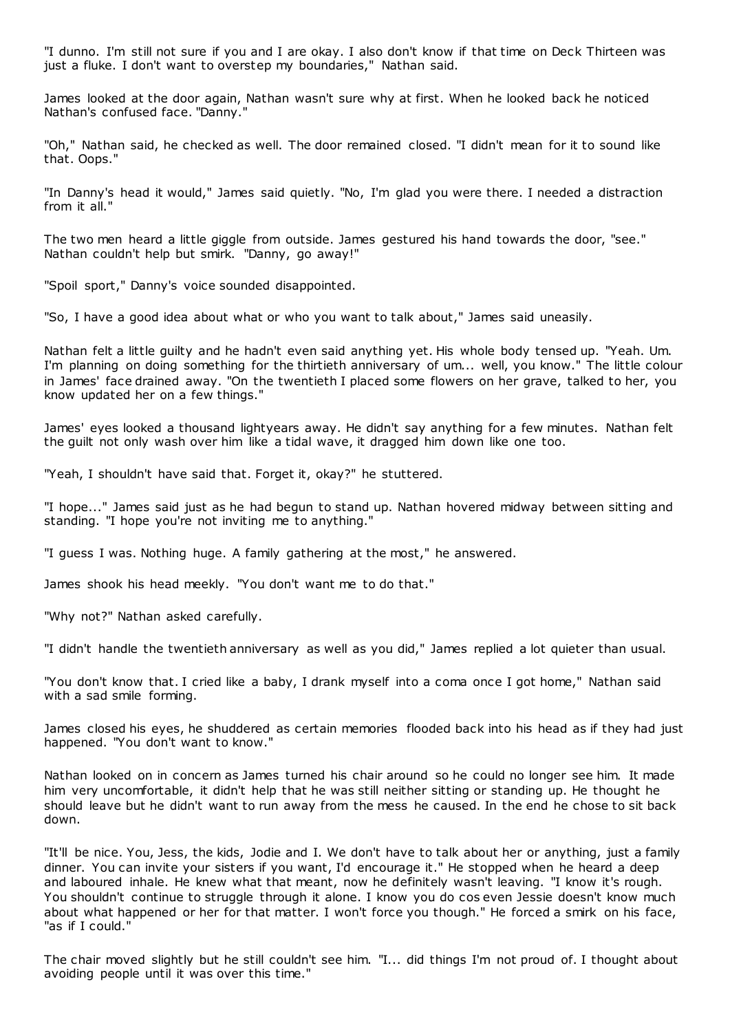"I dunno. I'm still not sure if you and I are okay. I also don't know if that time on Deck Thirteen was just a fluke. I don't want to overstep my boundaries," Nathan said.

James looked at the door again, Nathan wasn't sure why at first. When he looked back he noticed Nathan's confused face. "Danny."

"Oh," Nathan said, he checked as well. The door remained closed. "I didn't mean for it to sound like that. Oops."

"In Danny's head it would," James said quietly. "No, I'm glad you were there. I needed a distraction from it all."

The two men heard a little giggle from outside. James gestured his hand towards the door, "see." Nathan couldn't help but smirk. "Danny, go away!"

"Spoil sport," Danny's voice sounded disappointed.

"So, I have a good idea about what or who you want to talk about," James said uneasily.

Nathan felt a little guilty and he hadn't even said anything yet. His whole body tensed up. "Yeah. Um. I'm planning on doing something for the thirtieth anniversary of um... well, you know." The little colour in James' face drained away. "On the twentieth I placed some flowers on her grave, talked to her, you know updated her on a few things."

James' eyes looked a thousand lightyears away. He didn't say anything for a few minutes. Nathan felt the guilt not only wash over him like a tidal wave, it dragged him down like one too.

"Yeah, I shouldn't have said that. Forget it, okay?" he stuttered.

"I hope..." James said just as he had begun to stand up. Nathan hovered midway between sitting and standing. "I hope you're not inviting me to anything."

"I guess I was. Nothing huge. A family gathering at the most," he answered.

James shook his head meekly. "You don't want me to do that."

"Why not?" Nathan asked carefully.

"I didn't handle the twentieth anniversary as well as you did," James replied a lot quieter than usual.

"You don't know that. I cried like a baby, I drank myself into a coma once I got home," Nathan said with a sad smile forming.

James closed his eyes, he shuddered as certain memories flooded back into his head as if they had just happened. "You don't want to know."

Nathan looked on in concern as James turned his chair around so he could no longer see him. It made him very uncomfortable, it didn't help that he was still neither sitting or standing up. He thought he should leave but he didn't want to run away from the mess he caused. In the end he chose to sit back down.

"It'll be nice. You, Jess, the kids, Jodie and I. We don't have to talk about her or anything, just a family dinner. You can invite your sisters if you want, I'd encourage it." He stopped when he heard a deep and laboured inhale. He knew what that meant, now he definitely wasn't leaving. "I know it's rough. You shouldn't continue to struggle through it alone. I know you do cos even Jessie doesn't know much about what happened or her for that matter. I won't force you though." He forced a smirk on his face, "as if I could."

The chair moved slightly but he still couldn't see him. "I... did things I'm not proud of. I thought about avoiding people until it was over this time."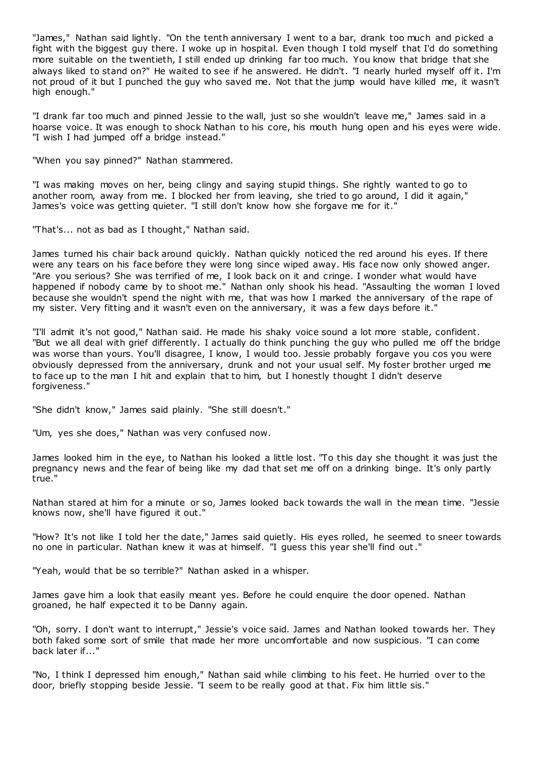"James," Nathan said lightly. "On the tenth anniversary I went to a bar, drank too much and picked a fight with the biggest guy there. I woke up in hospital. Even though I told myself that I'd do something more suitable on the twentieth, I still ended up drinking far too much. You know that bridge that she always liked to stand on?" He waited to see if he answered. He didn't. "I nearly hurled myself off it. I'm not proud of it but I punched the guy who saved me. Not that the jump would have killed me, it wasn't high enough."

"I drank far too much and pinned Jessie to the wall, just so she wouldn't leave me," James said in a hoarse voice. It was enough to shock Nathan to his core, his mouth hung open and his eyes were wide. "I wish I had jumped off a bridge instead."

"When you say pinned?" Nathan stammered.

"I was making moves on her, being clingy and saying stupid things. She rightly wanted to go to another room, away from me. I blocked her from leaving, she tried to go around, I did it again," James's voice was getting quieter. "I still don't know how she forgave me for it."

"That's... not as bad as I thought," Nathan said.

James turned his chair back around quickly. Nathan quickly noticed the red around his eyes. If there were any tears on his face before they were long since wiped away. His face now only showed anger. "Are you serious? She was terrified of me, I look back on it and cringe. I wonder what would have happened if nobody came by to shoot me." Nathan only shook his head. "Assaulting the woman I loved because she wouldn't spend the night with me, that was how I marked the anniversary of the rape of my sister. Very fitting and it wasn't even on the anniversary, it was a few days before it."

"I'll admit it's not good," Nathan said. He made his shaky voice sound a lot more stable, confident. "But we all deal with grief differently. I actually do think punching the guy who pulled me off the bridge was worse than yours. You'll disagree, I know, I would too. Jessie probably forgave you cos you were obviously depressed from the anniversary, drunk and not your usual self. My foster brother urged me to face up to the man I hit and explain that to him, but I honestly thought I didn't deserve forgiveness."

"She didn't know," James said plainly. "She still doesn't."

"Um, yes she does," Nathan was very confused now.

James looked him in the eye, to Nathan his looked a little lost. "To this day she thought it was just the pregnancy news and the fear of being like my dad that set me off on a drinking binge. It's only partly true."

Nathan stared at him for a minute or so, James looked back towards the wall in the mean time. "Jessie knows now, she'll have figured it out."

"How? It's not like I told her the date," James said quietly. His eyes rolled, he seemed to sneer towards no one in particular. Nathan knew it was at himself. "I guess this year she'll find out."

"Yeah, would that be so terrible?" Nathan asked in a whisper.

James gave him a look that easily meant yes. Before he could enquire the door opened. Nathan groaned, he half expected it to be Danny again.

"Oh, sorry. I don't want to interrupt," Jessie's voice said. James and Nathan looked towards her. They both faked some sort of smile that made her more uncomfortable and now suspicious. "I can come back later if..."

"No, I think I depressed him enough," Nathan said while climbing to his feet. He hurried over to the door, briefly stopping beside Jessie. "I seem to be really good at that. Fix him little sis."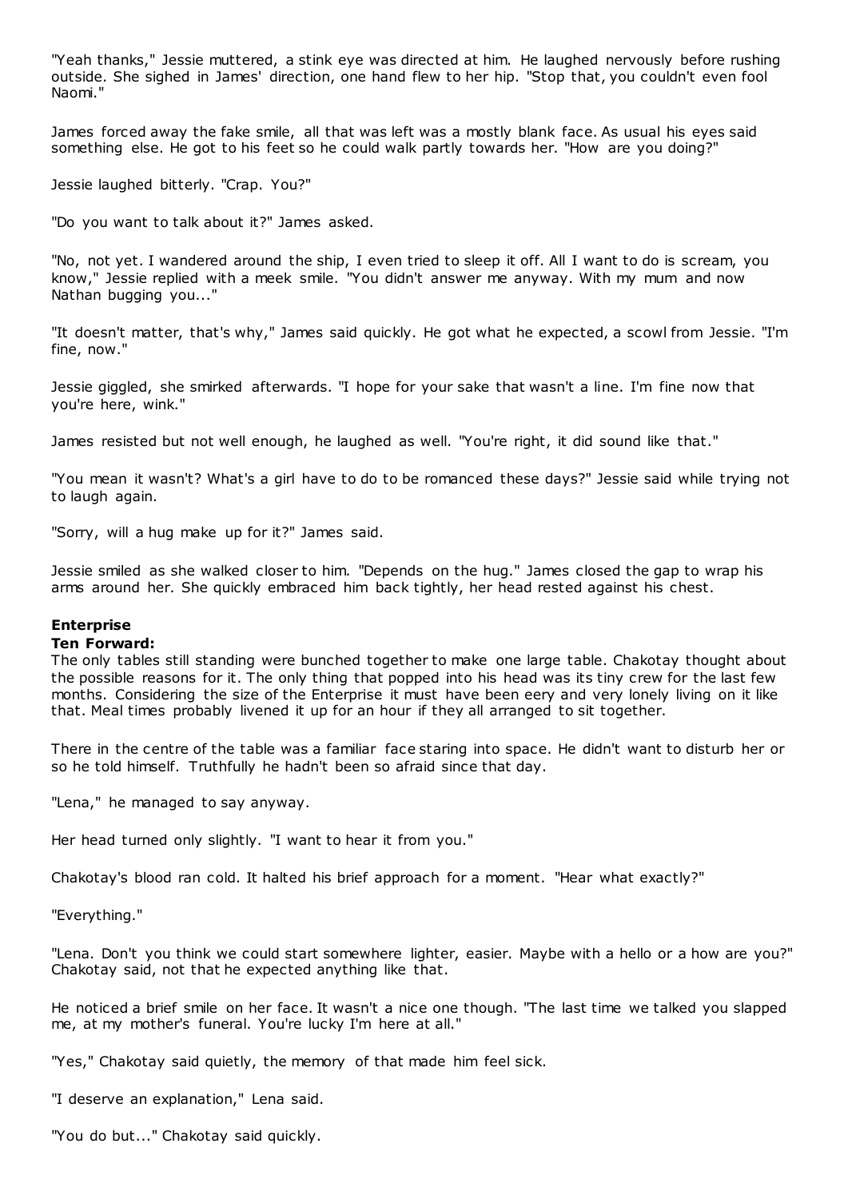"Yeah thanks," Jessie muttered, a stink eye was directed at him. He laughed nervously before rushing outside. She sighed in James' direction, one hand flew to her hip. "Stop that, you couldn't even fool Naomi."

James forced away the fake smile, all that was left was a mostly blank face. As usual his eyes said something else. He got to his feet so he could walk partly towards her. "How are you doing?"

Jessie laughed bitterly. "Crap. You?"

"Do you want to talk about it?" James asked.

"No, not yet. I wandered around the ship, I even tried to sleep it off. All I want to do is scream, you know," Jessie replied with a meek smile. "You didn't answer me anyway. With my mum and now Nathan bugging you..."

"It doesn't matter, that's why," James said quickly. He got what he expected, a scowl from Jessie. "I'm fine, now."

Jessie giggled, she smirked afterwards. "I hope for your sake that wasn't a line. I'm fine now that you're here, wink."

James resisted but not well enough, he laughed as well. "You're right, it did sound like that."

"You mean it wasn't? What's a girl have to do to be romanced these days?" Jessie said while trying not to laugh again.

"Sorry, will a hug make up for it?" James said.

Jessie smiled as she walked closer to him. "Depends on the hug." James closed the gap to wrap his arms around her. She quickly embraced him back tightly, her head rested against his chest.

**Enterprise**

**Ten Forward:**

The only tables still standing were bunched together to make one large table. Chakotay thought about the possible reasons for it. The only thing that popped into his head was its tiny crew for the last few months. Considering the size of the Enterprise it must have been eery and very lonely living on it like that. Meal times probably livened it up for an hour if they all arranged to sit together.

There in the centre of the table was a familiar face staring into space. He didn't want to disturb her or so he told himself. Truthfully he hadn't been so afraid since that day.

"Lena," he managed to say anyway.

Her head turned only slightly. "I want to hear it from you."

Chakotay's blood ran cold. It halted his brief approach for a moment. "Hear what exactly?"

"Everything."

"Lena. Don't you think we could start somewhere lighter, easier. Maybe with a hello or a how are you?" Chakotay said, not that he expected anything like that.

He noticed a brief smile on her face. It wasn't a nice one though. "The last time we talked you slapped me, at my mother's funeral. You're lucky I'm here at all."

"Yes," Chakotay said quietly, the memory of that made him feel sick.

"I deserve an explanation," Lena said.

"You do but..." Chakotay said quickly.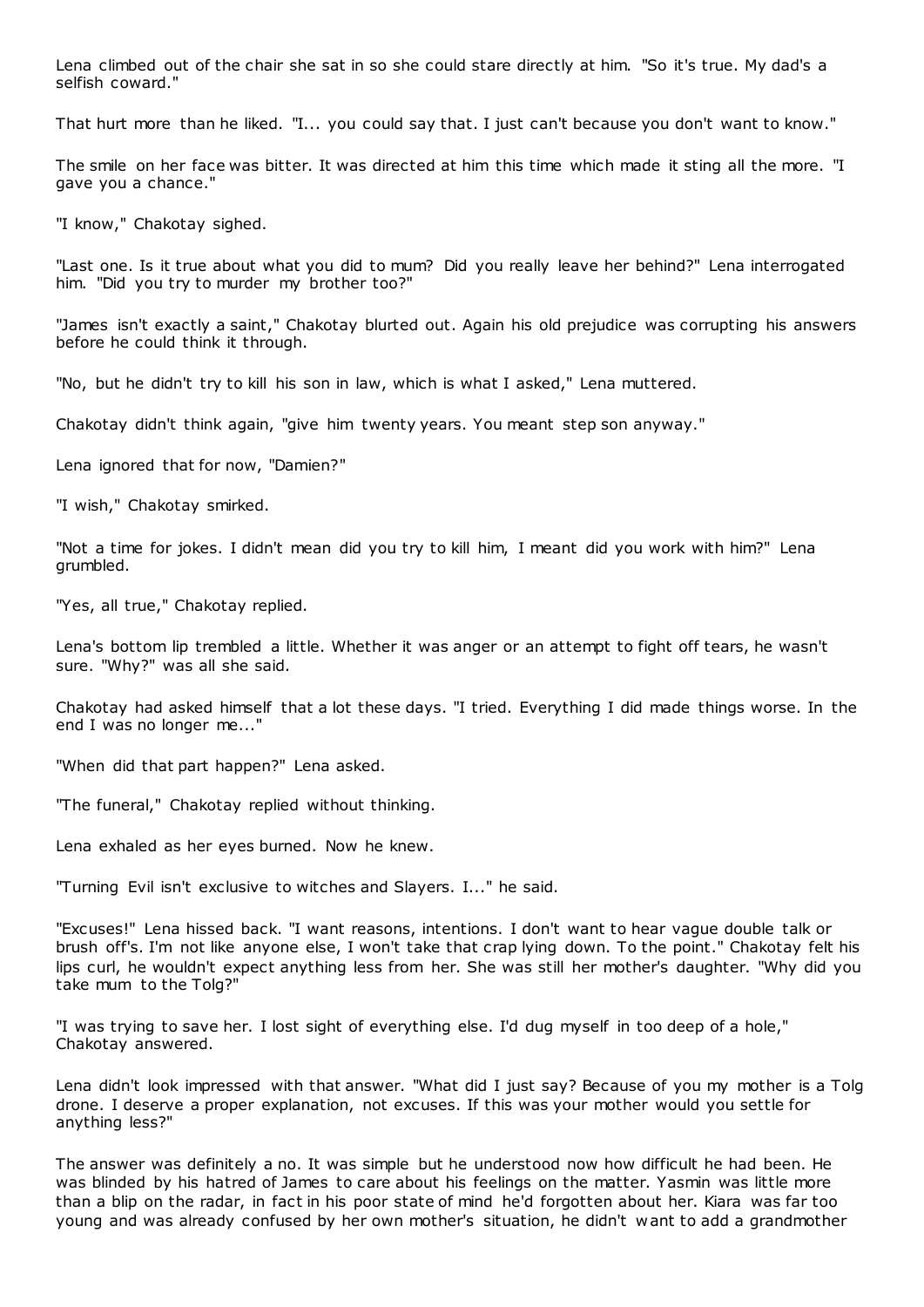Lena climbed out of the chair she sat in so she could stare directly at him. "So it's true. My dad's a selfish coward."

That hurt more than he liked. "I... you could say that. I just can't because you don't want to know."

The smile on her face was bitter. It was directed at him this time which made it sting all the more. "I gave you a chance."

"I know," Chakotay sighed.

"Last one. Is it true about what you did to mum? Did you really leave her behind?" Lena interrogated him. "Did you try to murder my brother too?"

"James isn't exactly a saint," Chakotay blurted out. Again his old prejudice was corrupting his answers before he could think it through.

"No, but he didn't try to kill his son in law, which is what I asked," Lena muttered.

Chakotay didn't think again, "give him twenty years. You meant step son anyway."

Lena ignored that for now, "Damien?"

"I wish," Chakotay smirked.

"Not a time for jokes. I didn't mean did you try to kill him, I meant did you work with him?" Lena grumbled.

"Yes, all true," Chakotay replied.

Lena's bottom lip trembled a little. Whether it was anger or an attempt to fight off tears, he wasn't sure. "Why?" was all she said.

Chakotay had asked himself that a lot these days. "I tried. Everything I did made things worse. In the end I was no longer me..."

"When did that part happen?" Lena asked.

"The funeral," Chakotay replied without thinking.

Lena exhaled as her eyes burned. Now he knew.

"Turning Evil isn't exclusive to witches and Slayers. I..." he said.

"Excuses!" Lena hissed back. "I want reasons, intentions. I don't want to hear vague double talk or brush off's. I'm not like anyone else, I won't take that crap lying down. To the point." Chakotay felt his lips curl, he wouldn't expect anything less from her. She was still her mother's daughter. "Why did you take mum to the Tolg?"

"I was trying to save her. I lost sight of everything else. I'd dug myself in too deep of a hole," Chakotay answered.

Lena didn't look impressed with that answer. "What did I just say? Because of you my mother is a Tolg drone. I deserve a proper explanation, not excuses. If this was your mother would you settle for anything less?"

The answer was definitely a no. It was simple but he understood now how difficult he had been. He was blinded by his hatred of James to care about his feelings on the matter. Yasmin was little more than a blip on the radar, in fact in his poor state of mind he'd forgotten about her. Kiara was far too young and was already confused by her own mother's situation, he didn't want to add a grandmother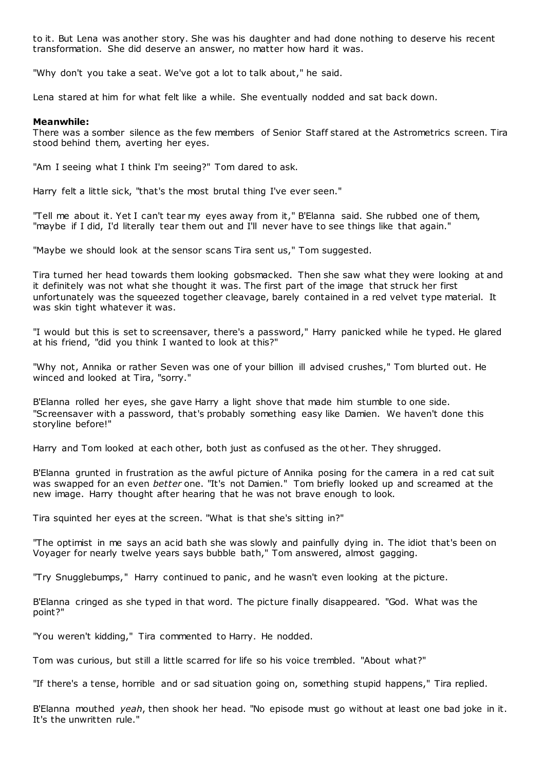to it. But Lena was another story. She was his daughter and had done nothing to deserve his recent transformation. She did deserve an answer, no matter how hard it was.

"Why don't you take a seat. We've got a lot to talk about," he said.

Lena stared at him for what felt like a while. She eventually nodded and sat back down.

**Meanwhile:**

There was a somber silence as the few members of Senior Staff stared at the Astrometrics screen. Tira stood behind them, averting her eyes.

"Am I seeing what I think I'm seeing?" Tom dared to ask.

Harry felt a little sick, "that's the most brutal thing I've ever seen."

"Tell me about it. Yet I can't tear my eyes away from it," B'Elanna said. She rubbed one of them, "maybe if I did, I'd literally tear them out and I'll never have to see things like that again."

"Maybe we should look at the sensor scans Tira sent us," Tom suggested.

Tira turned her head towards them looking gobsmacked. Then she saw what they were looking at and it definitely was not what she thought it was. The first part of the image that struck her first unfortunately was the squeezed together cleavage, barely contained in a red velvet type material. It was skin tight whatever it was.

"I would but this is set to screensaver, there's a password," Harry panicked while he typed. He glared at his friend, "did you think I wanted to look at this?"

"Why not, Annika or rather Seven was one of your billion ill advised crushes," Tom blurted out. He winced and looked at Tira, "sorry."

B'Elanna rolled her eyes, she gave Harry a light shove that made him stumble to one side. "Screensaver with a password, that's probably something easy like Damien. We haven't done this storyline before!"

Harry and Tom looked at each other, both just as confused as the other. They shrugged.

B'Elanna grunted in frustration as the awful picture of Annika posing for the camera in a red cat suit was swapped for an even *better* one. "It's not Damien." Tom briefly looked up and screamed at the new image. Harry thought after hearing that he was not brave enough to look.

Tira squinted her eyes at the screen. "What is that she's sitting in?"

"The optimist in me says an acid bath she was slowly and painfully dying in. The idiot that's been on Voyager for nearly twelve years says bubble bath," Tom answered, almost gagging.

"Try Snugglebumps," Harry continued to panic, and he wasn't even looking at the picture.

B'Elanna cringed as she typed in that word. The picture finally disappeared. "God. What was the point?"

"You weren't kidding," Tira commented to Harry. He nodded.

Tom was curious, but still a little scarred for life so his voice trembled. "About what?"

"If there's a tense, horrible and or sad situation going on, something stupid happens," Tira replied.

B'Elanna mouthed *yeah*, then shook her head. "No episode must go without at least one bad joke in it. It's the unwritten rule."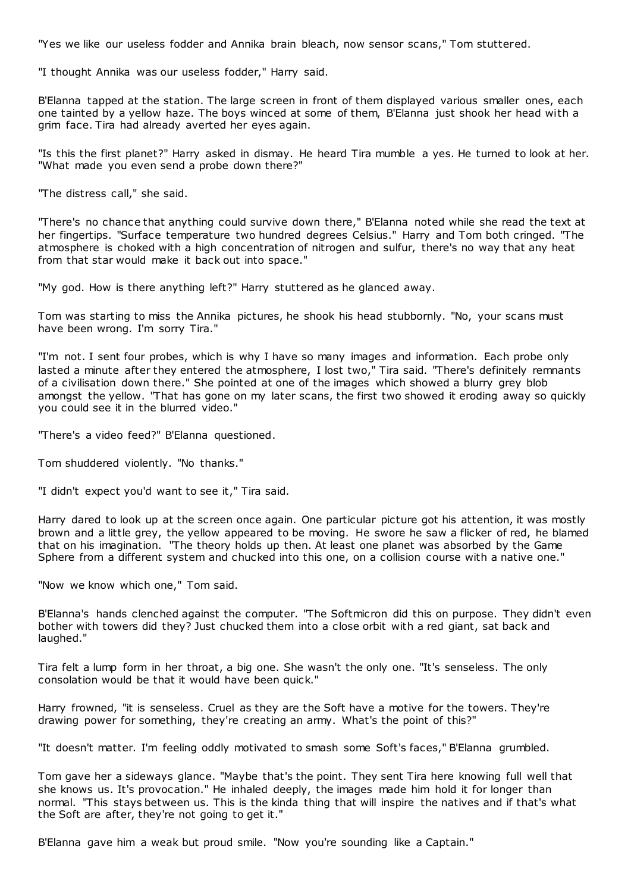"Yes we like our useless fodder and Annika brain bleach, now sensor scans," Tom stuttered.

"I thought Annika was our useless fodder," Harry said.

B'Elanna tapped at the station. The large screen in front of them displayed various smaller ones, each one tainted by a yellow haze. The boys winced at some of them, B'Elanna just shook her head with a grim face. Tira had already averted her eyes again.

"Is this the first planet?" Harry asked in dismay. He heard Tira mumble a yes. He turned to look at her. "What made you even send a probe down there?"

"The distress call," she said.

"There's no chance that anything could survive down there," B'Elanna noted while she read the text at her fingertips. "Surface temperature two hundred degrees Celsius." Harry and Tom both cringed. "The atmosphere is choked with a high concentration of nitrogen and sulfur, there's no way that any heat from that star would make it back out into space."

"My god. How is there anything left?" Harry stuttered as he glanced away.

Tom was starting to miss the Annika pictures, he shook his head stubbornly. "No, your scans must have been wrong. I'm sorry Tira."

"I'm not. I sent four probes, which is why I have so many images and information. Each probe only lasted a minute after they entered the atmosphere, I lost two," Tira said. "There's definitely remnants of a civilisation down there." She pointed at one of the images which showed a blurry grey blob amongst the yellow. "That has gone on my later scans, the first two showed it eroding away so quickly you could see it in the blurred video."

"There's a video feed?" B'Elanna questioned.

Tom shuddered violently. "No thanks."

"I didn't expect you'd want to see it," Tira said.

Harry dared to look up at the screen once again. One particular picture got his attention, it was mostly brown and a little grey, the yellow appeared to be moving. He swore he saw a flicker of red, he blamed that on his imagination. "The theory holds up then. At least one planet was absorbed by the Game Sphere from a different system and chucked into this one, on a collision course with a native one."

"Now we know which one," Tom said.

B'Elanna's hands clenched against the computer. "The Softmicron did this on purpose. They didn't even bother with towers did they? Just chucked them into a close orbit with a red giant, sat back and laughed."

Tira felt a lump form in her throat, a big one. She wasn't the only one. "It's senseless. The only consolation would be that it would have been quick."

Harry frowned, "it is senseless. Cruel as they are the Soft have a motive for the towers. They're drawing power for something, they're creating an army. What's the point of this?"

"It doesn't matter. I'm feeling oddly motivated to smash some Soft's faces," B'Elanna grumbled.

Tom gave her a sideways glance. "Maybe that's the point. They sent Tira here knowing full well that she knows us. It's provocation." He inhaled deeply, the images made him hold it for longer than normal. "This stays between us. This is the kinda thing that will inspire the natives and if that's what the Soft are after, they're not going to get it."

B'Elanna gave him a weak but proud smile. "Now you're sounding like a Captain."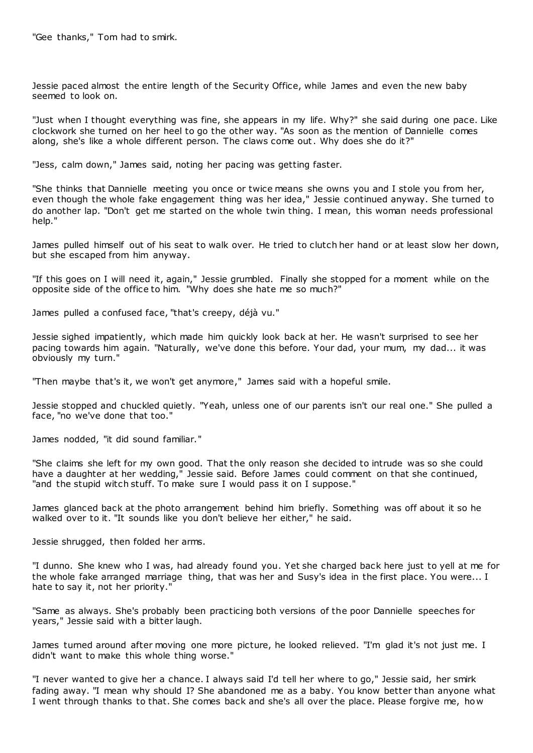"Gee thanks," Tom had to smirk.

Jessie paced almost the entire length of the Security Office, while James and even the new baby seemed to look on.

"Just when I thought everything was fine, she appears in my life. Why?" she said during one pace. Like clockwork she turned on her heel to go the other way. "As soon as the mention of Dannielle comes along, she's like a whole different person. The claws come out. Why does she do it?"

"Jess, calm down," James said, noting her pacing was getting faster.

"She thinks that Dannielle meeting you once or twice means she owns you and I stole you from her, even though the whole fake engagement thing was her idea," Jessie continued anyway. She turned to do another lap. "Don't get me started on the whole twin thing. I mean, this woman needs professional help."

James pulled himself out of his seat to walk over. He tried to clutch her hand or at least slow her down, but she escaped from him anyway.

"If this goes on I will need it, again," Jessie grumbled. Finally she stopped for a moment while on the opposite side of the office to him. "Why does she hate me so much?"

James pulled a confused face, "that's creepy, déjà vu."

Jessie sighed impatiently, which made him quickly look back at her. He wasn't surprised to see her pacing towards him again. "Naturally, we've done this before. Your dad, your mum, my dad... it was obviously my turn."

"Then maybe that's it, we won't get anymore," James said with a hopeful smile.

Jessie stopped and chuckled quietly. "Yeah, unless one of our parents isn't our real one." She pulled a face, "no we've done that too."

James nodded, "it did sound familiar."

"She claims she left for my own good. That the only reason she decided to intrude was so she could have a daughter at her wedding," Jessie said. Before James could comment on that she continued, "and the stupid witch stuff. To make sure I would pass it on I suppose."

James glanced back at the photo arrangement behind him briefly. Something was off about it so he walked over to it. "It sounds like you don't believe her either," he said.

Jessie shrugged, then folded her arms.

"I dunno. She knew who I was, had already found you. Yet she charged back here just to yell at me for the whole fake arranged marriage thing, that was her and Susy's idea in the first place. You were... I hate to say it, not her priority."

"Same as always. She's probably been practicing both versions of the poor Dannielle speeches for years," Jessie said with a bitter laugh.

James turned around after moving one more picture, he looked relieved. "I'm glad it's not just me. I didn't want to make this whole thing worse."

"I never wanted to give her a chance. I always said I'd tell her where to go," Jessie said, her smirk fading away. "I mean why should I? She abandoned me as a baby. You know better than anyone what I went through thanks to that. She comes back and she's all over the place. Please forgive me, how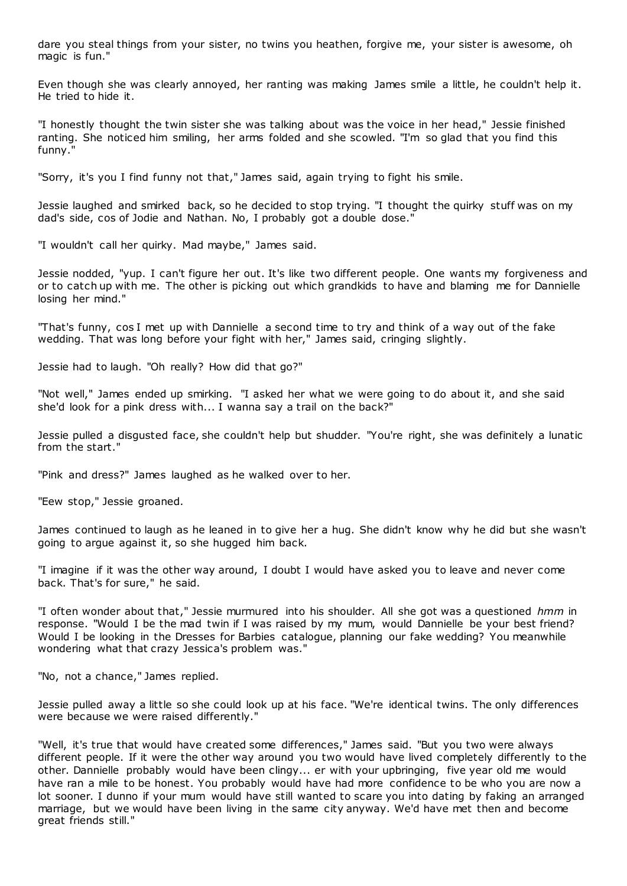dare you steal things from your sister, no twins you heathen, forgive me, your sister is awesome, oh magic is fun."

Even though she was clearly annoyed, her ranting was making James smile a little, he couldn't help it. He tried to hide it.

"I honestly thought the twin sister she was talking about was the voice in her head," Jessie finished ranting. She noticed him smiling, her arms folded and she scowled. "I'm so glad that you find this funny."

"Sorry, it's you I find funny not that," James said, again trying to fight his smile.

Jessie laughed and smirked back, so he decided to stop trying. "I thought the quirky stuff was on my dad's side, cos of Jodie and Nathan. No, I probably got a double dose."

"I wouldn't call her quirky. Mad maybe," James said.

Jessie nodded, "yup. I can't figure her out. It's like two different people. One wants my forgiveness and or to catch up with me. The other is picking out which grandkids to have and blaming me for Dannielle losing her mind."

"That's funny, cos I met up with Dannielle a second time to try and think of a way out of the fake wedding. That was long before your fight with her," James said, cringing slightly.

Jessie had to laugh. "Oh really? How did that go?"

"Not well," James ended up smirking. "I asked her what we were going to do about it, and she said she'd look for a pink dress with... I wanna say a trail on the back?"

Jessie pulled a disgusted face, she couldn't help but shudder. "You're right, she was definitely a lunatic from the start."

"Pink and dress?" James laughed as he walked over to her.

"Eew stop," Jessie groaned.

James continued to laugh as he leaned in to give her a hug. She didn't know why he did but she wasn't going to argue against it, so she hugged him back.

"I imagine if it was the other way around, I doubt I would have asked you to leave and never come back. That's for sure," he said.

"I often wonder about that," Jessie murmured into his shoulder. All she got was a questioned *hmm* in response. "Would I be the mad twin if I was raised by my mum, would Dannielle be your best friend? Would I be looking in the Dresses for Barbies catalogue, planning our fake wedding? You meanwhile wondering what that crazy Jessica's problem was."

"No, not a chance," James replied.

Jessie pulled away a little so she could look up at his face. "We're identical twins. The only differences were because we were raised differently."

"Well, it's true that would have created some differences," James said. "But you two were always different people. If it were the other way around you two would have lived completely differently to the other. Dannielle probably would have been clingy... er with your upbringing, five year old me would have ran a mile to be honest. You probably would have had more confidence to be who you are now a lot sooner. I dunno if your mum would have still wanted to scare you into dating by faking an arranged marriage, but we would have been living in the same city anyway. We'd have met then and become great friends still."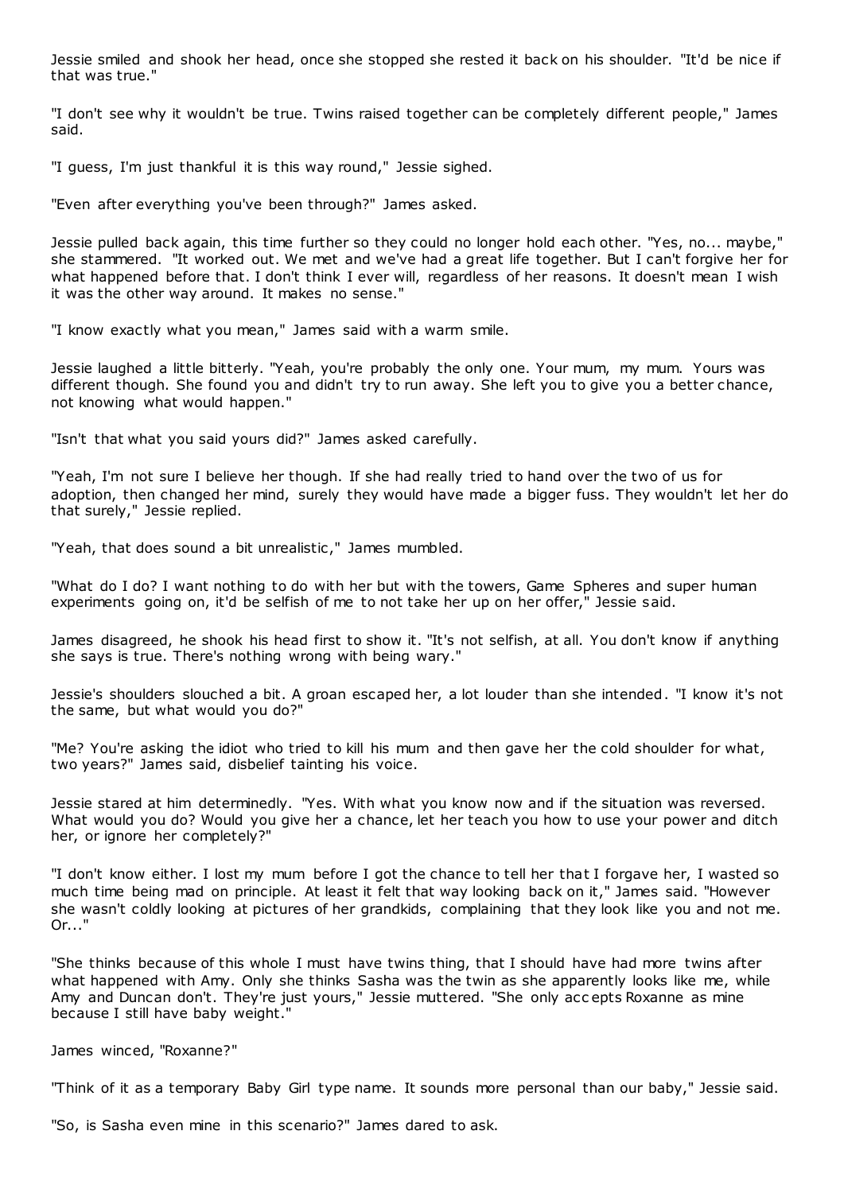Jessie smiled and shook her head, once she stopped she rested it back on his shoulder. "It'd be nice if that was true."

"I don't see why it wouldn't be true. Twins raised together can be completely different people," James said.

"I guess, I'm just thankful it is this way round," Jessie sighed.

"Even after everything you've been through?" James asked.

Jessie pulled back again, this time further so they could no longer hold each other. "Yes, no... maybe," she stammered. "It worked out. We met and we've had a great life together. But I can't forgive her for what happened before that. I don't think I ever will, regardless of her reasons. It doesn't mean I wish it was the other way around. It makes no sense."

"I know exactly what you mean," James said with a warm smile.

Jessie laughed a little bitterly. "Yeah, you're probably the only one. Your mum, my mum. Yours was different though. She found you and didn't try to run away. She left you to give you a better chance, not knowing what would happen."

"Isn't that what you said yours did?" James asked carefully.

"Yeah, I'm not sure I believe her though. If she had really tried to hand over the two of us for adoption, then changed her mind, surely they would have made a bigger fuss. They wouldn't let her do that surely," Jessie replied.

"Yeah, that does sound a bit unrealistic," James mumbled.

"What do I do? I want nothing to do with her but with the towers, Game Spheres and super human experiments going on, it'd be selfish of me to not take her up on her offer," Jessie said.

James disagreed, he shook his head first to show it. "It's not selfish, at all. You don't know if anything she says is true. There's nothing wrong with being wary."

Jessie's shoulders slouched a bit. A groan escaped her, a lot louder than she intended. "I know it's not the same, but what would you do?"

"Me? You're asking the idiot who tried to kill his mum and then gave her the cold shoulder for what, two years?" James said, disbelief tainting his voice.

Jessie stared at him determinedly. "Yes. With what you know now and if the situation was reversed. What would you do? Would you give her a chance, let her teach you how to use your power and ditch her, or ignore her completely?"

"I don't know either. I lost my mum before I got the chance to tell her that I forgave her, I wasted so much time being mad on principle. At least it felt that way looking back on it," James said. "However she wasn't coldly looking at pictures of her grandkids, complaining that they look like you and not me. Or..."

"She thinks because of this whole I must have twins thing, that I should have had more twins after what happened with Amy. Only she thinks Sasha was the twin as she apparently looks like me, while Amy and Duncan don't. They're just yours," Jessie muttered. "She only accepts Roxanne as mine because I still have baby weight."

James winced, "Roxanne?"

"Think of it as a temporary Baby Girl type name. It sounds more personal than our baby," Jessie said.

"So, is Sasha even mine in this scenario?" James dared to ask.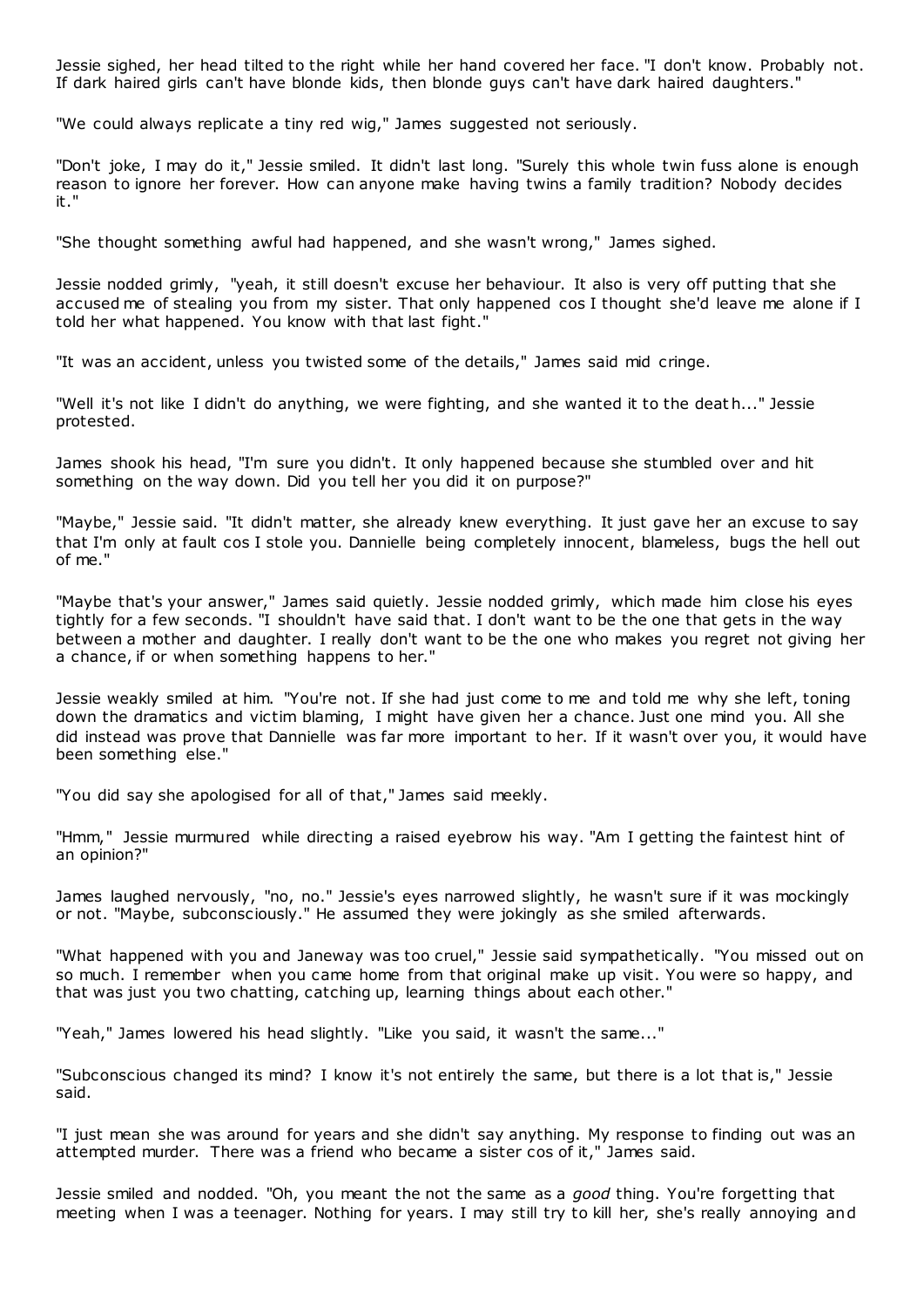Jessie sighed, her head tilted to the right while her hand covered her face. "I don't know. Probably not. If dark haired girls can't have blonde kids, then blonde guys can't have dark haired daughters."

"We could always replicate a tiny red wig," James suggested not seriously.

"Don't joke, I may do it," Jessie smiled. It didn't last long. "Surely this whole twin fuss alone is enough reason to ignore her forever. How can anyone make having twins a family tradition? Nobody decides it."

"She thought something awful had happened, and she wasn't wrong," James sighed.

Jessie nodded grimly, "yeah, it still doesn't excuse her behaviour. It also is very off putting that she accused me of stealing you from my sister. That only happened cos I thought she'd leave me alone if I told her what happened. You know with that last fight."

"It was an accident, unless you twisted some of the details," James said mid cringe.

"Well it's not like I didn't do anything, we were fighting, and she wanted it to the death..." Jessie protested.

James shook his head, "I'm sure you didn't. It only happened because she stumbled over and hit something on the way down. Did you tell her you did it on purpose?"

"Maybe," Jessie said. "It didn't matter, she already knew everything. It just gave her an excuse to say that I'm only at fault cos I stole you. Dannielle being completely innocent, blameless, bugs the hell out of me."

"Maybe that's your answer," James said quietly. Jessie nodded grimly, which made him close his eyes tightly for a few seconds. "I shouldn't have said that. I don't want to be the one that gets in the way between a mother and daughter. I really don't want to be the one who makes you regret not giving her a chance, if or when something happens to her."

Jessie weakly smiled at him. "You're not. If she had just come to me and told me why she left, toning down the dramatics and victim blaming, I might have given her a chance. Just one mind you. All she did instead was prove that Dannielle was far more important to her. If it wasn't over you, it would have been something else."

"You did say she apologised for all of that," James said meekly.

"Hmm," Jessie murmured while directing a raised eyebrow his way. "Am I getting the faintest hint of an opinion?"

James laughed nervously, "no, no." Jessie's eyes narrowed slightly, he wasn't sure if it was mockingly or not. "Maybe, subconsciously." He assumed they were jokingly as she smiled afterwards.

"What happened with you and Janeway was too cruel," Jessie said sympathetically. "You missed out on so much. I remember when you came home from that original make up visit. You were so happy, and that was just you two chatting, catching up, learning things about each other."

"Yeah," James lowered his head slightly. "Like you said, it wasn't the same..."

"Subconscious changed its mind? I know it's not entirely the same, but there is a lot that is," Jessie said.

"I just mean she was around for years and she didn't say anything. My response to finding out was an attempted murder. There was a friend who became a sister cos of it," James said.

Jessie smiled and nodded. "Oh, you meant the not the same as a *good* thing. You're forgetting that meeting when I was a teenager. Nothing for years. I may still try to kill her, she's really annoying and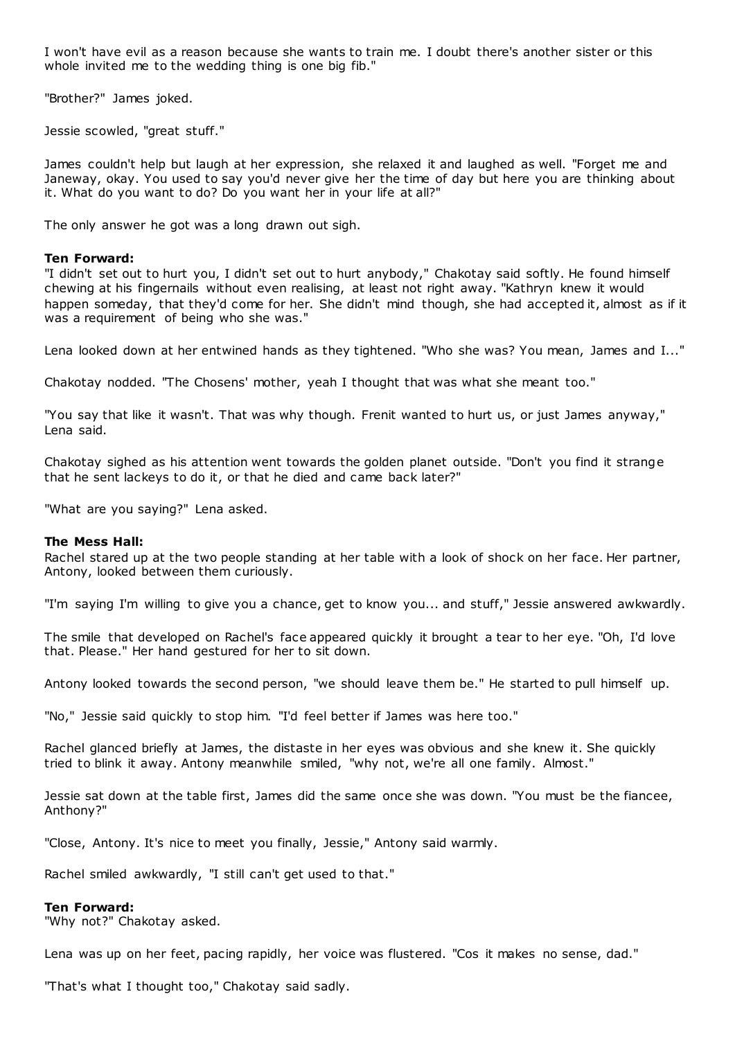I won't have evil as a reason because she wants to train me. I doubt there's another sister or this whole invited me to the wedding thing is one big fib."

"Brother?" James joked.

Jessie scowled, "great stuff."

James couldn't help but laugh at her expression, she relaxed it and laughed as well. "Forget me and Janeway, okay. You used to say you'd never give her the time of day but here you are thinking about it. What do you want to do? Do you want her in your life at all?"

The only answer he got was a long drawn out sigh.

**Ten Forward:**
"I didn't set out to hurt you, I didn't set out to hurt anybody," Chakotay said softly. He found himself chewing at his fingernails without even realising, at least not right away. "Kathryn knew it would happen someday, that they'd come for her. She didn't mind though, she had accepted it, almost as if it was a requirement of being who she was."

Lena looked down at her entwined hands as they tightened. "Who she was? You mean, James and I..."

Chakotay nodded. "The Chosens' mother, yeah I thought that was what she meant too."

"You say that like it wasn't. That was why though. Frenit wanted to hurt us, or just James anyway," Lena said.

Chakotay sighed as his attention went towards the golden planet outside. "Don't you find it strange that he sent lackeys to do it, or that he died and came back later?"

"What are you saying?" Lena asked.

**The Mess Hall:**
Rachel stared up at the two people standing at her table with a look of shock on her face. Her partner, Antony, looked between them curiously.

"I'm saying I'm willing to give you a chance, get to know you... and stuff," Jessie answered awkwardly.

The smile that developed on Rachel's face appeared quickly it brought a tear to her eye. "Oh, I'd love that. Please." Her hand gestured for her to sit down.

Antony looked towards the second person, "we should leave them be." He started to pull himself up.

"No," Jessie said quickly to stop him. "I'd feel better if James was here too."

Rachel glanced briefly at James, the distaste in her eyes was obvious and she knew it. She quickly tried to blink it away. Antony meanwhile smiled, "why not, we're all one family. Almost."

Jessie sat down at the table first, James did the same once she was down. "You must be the fiancee, Anthony?"

"Close, Antony. It's nice to meet you finally, Jessie," Antony said warmly.

Rachel smiled awkwardly, "I still can't get used to that."

**Ten Forward:**
"Why not?" Chakotay asked.

Lena was up on her feet, pacing rapidly, her voice was flustered. "Cos it makes no sense, dad."

"That's what I thought too," Chakotay said sadly.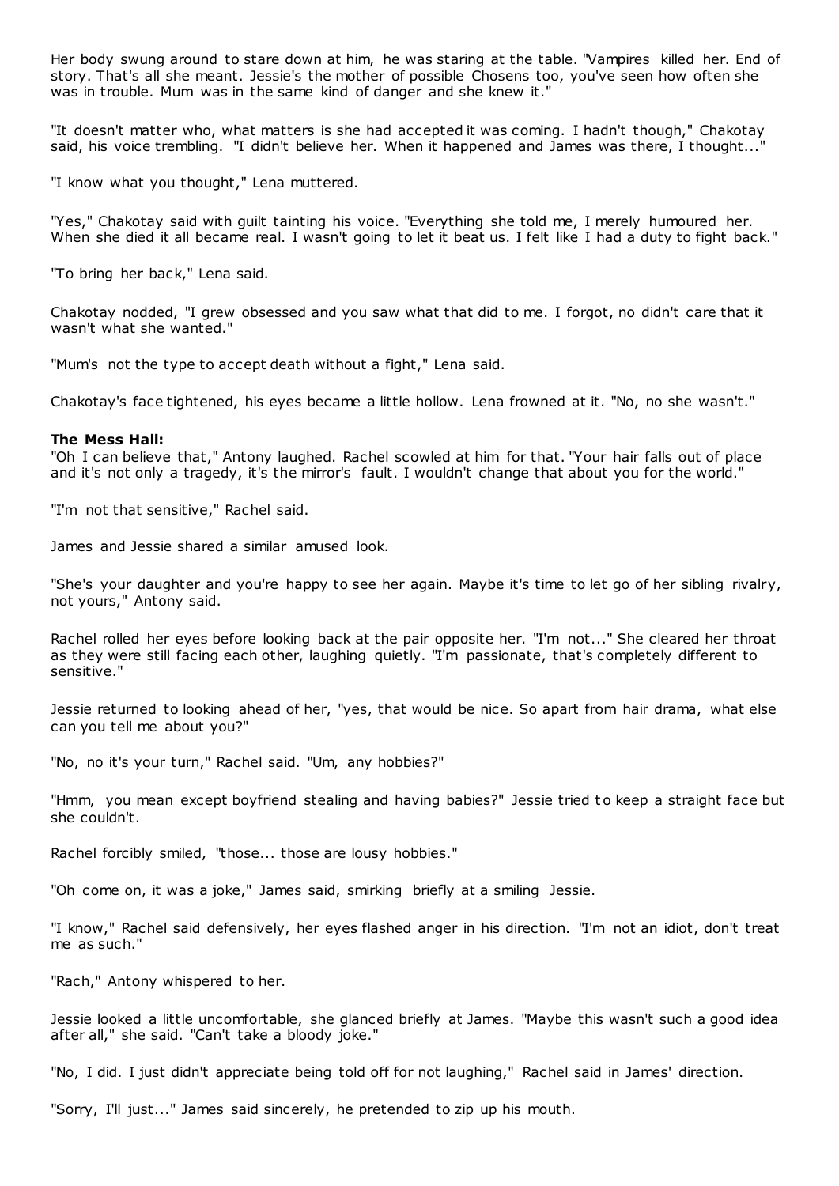Her body swung around to stare down at him, he was staring at the table. "Vampires killed her. End of story. That's all she meant. Jessie's the mother of possible Chosens too, you've seen how often she was in trouble. Mum was in the same kind of danger and she knew it."

"It doesn't matter who, what matters is she had accepted it was coming. I hadn't though," Chakotay said, his voice trembling. "I didn't believe her. When it happened and James was there, I thought..."

"I know what you thought," Lena muttered.

"Yes," Chakotay said with guilt tainting his voice. "Everything she told me, I merely humoured her. When she died it all became real. I wasn't going to let it beat us. I felt like I had a duty to fight back."

"To bring her back," Lena said.

Chakotay nodded, "I grew obsessed and you saw what that did to me. I forgot, no didn't care that it wasn't what she wanted."

"Mum's not the type to accept death without a fight," Lena said.

Chakotay's face tightened, his eyes became a little hollow. Lena frowned at it. "No, no she wasn't."

**The Mess Hall:**
"Oh I can believe that," Antony laughed. Rachel scowled at him for that. "Your hair falls out of place and it's not only a tragedy, it's the mirror's fault. I wouldn't change that about you for the world."

"I'm not that sensitive," Rachel said.

James and Jessie shared a similar amused look.

"She's your daughter and you're happy to see her again. Maybe it's time to let go of her sibling rivalry, not yours," Antony said.

Rachel rolled her eyes before looking back at the pair opposite her. "I'm not..." She cleared her throat as they were still facing each other, laughing quietly. "I'm passionate, that's completely different to sensitive."

Jessie returned to looking ahead of her, "yes, that would be nice. So apart from hair drama, what else can you tell me about you?"

"No, no it's your turn," Rachel said. "Um, any hobbies?"

"Hmm, you mean except boyfriend stealing and having babies?" Jessie tried to keep a straight face but she couldn't.

Rachel forcibly smiled, "those... those are lousy hobbies."

"Oh come on, it was a joke," James said, smirking briefly at a smiling Jessie.

"I know," Rachel said defensively, her eyes flashed anger in his direction. "I'm not an idiot, don't treat me as such."

"Rach," Antony whispered to her.

Jessie looked a little uncomfortable, she glanced briefly at James. "Maybe this wasn't such a good idea after all," she said. "Can't take a bloody joke."

"No, I did. I just didn't appreciate being told off for not laughing," Rachel said in James' direction.

"Sorry, I'll just..." James said sincerely, he pretended to zip up his mouth.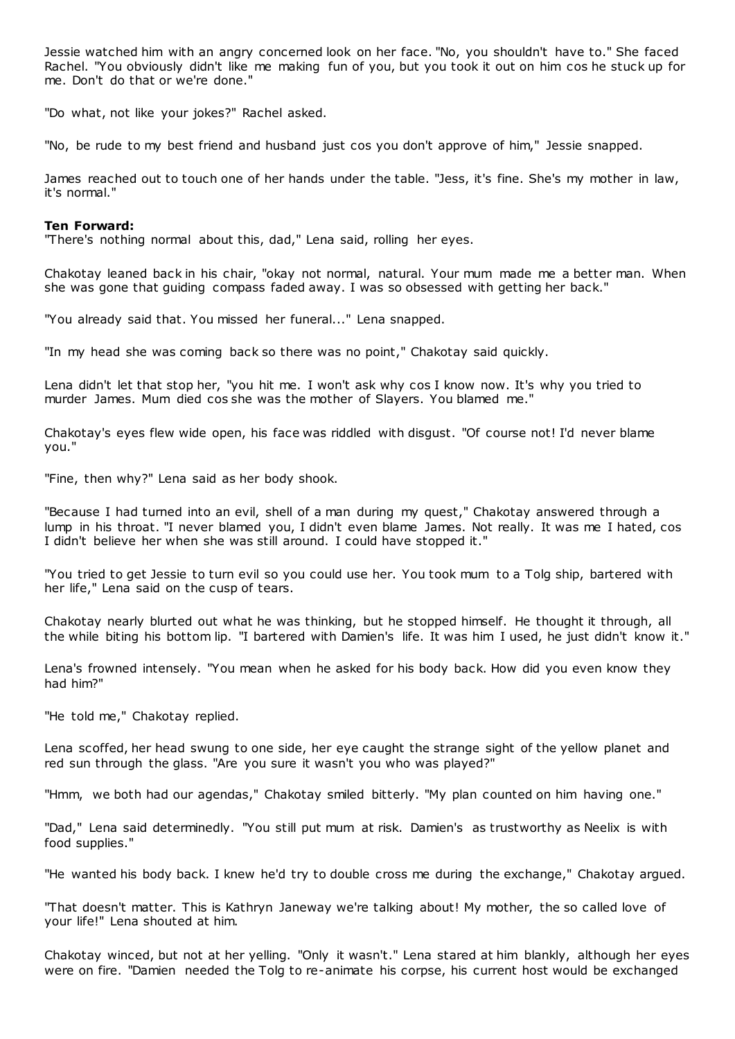Jessie watched him with an angry concerned look on her face. "No, you shouldn't have to." She faced Rachel. "You obviously didn't like me making fun of you, but you took it out on him cos he stuck up for me. Don't do that or we're done."

"Do what, not like your jokes?" Rachel asked.

"No, be rude to my best friend and husband just cos you don't approve of him," Jessie snapped.

James reached out to touch one of her hands under the table. "Jess, it's fine. She's my mother in law, it's normal."

**Ten Forward:**

"There's nothing normal about this, dad," Lena said, rolling her eyes.

Chakotay leaned back in his chair, "okay not normal, natural. Your mum made me a better man. When she was gone that guiding compass faded away. I was so obsessed with getting her back."

"You already said that. You missed her funeral..." Lena snapped.

"In my head she was coming back so there was no point," Chakotay said quickly.

Lena didn't let that stop her, "you hit me. I won't ask why cos I know now. It's why you tried to murder James. Mum died cos she was the mother of Slayers. You blamed me."

Chakotay's eyes flew wide open, his face was riddled with disgust. "Of course not! I'd never blame you."

"Fine, then why?" Lena said as her body shook.

"Because I had turned into an evil, shell of a man during my quest," Chakotay answered through a lump in his throat. "I never blamed you, I didn't even blame James. Not really. It was me I hated, cos I didn't believe her when she was still around. I could have stopped it."

"You tried to get Jessie to turn evil so you could use her. You took mum to a Tolg ship, bartered with her life," Lena said on the cusp of tears.

Chakotay nearly blurted out what he was thinking, but he stopped himself. He thought it through, all the while biting his bottom lip. "I bartered with Damien's life. It was him I used, he just didn't know it."

Lena's frowned intensely. "You mean when he asked for his body back. How did you even know they had him?"

"He told me," Chakotay replied.

Lena scoffed, her head swung to one side, her eye caught the strange sight of the yellow planet and red sun through the glass. "Are you sure it wasn't you who was played?"

"Hmm, we both had our agendas," Chakotay smiled bitterly. "My plan counted on him having one."

"Dad," Lena said determinedly. "You still put mum at risk. Damien's as trustworthy as Neelix is with food supplies."

"He wanted his body back. I knew he'd try to double cross me during the exchange," Chakotay argued.

"That doesn't matter. This is Kathryn Janeway we're talking about! My mother, the so called love of your life!" Lena shouted at him.

Chakotay winced, but not at her yelling. "Only it wasn't." Lena stared at him blankly, although her eyes were on fire. "Damien needed the Tolg to re-animate his corpse, his current host would be exchanged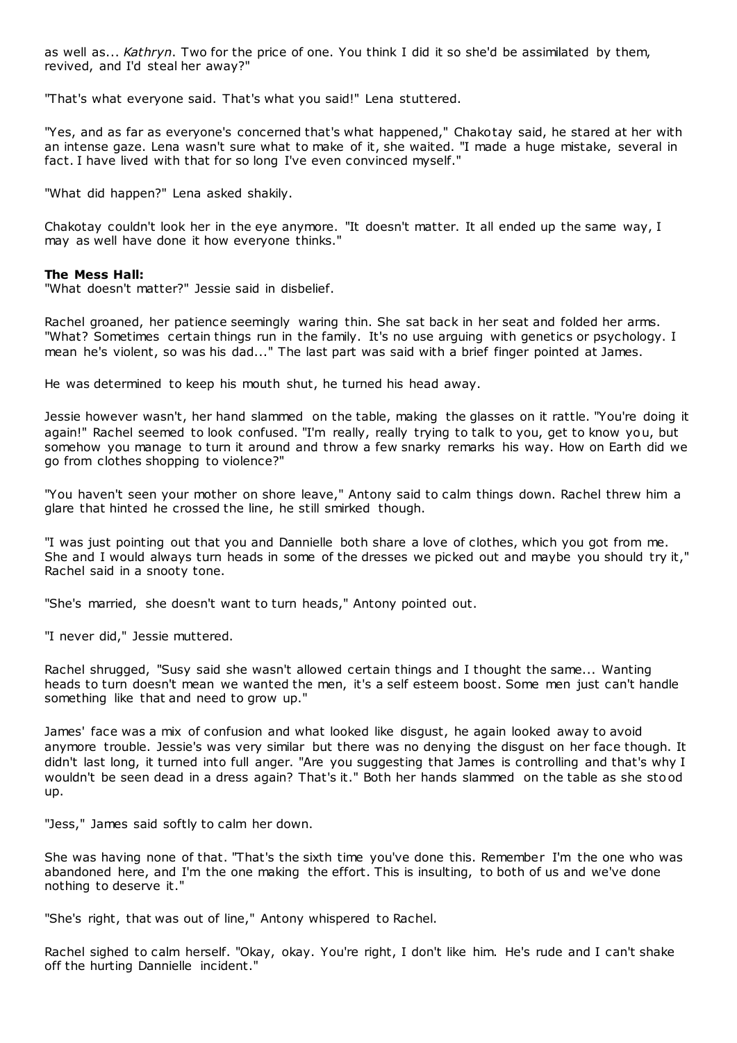as well as... *Kathryn*. Two for the price of one. You think I did it so she'd be assimilated by them, revived, and I'd steal her away?"

"That's what everyone said. That's what you said!" Lena stuttered.

"Yes, and as far as everyone's concerned that's what happened," Chakotay said, he stared at her with an intense gaze. Lena wasn't sure what to make of it, she waited. "I made a huge mistake, several in fact. I have lived with that for so long I've even convinced myself."

"What did happen?" Lena asked shakily.

Chakotay couldn't look her in the eye anymore. "It doesn't matter. It all ended up the same way, I may as well have done it how everyone thinks."

**The Mess Hall:**
"What doesn't matter?" Jessie said in disbelief.

Rachel groaned, her patience seemingly waring thin. She sat back in her seat and folded her arms. "What? Sometimes certain things run in the family. It's no use arguing with genetics or psychology. I mean he's violent, so was his dad..." The last part was said with a brief finger pointed at James.

He was determined to keep his mouth shut, he turned his head away.

Jessie however wasn't, her hand slammed on the table, making the glasses on it rattle. "You're doing it again!" Rachel seemed to look confused. "I'm really, really trying to talk to you, get to know you, but somehow you manage to turn it around and throw a few snarky remarks his way. How on Earth did we go from clothes shopping to violence?"

"You haven't seen your mother on shore leave," Antony said to calm things down. Rachel threw him a glare that hinted he crossed the line, he still smirked though.

"I was just pointing out that you and Dannielle both share a love of clothes, which you got from me. She and I would always turn heads in some of the dresses we picked out and maybe you should try it," Rachel said in a snooty tone.

"She's married, she doesn't want to turn heads," Antony pointed out.

"I never did," Jessie muttered.

Rachel shrugged, "Susy said she wasn't allowed certain things and I thought the same... Wanting heads to turn doesn't mean we wanted the men, it's a self esteem boost. Some men just can't handle something like that and need to grow up."

James' face was a mix of confusion and what looked like disgust, he again looked away to avoid anymore trouble. Jessie's was very similar but there was no denying the disgust on her face though. It didn't last long, it turned into full anger. "Are you suggesting that James is controlling and that's why I wouldn't be seen dead in a dress again? That's it." Both her hands slammed on the table as she stood up.

"Jess," James said softly to calm her down.

She was having none of that. "That's the sixth time you've done this. Remember I'm the one who was abandoned here, and I'm the one making the effort. This is insulting, to both of us and we've done nothing to deserve it."

"She's right, that was out of line," Antony whispered to Rachel.

Rachel sighed to calm herself. "Okay, okay. You're right, I don't like him. He's rude and I can't shake off the hurting Dannielle incident."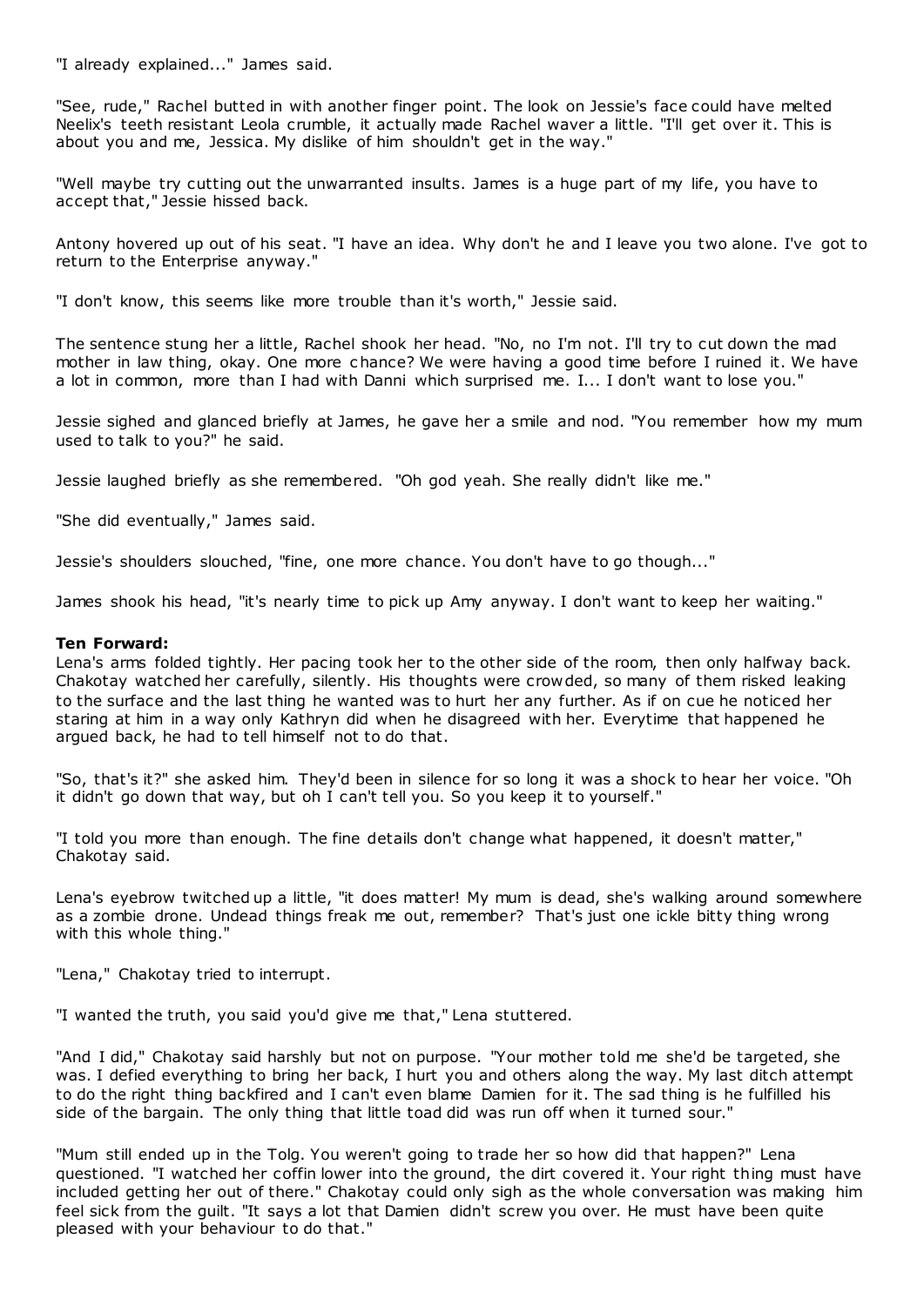"I already explained..." James said.

"See, rude," Rachel butted in with another finger point. The look on Jessie's face could have melted Neelix's teeth resistant Leola crumble, it actually made Rachel waver a little. "I'll get over it. This is about you and me, Jessica. My dislike of him shouldn't get in the way."

"Well maybe try cutting out the unwarranted insults. James is a huge part of my life, you have to accept that," Jessie hissed back.

Antony hovered up out of his seat. "I have an idea. Why don't he and I leave you two alone. I've got to return to the Enterprise anyway."

"I don't know, this seems like more trouble than it's worth," Jessie said.

The sentence stung her a little, Rachel shook her head. "No, no I'm not. I'll try to cut down the mad mother in law thing, okay. One more chance? We were having a good time before I ruined it. We have a lot in common, more than I had with Danni which surprised me. I... I don't want to lose you."

Jessie sighed and glanced briefly at James, he gave her a smile and nod. "You remember how my mum used to talk to you?" he said.

Jessie laughed briefly as she remembered. "Oh god yeah. She really didn't like me."

"She did eventually," James said.

Jessie's shoulders slouched, "fine, one more chance. You don't have to go though..."

James shook his head, "it's nearly time to pick up Amy anyway. I don't want to keep her waiting."

**Ten Forward:**
Lena's arms folded tightly. Her pacing took her to the other side of the room, then only halfway back. Chakotay watched her carefully, silently. His thoughts were crowded, so many of them risked leaking to the surface and the last thing he wanted was to hurt her any further. As if on cue he noticed her staring at him in a way only Kathryn did when he disagreed with her. Everytime that happened he argued back, he had to tell himself not to do that.

"So, that's it?" she asked him. They'd been in silence for so long it was a shock to hear her voice. "Oh it didn't go down that way, but oh I can't tell you. So you keep it to yourself."

"I told you more than enough. The fine details don't change what happened, it doesn't matter," Chakotay said.

Lena's eyebrow twitched up a little, "it does matter! My mum is dead, she's walking around somewhere as a zombie drone. Undead things freak me out, remember? That's just one ickle bitty thing wrong with this whole thing."

"Lena," Chakotay tried to interrupt.

"I wanted the truth, you said you'd give me that," Lena stuttered.

"And I did," Chakotay said harshly but not on purpose. "Your mother told me she'd be targeted, she was. I defied everything to bring her back, I hurt you and others along the way. My last ditch attempt to do the right thing backfired and I can't even blame Damien for it. The sad thing is he fulfilled his side of the bargain. The only thing that little toad did was run off when it turned sour."

"Mum still ended up in the Tolg. You weren't going to trade her so how did that happen?" Lena questioned. "I watched her coffin lower into the ground, the dirt covered it. Your right thing must have included getting her out of there." Chakotay could only sigh as the whole conversation was making him feel sick from the guilt. "It says a lot that Damien didn't screw you over. He must have been quite pleased with your behaviour to do that."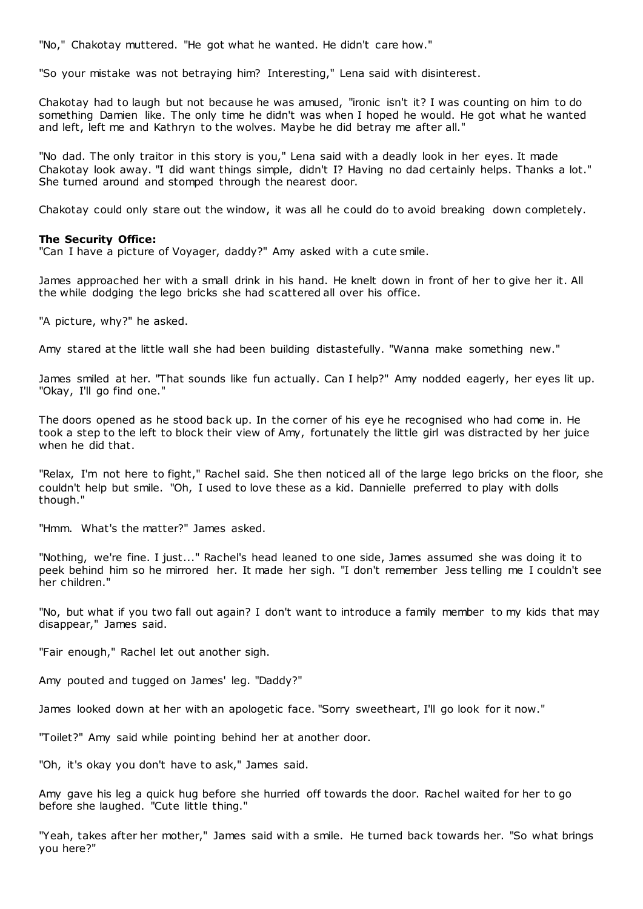"No," Chakotay muttered. "He got what he wanted. He didn't care how."

"So your mistake was not betraying him? Interesting," Lena said with disinterest.

Chakotay had to laugh but not because he was amused, "ironic isn't it? I was counting on him to do something Damien like. The only time he didn't was when I hoped he would. He got what he wanted and left, left me and Kathryn to the wolves. Maybe he did betray me after all."

"No dad. The only traitor in this story is you," Lena said with a deadly look in her eyes. It made Chakotay look away. "I did want things simple, didn't I? Having no dad certainly helps. Thanks a lot." She turned around and stomped through the nearest door.

Chakotay could only stare out the window, it was all he could do to avoid breaking down completely.

**The Security Office:**

"Can I have a picture of Voyager, daddy?" Amy asked with a cute smile.

James approached her with a small drink in his hand. He knelt down in front of her to give her it. All the while dodging the lego bricks she had scattered all over his office.

"A picture, why?" he asked.

Amy stared at the little wall she had been building distastefully. "Wanna make something new."

James smiled at her. "That sounds like fun actually. Can I help?" Amy nodded eagerly, her eyes lit up. "Okay, I'll go find one."

The doors opened as he stood back up. In the corner of his eye he recognised who had come in. He took a step to the left to block their view of Amy, fortunately the little girl was distracted by her juice when he did that.

"Relax, I'm not here to fight," Rachel said. She then noticed all of the large lego bricks on the floor, she couldn't help but smile. "Oh, I used to love these as a kid. Dannielle preferred to play with dolls though."

"Hmm. What's the matter?" James asked.

"Nothing, we're fine. I just..." Rachel's head leaned to one side, James assumed she was doing it to peek behind him so he mirrored her. It made her sigh. "I don't remember Jess telling me I couldn't see her children."

"No, but what if you two fall out again? I don't want to introduce a family member to my kids that may disappear," James said.

"Fair enough," Rachel let out another sigh.

Amy pouted and tugged on James' leg. "Daddy?"

James looked down at her with an apologetic face. "Sorry sweetheart, I'll go look for it now."

"Toilet?" Amy said while pointing behind her at another door.

"Oh, it's okay you don't have to ask," James said.

Amy gave his leg a quick hug before she hurried off towards the door. Rachel waited for her to go before she laughed. "Cute little thing."

"Yeah, takes after her mother," James said with a smile. He turned back towards her. "So what brings you here?"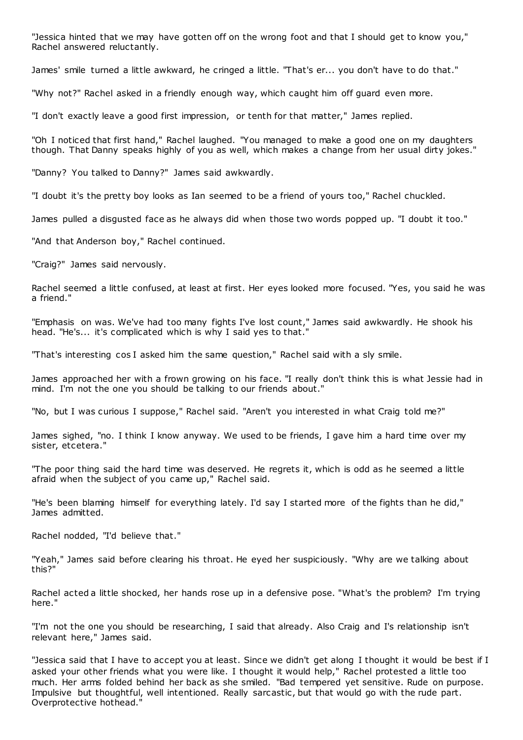"Jessica hinted that we may have gotten off on the wrong foot and that I should get to know you," Rachel answered reluctantly.

James' smile turned a little awkward, he cringed a little. "That's er... you don't have to do that."

"Why not?" Rachel asked in a friendly enough way, which caught him off guard even more.

"I don't exactly leave a good first impression, or tenth for that matter," James replied.

"Oh I noticed that first hand," Rachel laughed. "You managed to make a good one on my daughters though. That Danny speaks highly of you as well, which makes a change from her usual dirty jokes."

"Danny? You talked to Danny?" James said awkwardly.

"I doubt it's the pretty boy looks as Ian seemed to be a friend of yours too," Rachel chuckled.

James pulled a disgusted face as he always did when those two words popped up. "I doubt it too."

"And that Anderson boy," Rachel continued.

"Craig?" James said nervously.

Rachel seemed a little confused, at least at first. Her eyes looked more focused. "Yes, you said he was a friend."

"Emphasis on was. We've had too many fights I've lost count," James said awkwardly. He shook his head. "He's... it's complicated which is why I said yes to that."

"That's interesting cos I asked him the same question," Rachel said with a sly smile.

James approached her with a frown growing on his face. "I really don't think this is what Jessie had in mind. I'm not the one you should be talking to our friends about."

"No, but I was curious I suppose," Rachel said. "Aren't you interested in what Craig told me?"

James sighed, "no. I think I know anyway. We used to be friends, I gave him a hard time over my sister, etcetera."

"The poor thing said the hard time was deserved. He regrets it, which is odd as he seemed a little afraid when the subject of you came up," Rachel said.

"He's been blaming himself for everything lately. I'd say I started more of the fights than he did," James admitted.

Rachel nodded, "I'd believe that."

"Yeah," James said before clearing his throat. He eyed her suspiciously. "Why are we talking about this?"

Rachel acted a little shocked, her hands rose up in a defensive pose. "What's the problem? I'm trying here."

"I'm not the one you should be researching, I said that already. Also Craig and I's relationship isn't relevant here," James said.

"Jessica said that I have to accept you at least. Since we didn't get along I thought it would be best if I asked your other friends what you were like. I thought it would help," Rachel protested a little too much. Her arms folded behind her back as she smiled. "Bad tempered yet sensitive. Rude on purpose. Impulsive but thoughtful, well intentioned. Really sarcastic, but that would go with the rude part. Overprotective hothead."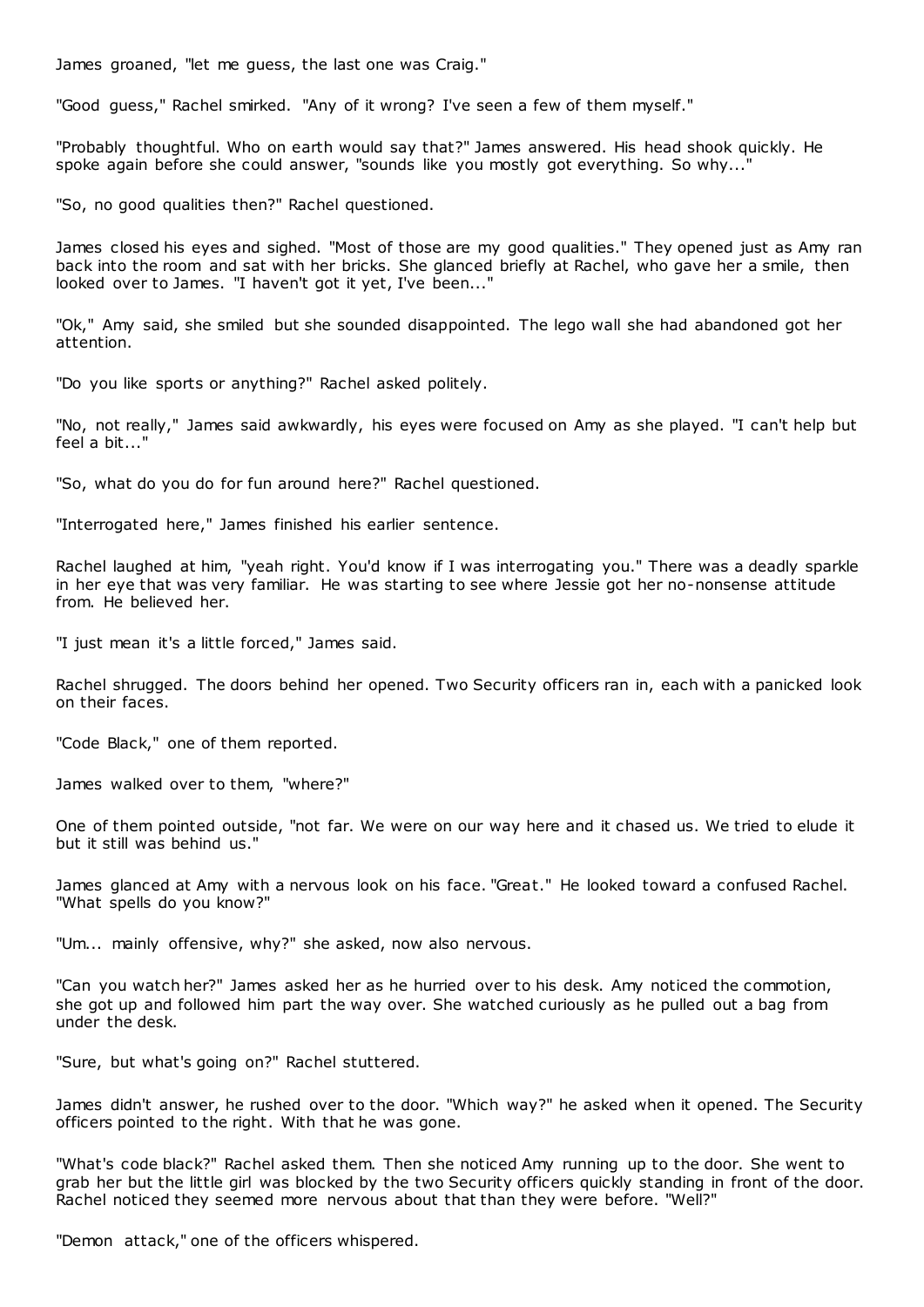James groaned, "let me guess, the last one was Craig."

"Good guess," Rachel smirked. "Any of it wrong? I've seen a few of them myself."

"Probably thoughtful. Who on earth would say that?" James answered. His head shook quickly. He spoke again before she could answer, "sounds like you mostly got everything. So why..."

"So, no good qualities then?" Rachel questioned.

James closed his eyes and sighed. "Most of those are my good qualities." They opened just as Amy ran back into the room and sat with her bricks. She glanced briefly at Rachel, who gave her a smile, then looked over to James. "I haven't got it yet, I've been..."

"Ok," Amy said, she smiled but she sounded disappointed. The lego wall she had abandoned got her attention.

"Do you like sports or anything?" Rachel asked politely.

"No, not really," James said awkwardly, his eyes were focused on Amy as she played. "I can't help but feel a bit..."

"So, what do you do for fun around here?" Rachel questioned.

"Interrogated here," James finished his earlier sentence.

Rachel laughed at him, "yeah right. You'd know if I was interrogating you." There was a deadly sparkle in her eye that was very familiar. He was starting to see where Jessie got her no-nonsense attitude from. He believed her.

"I just mean it's a little forced," James said.

Rachel shrugged. The doors behind her opened. Two Security officers ran in, each with a panicked look on their faces.

"Code Black," one of them reported.

James walked over to them, "where?"

One of them pointed outside, "not far. We were on our way here and it chased us. We tried to elude it but it still was behind us."

James glanced at Amy with a nervous look on his face. "Great." He looked toward a confused Rachel. "What spells do you know?"

"Um... mainly offensive, why?" she asked, now also nervous.

"Can you watch her?" James asked her as he hurried over to his desk. Amy noticed the commotion, she got up and followed him part the way over. She watched curiously as he pulled out a bag from under the desk.

"Sure, but what's going on?" Rachel stuttered.

James didn't answer, he rushed over to the door. "Which way?" he asked when it opened. The Security officers pointed to the right. With that he was gone.

"What's code black?" Rachel asked them. Then she noticed Amy running up to the door. She went to grab her but the little girl was blocked by the two Security officers quickly standing in front of the door. Rachel noticed they seemed more nervous about that than they were before. "Well?"

"Demon attack," one of the officers whispered.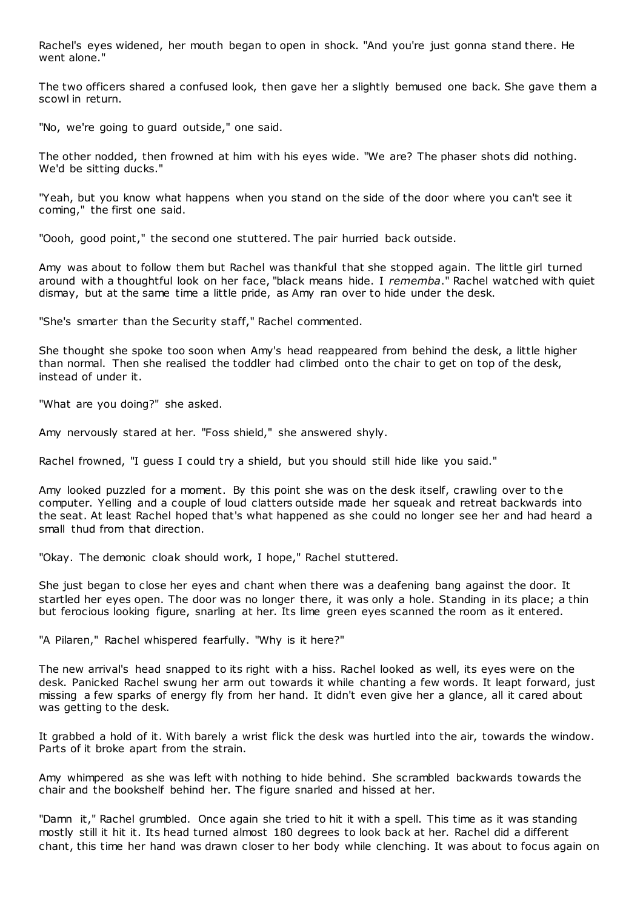Rachel's eyes widened, her mouth began to open in shock. "And you're just gonna stand there. He went alone."

The two officers shared a confused look, then gave her a slightly bemused one back. She gave them a scowl in return.

"No, we're going to guard outside," one said.

The other nodded, then frowned at him with his eyes wide. "We are? The phaser shots did nothing. We'd be sitting ducks."

"Yeah, but you know what happens when you stand on the side of the door where you can't see it coming," the first one said.

"Oooh, good point," the second one stuttered. The pair hurried back outside.

Amy was about to follow them but Rachel was thankful that she stopped again. The little girl turned around with a thoughtful look on her face, "black means hide. I *rememba*." Rachel watched with quiet dismay, but at the same time a little pride, as Amy ran over to hide under the desk.

"She's smarter than the Security staff," Rachel commented.

She thought she spoke too soon when Amy's head reappeared from behind the desk, a little higher than normal. Then she realised the toddler had climbed onto the chair to get on top of the desk, instead of under it.

"What are you doing?" she asked.

Amy nervously stared at her. "Foss shield," she answered shyly.

Rachel frowned, "I guess I could try a shield, but you should still hide like you said."

Amy looked puzzled for a moment. By this point she was on the desk itself, crawling over to the computer. Yelling and a couple of loud clatters outside made her squeak and retreat backwards into the seat. At least Rachel hoped that's what happened as she could no longer see her and had heard a small thud from that direction.

"Okay. The demonic cloak should work, I hope," Rachel stuttered.

She just began to close her eyes and chant when there was a deafening bang against the door. It startled her eyes open. The door was no longer there, it was only a hole. Standing in its place; a thin but ferocious looking figure, snarling at her. Its lime green eyes scanned the room as it entered.

"A Pilaren," Rachel whispered fearfully. "Why is it here?"

The new arrival's head snapped to its right with a hiss. Rachel looked as well, its eyes were on the desk. Panicked Rachel swung her arm out towards it while chanting a few words. It leapt forward, just missing a few sparks of energy fly from her hand. It didn't even give her a glance, all it cared about was getting to the desk.

It grabbed a hold of it. With barely a wrist flick the desk was hurtled into the air, towards the window. Parts of it broke apart from the strain.

Amy whimpered as she was left with nothing to hide behind. She scrambled backwards towards the chair and the bookshelf behind her. The figure snarled and hissed at her.

"Damn it," Rachel grumbled. Once again she tried to hit it with a spell. This time as it was standing mostly still it hit it. Its head turned almost 180 degrees to look back at her. Rachel did a different chant, this time her hand was drawn closer to her body while clenching. It was about to focus again on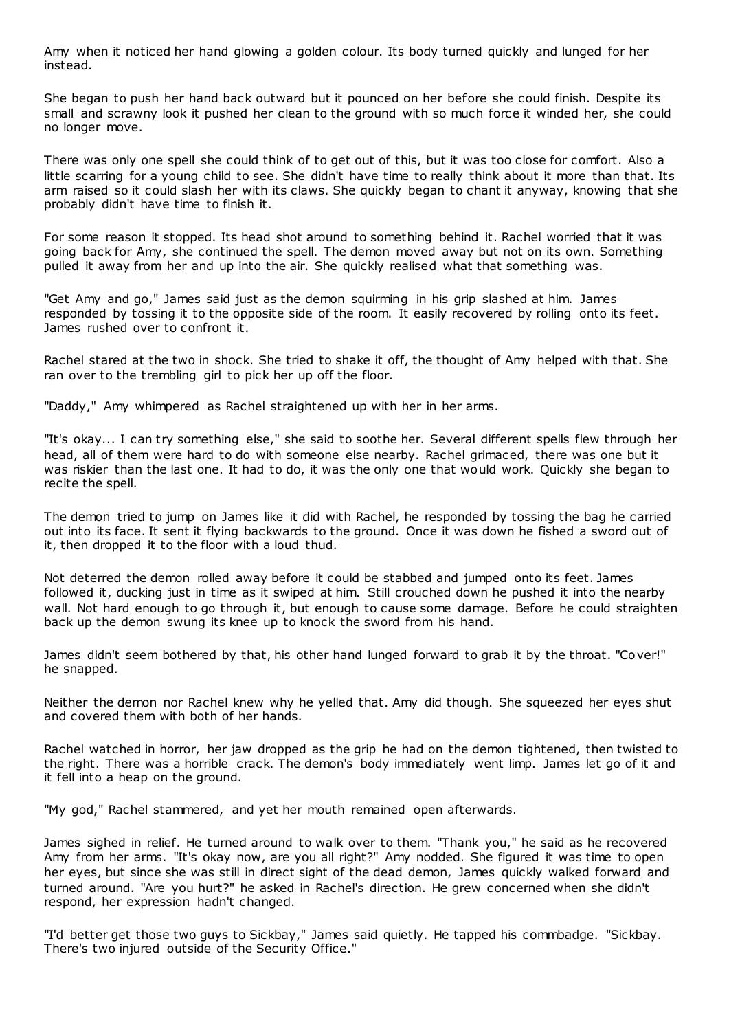Amy when it noticed her hand glowing a golden colour. Its body turned quickly and lunged for her instead.

She began to push her hand back outward but it pounced on her before she could finish. Despite its small and scrawny look it pushed her clean to the ground with so much force it winded her, she could no longer move.

There was only one spell she could think of to get out of this, but it was too close for comfort. Also a little scarring for a young child to see. She didn't have time to really think about it more than that. Its arm raised so it could slash her with its claws. She quickly began to chant it anyway, knowing that she probably didn't have time to finish it.

For some reason it stopped. Its head shot around to something behind it. Rachel worried that it was going back for Amy, she continued the spell. The demon moved away but not on its own. Something pulled it away from her and up into the air. She quickly realised what that something was.

"Get Amy and go," James said just as the demon squirming in his grip slashed at him. James responded by tossing it to the opposite side of the room. It easily recovered by rolling onto its feet. James rushed over to confront it.

Rachel stared at the two in shock. She tried to shake it off, the thought of Amy helped with that. She ran over to the trembling girl to pick her up off the floor.

"Daddy," Amy whimpered as Rachel straightened up with her in her arms.

"It's okay... I can try something else," she said to soothe her. Several different spells flew through her head, all of them were hard to do with someone else nearby. Rachel grimaced, there was one but it was riskier than the last one. It had to do, it was the only one that would work. Quickly she began to recite the spell.

The demon tried to jump on James like it did with Rachel, he responded by tossing the bag he carried out into its face. It sent it flying backwards to the ground. Once it was down he fished a sword out of it, then dropped it to the floor with a loud thud.

Not deterred the demon rolled away before it could be stabbed and jumped onto its feet. James followed it, ducking just in time as it swiped at him. Still crouched down he pushed it into the nearby wall. Not hard enough to go through it, but enough to cause some damage. Before he could straighten back up the demon swung its knee up to knock the sword from his hand.

James didn't seem bothered by that, his other hand lunged forward to grab it by the throat. "Cover!" he snapped.

Neither the demon nor Rachel knew why he yelled that. Amy did though. She squeezed her eyes shut and covered them with both of her hands.

Rachel watched in horror, her jaw dropped as the grip he had on the demon tightened, then twisted to the right. There was a horrible crack. The demon's body immediately went limp. James let go of it and it fell into a heap on the ground.

"My god," Rachel stammered, and yet her mouth remained open afterwards.

James sighed in relief. He turned around to walk over to them. "Thank you," he said as he recovered Amy from her arms. "It's okay now, are you all right?" Amy nodded. She figured it was time to open her eyes, but since she was still in direct sight of the dead demon, James quickly walked forward and turned around. "Are you hurt?" he asked in Rachel's direction. He grew concerned when she didn't respond, her expression hadn't changed.

"I'd better get those two guys to Sickbay," James said quietly. He tapped his commbadge. "Sickbay. There's two injured outside of the Security Office."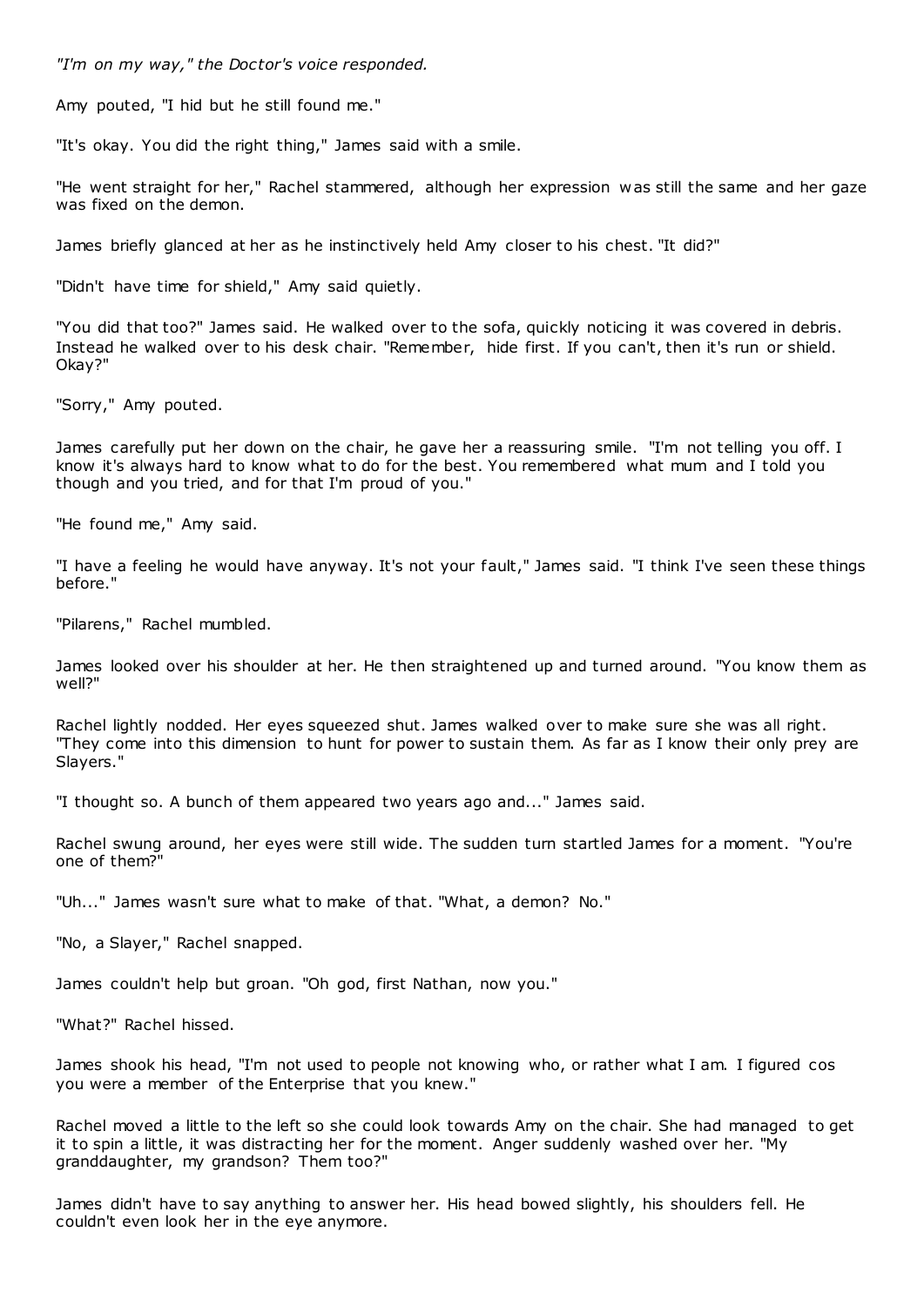*"I'm on my way," the Doctor's voice responded.*

Amy pouted, "I hid but he still found me."

"It's okay. You did the right thing," James said with a smile.

"He went straight for her," Rachel stammered, although her expression was still the same and her gaze was fixed on the demon.

James briefly glanced at her as he instinctively held Amy closer to his chest. "It did?"

"Didn't have time for shield," Amy said quietly.

"You did that too?" James said. He walked over to the sofa, quickly noticing it was covered in debris. Instead he walked over to his desk chair. "Remember, hide first. If you can't, then it's run or shield. Okay?"

"Sorry," Amy pouted.

James carefully put her down on the chair, he gave her a reassuring smile. "I'm not telling you off. I know it's always hard to know what to do for the best. You remembered what mum and I told you though and you tried, and for that I'm proud of you."

"He found me," Amy said.

"I have a feeling he would have anyway. It's not your fault," James said. "I think I've seen these things before."

"Pilarens," Rachel mumbled.

James looked over his shoulder at her. He then straightened up and turned around. "You know them as well?"

Rachel lightly nodded. Her eyes squeezed shut. James walked over to make sure she was all right. "They come into this dimension to hunt for power to sustain them. As far as I know their only prey are Slayers."

"I thought so. A bunch of them appeared two years ago and..." James said.

Rachel swung around, her eyes were still wide. The sudden turn startled James for a moment. "You're one of them?"

"Uh..." James wasn't sure what to make of that. "What, a demon? No."

"No, a Slayer," Rachel snapped.

James couldn't help but groan. "Oh god, first Nathan, now you."

"What?" Rachel hissed.

James shook his head, "I'm not used to people not knowing who, or rather what I am. I figured cos you were a member of the Enterprise that you knew."

Rachel moved a little to the left so she could look towards Amy on the chair. She had managed to get it to spin a little, it was distracting her for the moment. Anger suddenly washed over her. "My granddaughter, my grandson? Them too?"

James didn't have to say anything to answer her. His head bowed slightly, his shoulders fell. He couldn't even look her in the eye anymore.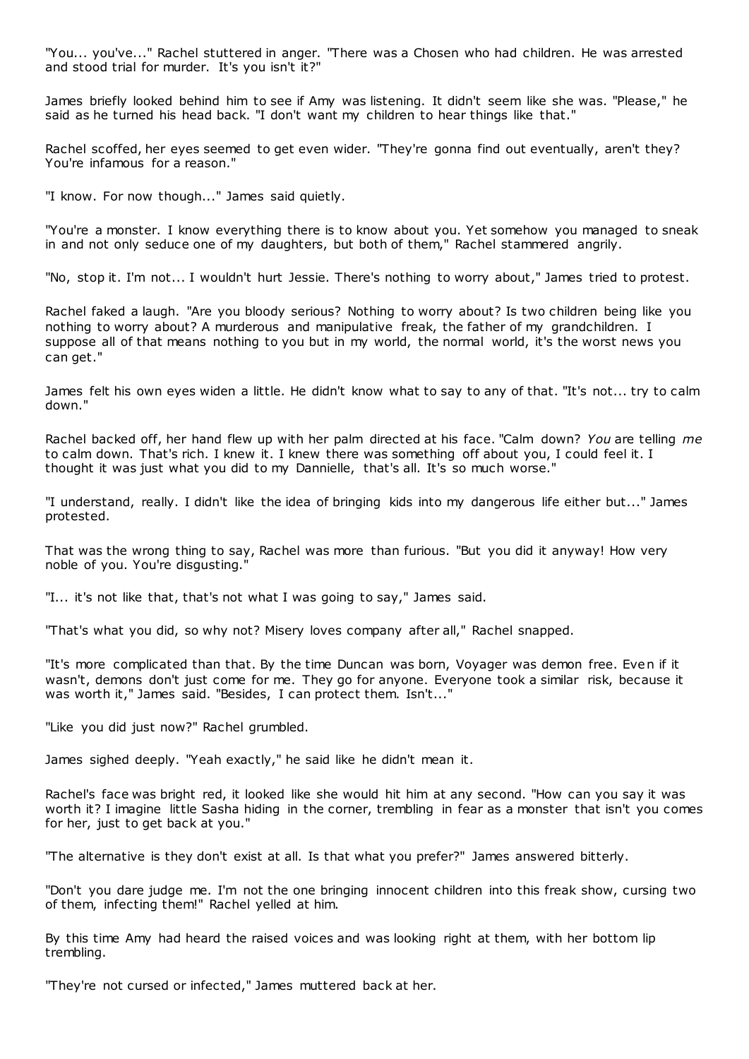"You... you've..." Rachel stuttered in anger. "There was a Chosen who had children. He was arrested and stood trial for murder. It's you isn't it?"

James briefly looked behind him to see if Amy was listening. It didn't seem like she was. "Please," he said as he turned his head back. "I don't want my children to hear things like that."

Rachel scoffed, her eyes seemed to get even wider. "They're gonna find out eventually, aren't they? You're infamous for a reason."

"I know. For now though..." James said quietly.

"You're a monster. I know everything there is to know about you. Yet somehow you managed to sneak in and not only seduce one of my daughters, but both of them," Rachel stammered angrily.

"No, stop it. I'm not... I wouldn't hurt Jessie. There's nothing to worry about," James tried to protest.

Rachel faked a laugh. "Are you bloody serious? Nothing to worry about? Is two children being like you nothing to worry about? A murderous and manipulative freak, the father of my grandchildren. I suppose all of that means nothing to you but in my world, the normal world, it's the worst news you can get."

James felt his own eyes widen a little. He didn't know what to say to any of that. "It's not... try to calm down."

Rachel backed off, her hand flew up with her palm directed at his face. "Calm down? *You* are telling *me* to calm down. That's rich. I knew it. I knew there was something off about you, I could feel it. I thought it was just what you did to my Dannielle, that's all. It's so much worse."

"I understand, really. I didn't like the idea of bringing kids into my dangerous life either but..." James protested.

That was the wrong thing to say, Rachel was more than furious. "But you did it anyway! How very noble of you. You're disgusting."

"I... it's not like that, that's not what I was going to say," James said.

"That's what you did, so why not? Misery loves company after all," Rachel snapped.

"It's more complicated than that. By the time Duncan was born, Voyager was demon free. Even if it wasn't, demons don't just come for me. They go for anyone. Everyone took a similar risk, because it was worth it," James said. "Besides, I can protect them. Isn't..."

"Like you did just now?" Rachel grumbled.

James sighed deeply. "Yeah exactly," he said like he didn't mean it.

Rachel's face was bright red, it looked like she would hit him at any second. "How can you say it was worth it? I imagine little Sasha hiding in the corner, trembling in fear as a monster that isn't you comes for her, just to get back at you."

"The alternative is they don't exist at all. Is that what you prefer?" James answered bitterly.

"Don't you dare judge me. I'm not the one bringing innocent children into this freak show, cursing two of them, infecting them!" Rachel yelled at him.

By this time Amy had heard the raised voices and was looking right at them, with her bottom lip trembling.

"They're not cursed or infected," James muttered back at her.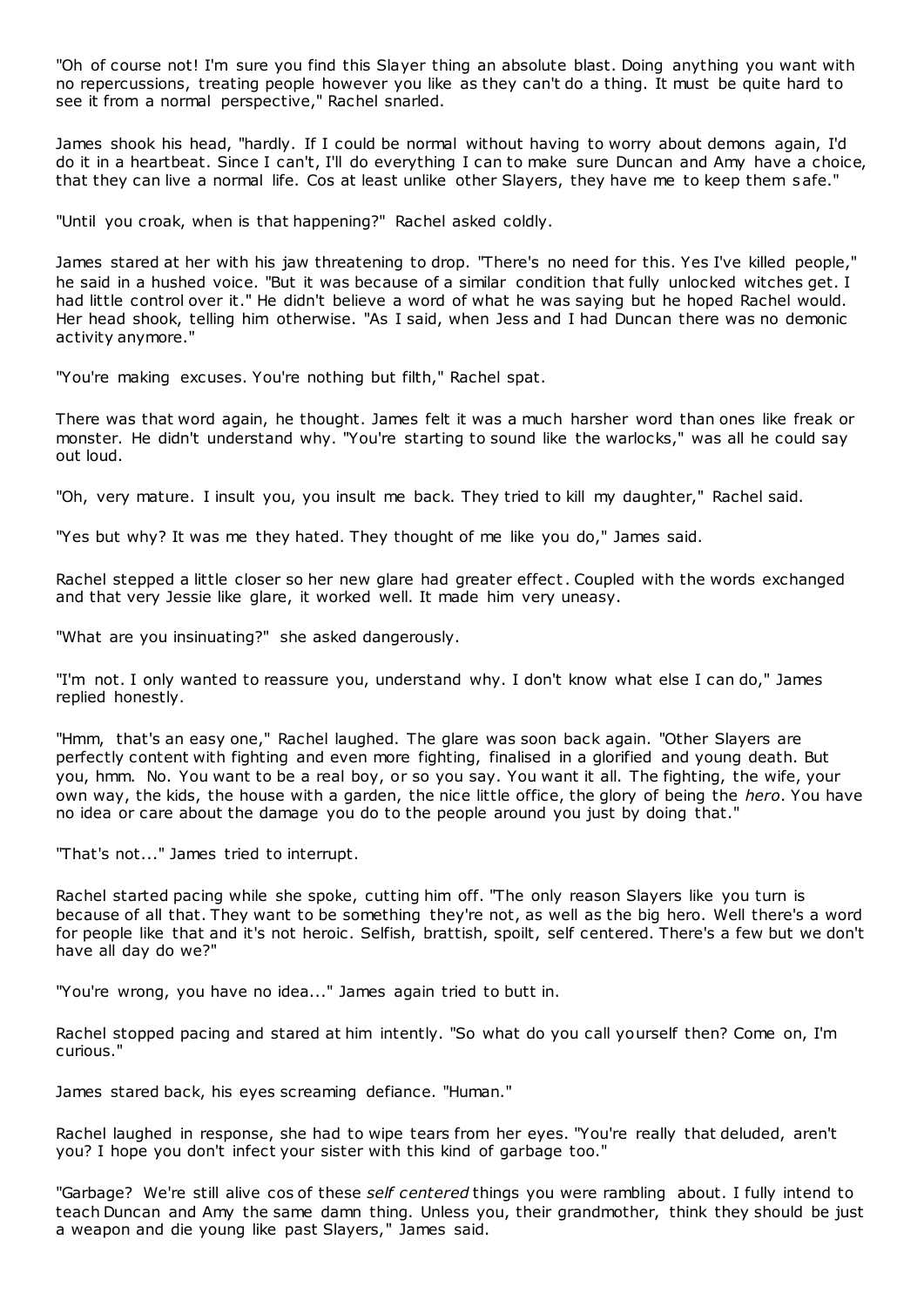"Oh of course not! I'm sure you find this Slayer thing an absolute blast. Doing anything you want with no repercussions, treating people however you like as they can't do a thing. It must be quite hard to see it from a normal perspective," Rachel snarled.

James shook his head, "hardly. If I could be normal without having to worry about demons again, I'd do it in a heartbeat. Since I can't, I'll do everything I can to make sure Duncan and Amy have a choice, that they can live a normal life. Cos at least unlike other Slayers, they have me to keep them safe."

"Until you croak, when is that happening?" Rachel asked coldly.

James stared at her with his jaw threatening to drop. "There's no need for this. Yes I've killed people," he said in a hushed voice. "But it was because of a similar condition that fully unlocked witches get. I had little control over it." He didn't believe a word of what he was saying but he hoped Rachel would. Her head shook, telling him otherwise. "As I said, when Jess and I had Duncan there was no demonic activity anymore."

"You're making excuses. You're nothing but filth," Rachel spat.

There was that word again, he thought. James felt it was a much harsher word than ones like freak or monster. He didn't understand why. "You're starting to sound like the warlocks," was all he could say out loud.

"Oh, very mature. I insult you, you insult me back. They tried to kill my daughter," Rachel said.

"Yes but why? It was me they hated. They thought of me like you do," James said.

Rachel stepped a little closer so her new glare had greater effect. Coupled with the words exchanged and that very Jessie like glare, it worked well. It made him very uneasy.

"What are you insinuating?" she asked dangerously.

"I'm not. I only wanted to reassure you, understand why. I don't know what else I can do," James replied honestly.

"Hmm, that's an easy one," Rachel laughed. The glare was soon back again. "Other Slayers are perfectly content with fighting and even more fighting, finalised in a glorified and young death. But you, hmm. No. You want to be a real boy, or so you say. You want it all. The fighting, the wife, your own way, the kids, the house with a garden, the nice little office, the glory of being the *hero*. You have no idea or care about the damage you do to the people around you just by doing that."

"That's not..." James tried to interrupt.

Rachel started pacing while she spoke, cutting him off. "The only reason Slayers like you turn is because of all that. They want to be something they're not, as well as the big hero. Well there's a word for people like that and it's not heroic. Selfish, brattish, spoilt, self centered. There's a few but we don't have all day do we?"

"You're wrong, you have no idea..." James again tried to butt in.

Rachel stopped pacing and stared at him intently. "So what do you call yourself then? Come on, I'm curious."

James stared back, his eyes screaming defiance. "Human."

Rachel laughed in response, she had to wipe tears from her eyes. "You're really that deluded, aren't you? I hope you don't infect your sister with this kind of garbage too."

"Garbage? We're still alive cos of these *self centered* things you were rambling about. I fully intend to teach Duncan and Amy the same damn thing. Unless you, their grandmother, think they should be just a weapon and die young like past Slayers," James said.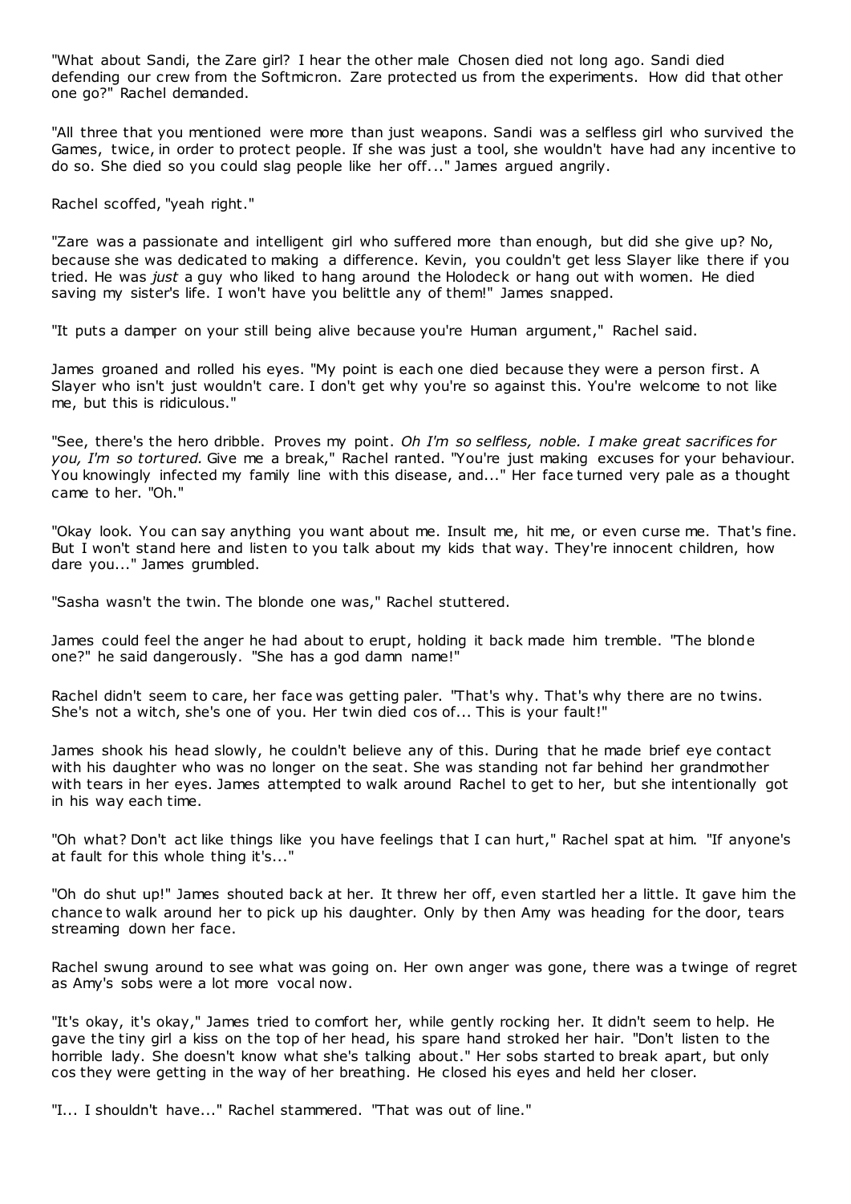"What about Sandi, the Zare girl? I hear the other male Chosen died not long ago. Sandi died defending our crew from the Softmicron. Zare protected us from the experiments. How did that other one go?" Rachel demanded.

"All three that you mentioned were more than just weapons. Sandi was a selfless girl who survived the Games, twice, in order to protect people. If she was just a tool, she wouldn't have had any incentive to do so. She died so you could slag people like her off..." James argued angrily.

Rachel scoffed, "yeah right."

"Zare was a passionate and intelligent girl who suffered more than enough, but did she give up? No, because she was dedicated to making a difference. Kevin, you couldn't get less Slayer like there if you tried. He was *just* a guy who liked to hang around the Holodeck or hang out with women. He died saving my sister's life. I won't have you belittle any of them!" James snapped.

"It puts a damper on your still being alive because you're Human argument," Rachel said.

James groaned and rolled his eyes. "My point is each one died because they were a person first. A Slayer who isn't just wouldn't care. I don't get why you're so against this. You're welcome to not like me, but this is ridiculous."

"See, there's the hero dribble. Proves my point. *Oh I'm so selfless, noble. I make great sacrifices for you, I'm so tortured.* Give me a break," Rachel ranted. "You're just making excuses for your behaviour. You knowingly infected my family line with this disease, and..." Her face turned very pale as a thought came to her. "Oh."

"Okay look. You can say anything you want about me. Insult me, hit me, or even curse me. That's fine. But I won't stand here and listen to you talk about my kids that way. They're innocent children, how dare you..." James grumbled.

"Sasha wasn't the twin. The blonde one was," Rachel stuttered.

James could feel the anger he had about to erupt, holding it back made him tremble. "The blonde one?" he said dangerously. "She has a god damn name!"

Rachel didn't seem to care, her face was getting paler. "That's why. That's why there are no twins. She's not a witch, she's one of you. Her twin died cos of... This is your fault!"

James shook his head slowly, he couldn't believe any of this. During that he made brief eye contact with his daughter who was no longer on the seat. She was standing not far behind her grandmother with tears in her eyes. James attempted to walk around Rachel to get to her, but she intentionally got in his way each time.

"Oh what? Don't act like things like you have feelings that I can hurt," Rachel spat at him. "If anyone's at fault for this whole thing it's..."

"Oh do shut up!" James shouted back at her. It threw her off, even startled her a little. It gave him the chance to walk around her to pick up his daughter. Only by then Amy was heading for the door, tears streaming down her face.

Rachel swung around to see what was going on. Her own anger was gone, there was a twinge of regret as Amy's sobs were a lot more vocal now.

"It's okay, it's okay," James tried to comfort her, while gently rocking her. It didn't seem to help. He gave the tiny girl a kiss on the top of her head, his spare hand stroked her hair. "Don't listen to the horrible lady. She doesn't know what she's talking about." Her sobs started to break apart, but only cos they were getting in the way of her breathing. He closed his eyes and held her closer.

"I... I shouldn't have..." Rachel stammered. "That was out of line."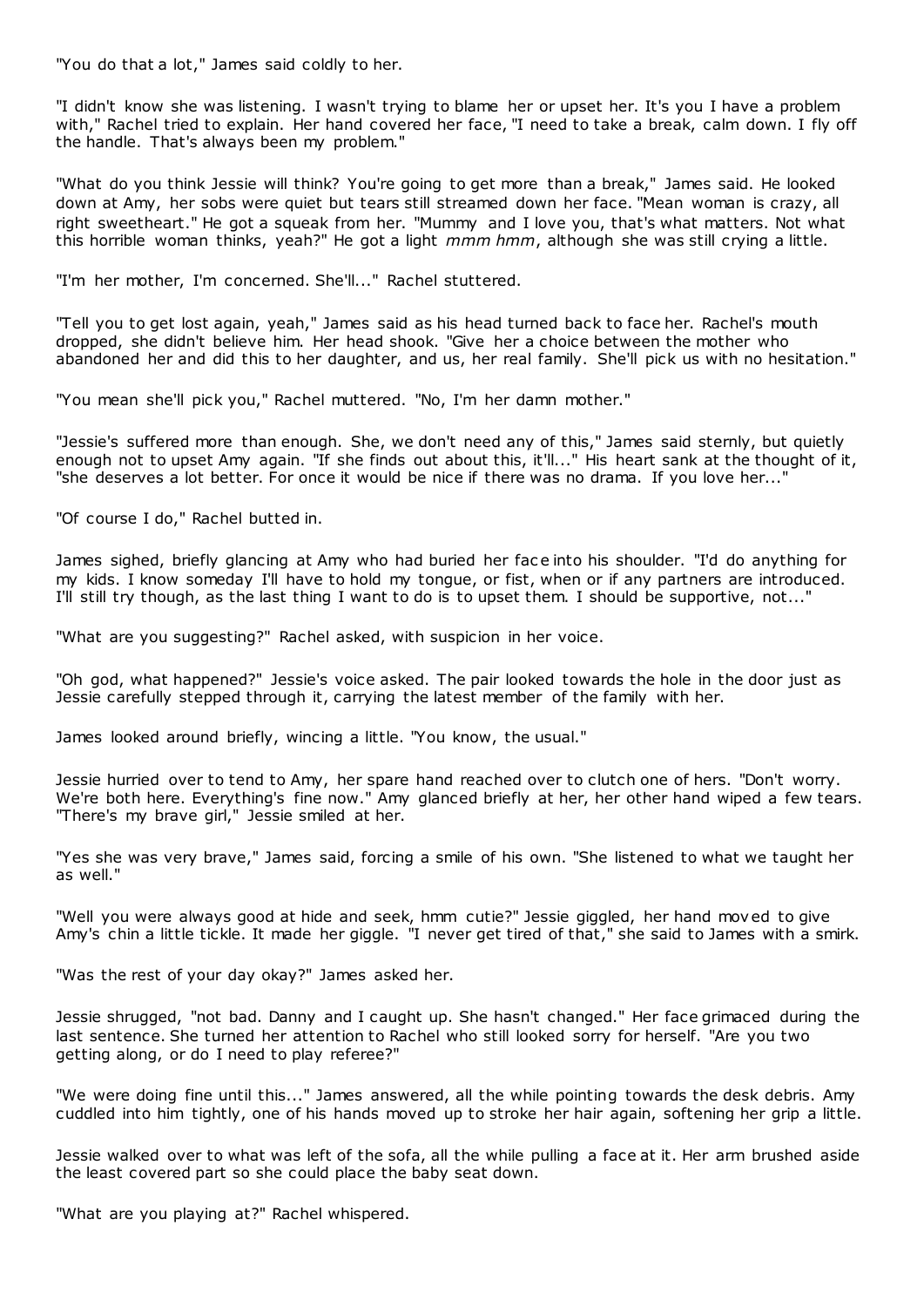"You do that a lot," James said coldly to her.

"I didn't know she was listening. I wasn't trying to blame her or upset her. It's you I have a problem with," Rachel tried to explain. Her hand covered her face, "I need to take a break, calm down. I fly off the handle. That's always been my problem."

"What do you think Jessie will think? You're going to get more than a break," James said. He looked down at Amy, her sobs were quiet but tears still streamed down her face. "Mean woman is crazy, all right sweetheart." He got a squeak from her. "Mummy and I love you, that's what matters. Not what this horrible woman thinks, yeah?" He got a light *mmm hmm*, although she was still crying a little.

"I'm her mother, I'm concerned. She'll..." Rachel stuttered.

"Tell you to get lost again, yeah," James said as his head turned back to face her. Rachel's mouth dropped, she didn't believe him. Her head shook. "Give her a choice between the mother who abandoned her and did this to her daughter, and us, her real family. She'll pick us with no hesitation."

"You mean she'll pick you," Rachel muttered. "No, I'm her damn mother."

"Jessie's suffered more than enough. She, we don't need any of this," James said sternly, but quietly enough not to upset Amy again. "If she finds out about this, it'll..." His heart sank at the thought of it, "she deserves a lot better. For once it would be nice if there was no drama. If you love her..."

"Of course I do," Rachel butted in.

James sighed, briefly glancing at Amy who had buried her face into his shoulder. "I'd do anything for my kids. I know someday I'll have to hold my tongue, or fist, when or if any partners are introduced. I'll still try though, as the last thing I want to do is to upset them. I should be supportive, not..."

"What are you suggesting?" Rachel asked, with suspicion in her voice.

"Oh god, what happened?" Jessie's voice asked. The pair looked towards the hole in the door just as Jessie carefully stepped through it, carrying the latest member of the family with her.

James looked around briefly, wincing a little. "You know, the usual."

Jessie hurried over to tend to Amy, her spare hand reached over to clutch one of hers. "Don't worry. We're both here. Everything's fine now." Amy glanced briefly at her, her other hand wiped a few tears. "There's my brave girl," Jessie smiled at her.

"Yes she was very brave," James said, forcing a smile of his own. "She listened to what we taught her as well."

"Well you were always good at hide and seek, hmm cutie?" Jessie giggled, her hand moved to give Amy's chin a little tickle. It made her giggle. "I never get tired of that," she said to James with a smirk.

"Was the rest of your day okay?" James asked her.

Jessie shrugged, "not bad. Danny and I caught up. She hasn't changed." Her face grimaced during the last sentence. She turned her attention to Rachel who still looked sorry for herself. "Are you two getting along, or do I need to play referee?"

"We were doing fine until this..." James answered, all the while pointing towards the desk debris. Amy cuddled into him tightly, one of his hands moved up to stroke her hair again, softening her grip a little.

Jessie walked over to what was left of the sofa, all the while pulling a face at it. Her arm brushed aside the least covered part so she could place the baby seat down.

"What are you playing at?" Rachel whispered.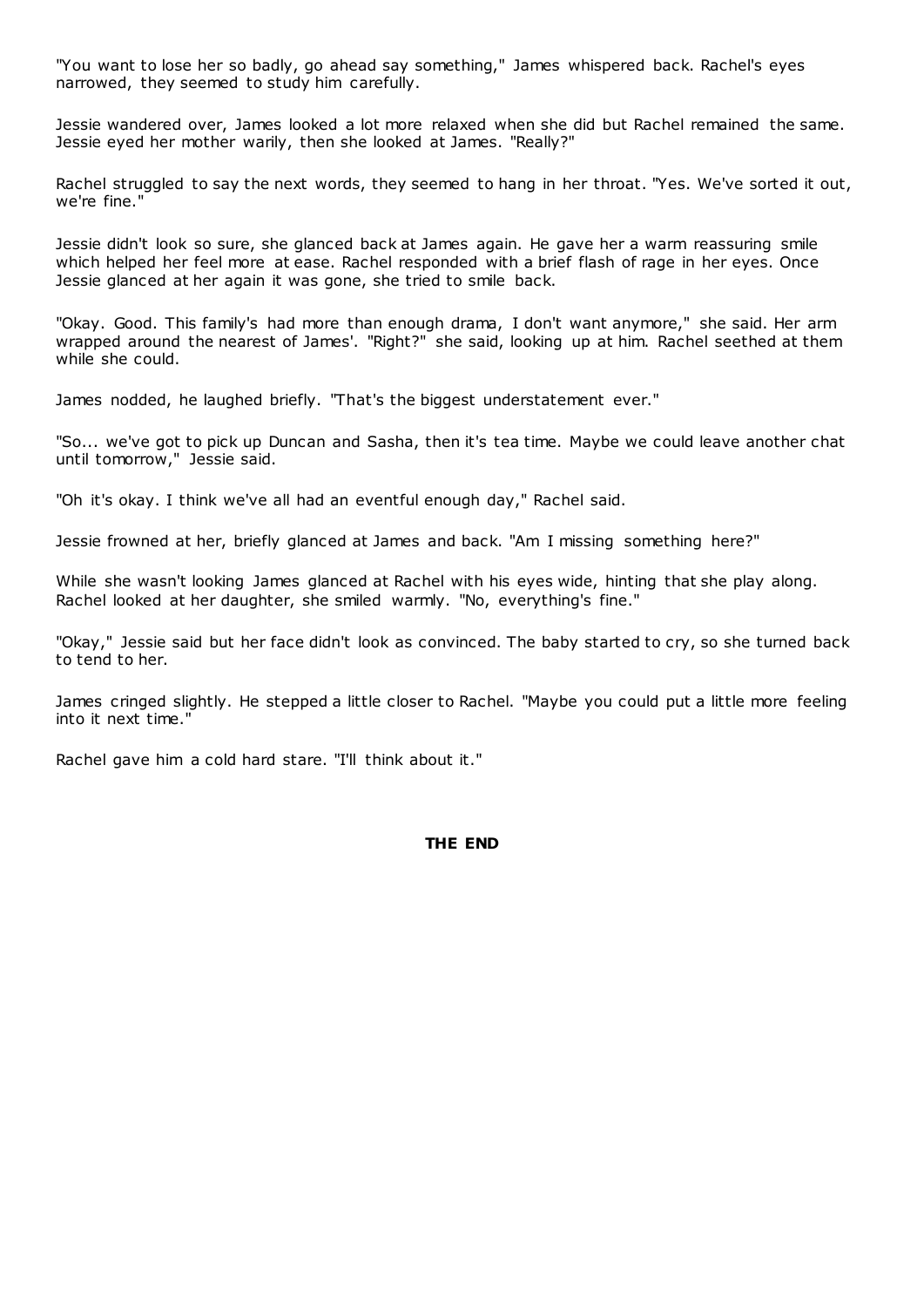"You want to lose her so badly, go ahead say something," James whispered back. Rachel's eyes narrowed, they seemed to study him carefully.

Jessie wandered over, James looked a lot more relaxed when she did but Rachel remained the same. Jessie eyed her mother warily, then she looked at James. "Really?"

Rachel struggled to say the next words, they seemed to hang in her throat. "Yes. We've sorted it out, we're fine."

Jessie didn't look so sure, she glanced back at James again. He gave her a warm reassuring smile which helped her feel more at ease. Rachel responded with a brief flash of rage in her eyes. Once Jessie glanced at her again it was gone, she tried to smile back.

"Okay. Good. This family's had more than enough drama, I don't want anymore," she said. Her arm wrapped around the nearest of James'. "Right?" she said, looking up at him. Rachel seethed at them while she could.

James nodded, he laughed briefly. "That's the biggest understatement ever."

"So... we've got to pick up Duncan and Sasha, then it's tea time. Maybe we could leave another chat until tomorrow," Jessie said.

"Oh it's okay. I think we've all had an eventful enough day," Rachel said.

Jessie frowned at her, briefly glanced at James and back. "Am I missing something here?"

While she wasn't looking James glanced at Rachel with his eyes wide, hinting that she play along. Rachel looked at her daughter, she smiled warmly. "No, everything's fine."

"Okay," Jessie said but her face didn't look as convinced. The baby started to cry, so she turned back to tend to her.

James cringed slightly. He stepped a little closer to Rachel. "Maybe you could put a little more feeling into it next time."

Rachel gave him a cold hard stare. "I'll think about it."

**THE END**